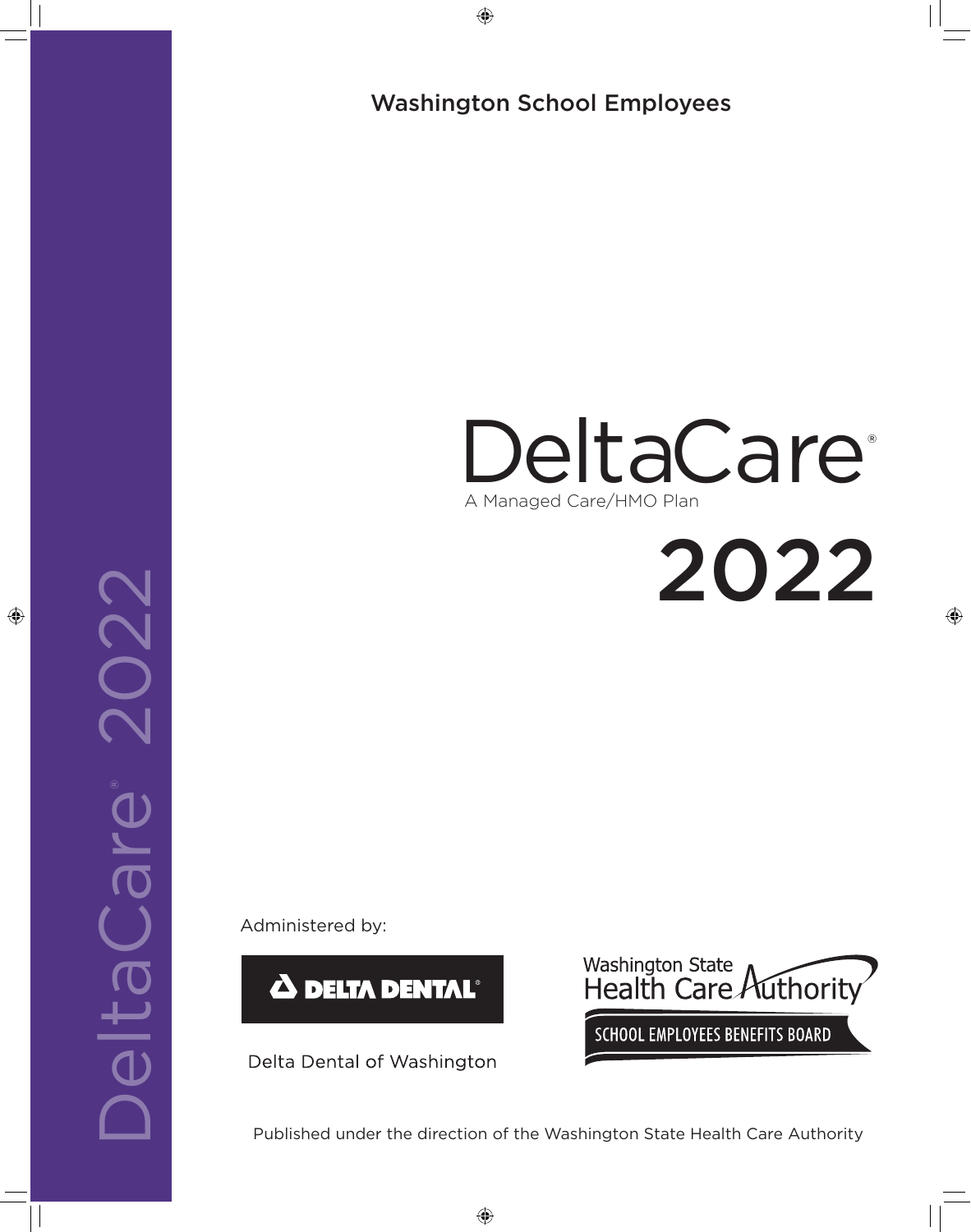Washington School Employees

# DeltaCare®

A Managed Care/HMO Plan

# 2022

DeltaCare® 2022

Administered by:

DELTA DENTAL®

Delta Dental of Washington

Washington State Health Care Authority

SCHOOL EMPLOYEES BENEFITS BOARD

Published under the direction of the Washington State Health Care Authority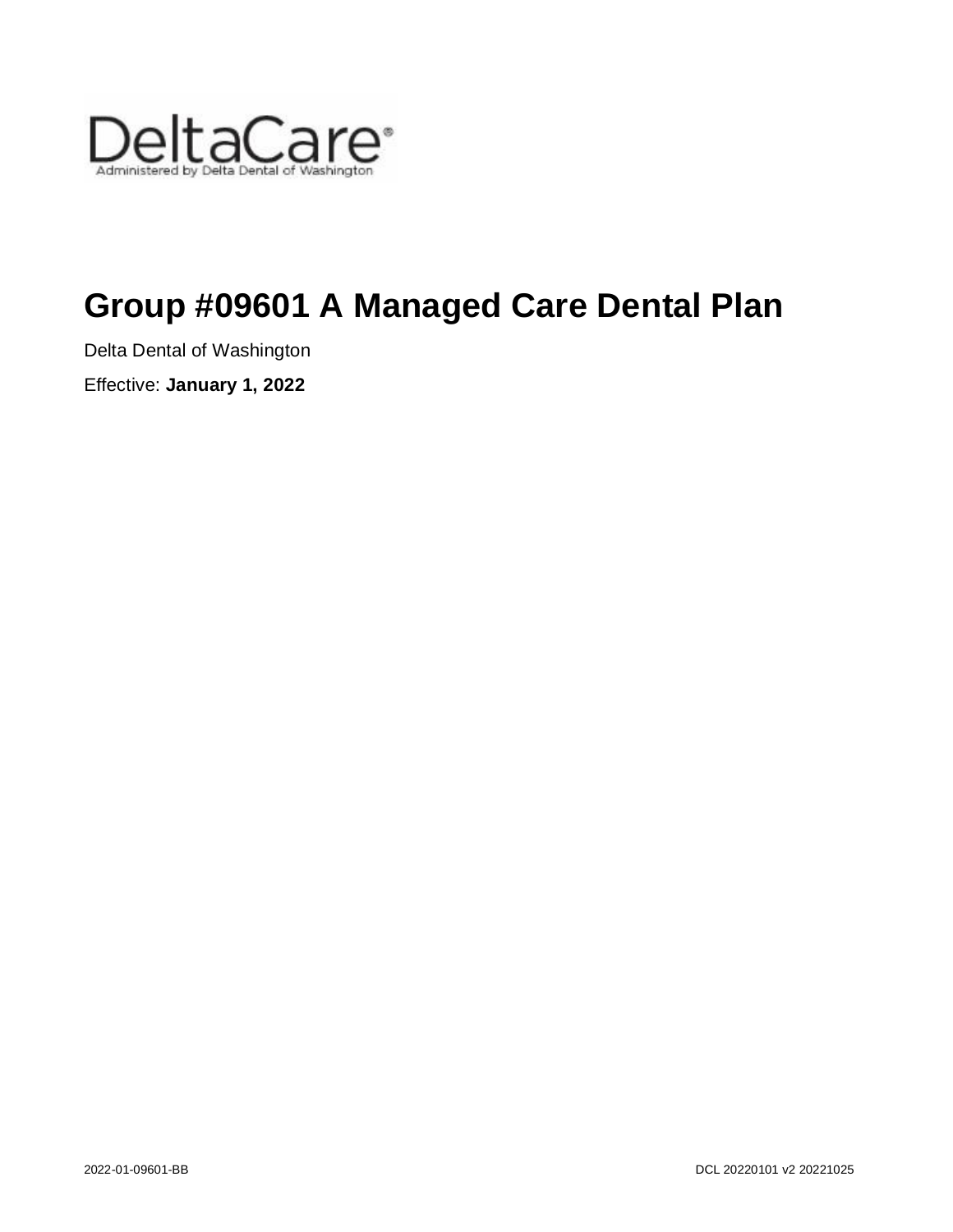DeltaCare

Administered by Delta Dental of Washington

# Group #09601 A Managed Care Dental Plan

Delta Dental of Washington

Effective: **January 1, 2022**

2022-01-09601-BB

DCL 20220101 v2 20221025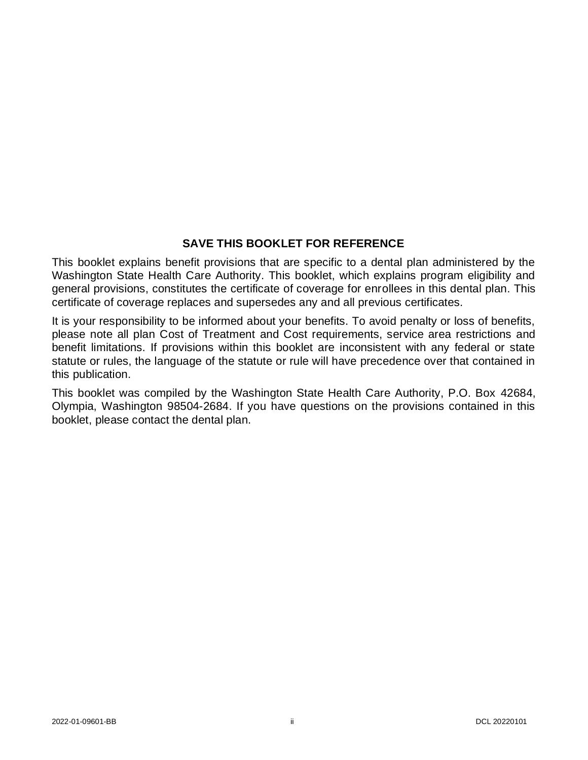## SAVE THIS BOOKLET FOR REFERENCE

This booklet explains benefit provisions that are specific to a dental plan administered by the Washington State Health Care Authority. This booklet, which explains program eligibility and general provisions, constitutes the certificate of coverage for enrollees in this dental plan. This certificate of coverage replaces and supersedes any and all previous certificates.

It is your responsibility to be informed about your benefits. To avoid penalty or loss of benefits, please note all plan Cost of Treatment and Cost requirements, service area restrictions and benefit limitations. If provisions within this booklet are inconsistent with any federal or state statute or rules, the language of the statute or rule will have precedence over that contained in this publication.

This booklet was compiled by the Washington State Health Care Authority, P.O. Box 42684, Olympia, Washington 98504-2684. If you have questions on the provisions contained in this booklet, please contact the dental plan.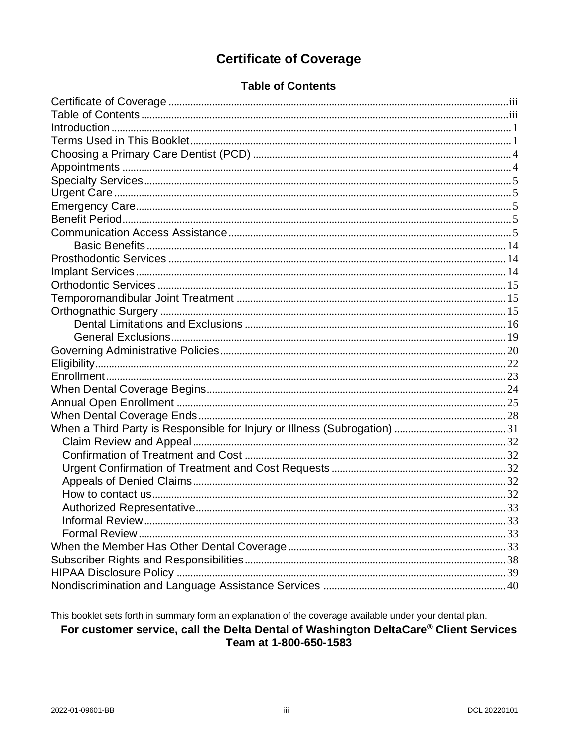# Certificate of Coverage

## Table of Contents

| | |
|---|---|
| Certificate of Coverage | iii |
| Table of Contents | iii |
| Introduction | 1 |
| Terms Used in This Booklet | 1 |
| Choosing a Primary Care Dentist (PCD) | 4 |
| Appointments | 4 |
| Specialty Services | 5 |
| Urgent Care | 5 |
| Emergency Care | 5 |
| Benefit Period | 5 |
| Communication Access Assistance | 5 |
| Basic Benefits | 14 |
| Prosthodontic Services | 14 |
| Implant Services | 14 |
| Orthodontic Services | 15 |
| Temporomandibular Joint Treatment | 15 |
| Orthognathic Surgery | 15 |
| Dental Limitations and Exclusions | 16 |
| General Exclusions | 19 |
| Governing Administrative Policies | 20 |
| Eligibility | 22 |
| Enrollment | 23 |
| When Dental Coverage Begins | 24 |
| Annual Open Enrollment | 25 |
| When Dental Coverage Ends | 28 |
| When a Third Party is Responsible for Injury or Illness (Subrogation) | 31 |
| Claim Review and Appeal | 32 |
| Confirmation of Treatment and Cost | 32 |
| Urgent Confirmation of Treatment and Cost Requests | 32 |
| Appeals of Denied Claims | 32 |
| How to contact us | 32 |
| Authorized Representative | 33 |
| Informal Review | 33 |
| Formal Review | 33 |
| When the Member Has Other Dental Coverage | 33 |
| Subscriber Rights and Responsibilities | 38 |
| HIPAA Disclosure Policy | 39 |
| Nondiscrimination and Language Assistance Services | 40 |

This booklet sets forth in summary form an explanation of the coverage available under your dental plan.

**For customer service, call the Delta Dental of Washington DeltaCare® Client Services Team at 1-800-650-1583**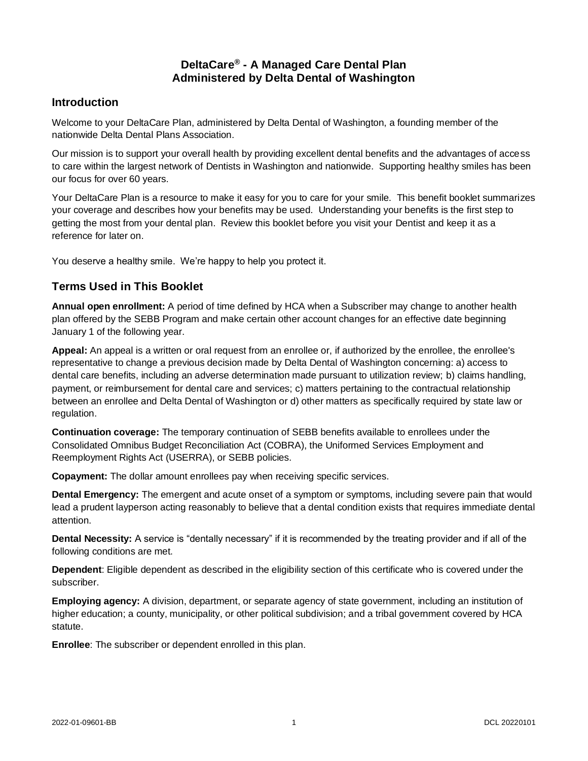# DeltaCare® - A Managed Care Dental Plan
# Administered by Delta Dental of Washington

## Introduction

Welcome to your DeltaCare Plan, administered by Delta Dental of Washington, a founding member of the nationwide Delta Dental Plans Association.

Our mission is to support your overall health by providing excellent dental benefits and the advantages of access to care within the largest network of Dentists in Washington and nationwide. Supporting healthy smiles has been our focus for over 60 years.

Your DeltaCare Plan is a resource to make it easy for you to care for your smile. This benefit booklet summarizes your coverage and describes how your benefits may be used. Understanding your benefits is the first step to getting the most from your dental plan. Review this booklet before you visit your Dentist and keep it as a reference for later on.

You deserve a healthy smile. We're happy to help you protect it.

## Terms Used in This Booklet

**Annual open enrollment:** A period of time defined by HCA when a Subscriber may change to another health plan offered by the SEBB Program and make certain other account changes for an effective date beginning January 1 of the following year.

**Appeal:** An appeal is a written or oral request from an enrollee or, if authorized by the enrollee, the enrollee's representative to change a previous decision made by Delta Dental of Washington concerning: a) access to dental care benefits, including an adverse determination made pursuant to utilization review; b) claims handling, payment, or reimbursement for dental care and services; c) matters pertaining to the contractual relationship between an enrollee and Delta Dental of Washington or d) other matters as specifically required by state law or regulation.

**Continuation coverage:** The temporary continuation of SEBB benefits available to enrollees under the Consolidated Omnibus Budget Reconciliation Act (COBRA), the Uniformed Services Employment and Reemployment Rights Act (USERRA), or SEBB policies.

**Copayment:** The dollar amount enrollees pay when receiving specific services.

**Dental Emergency:** The emergent and acute onset of a symptom or symptoms, including severe pain that would lead a prudent layperson acting reasonably to believe that a dental condition exists that requires immediate dental attention.

**Dental Necessity:** A service is "dentally necessary" if it is recommended by the treating provider and if all of the following conditions are met.

**Dependent**: Eligible dependent as described in the eligibility section of this certificate who is covered under the subscriber.

**Employing agency:** A division, department, or separate agency of state government, including an institution of higher education; a county, municipality, or other political subdivision; and a tribal government covered by HCA statute.

**Enrollee**: The subscriber or dependent enrolled in this plan.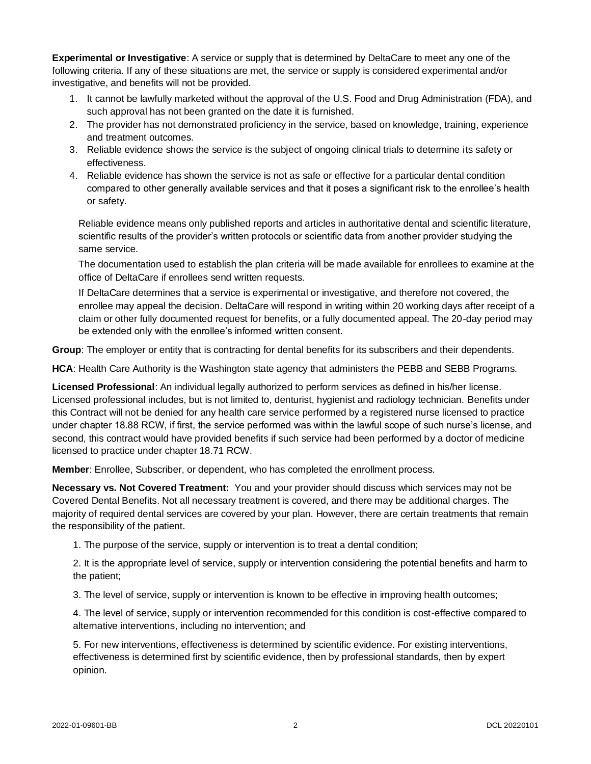**Experimental or Investigative**: A service or supply that is determined by DeltaCare to meet any one of the following criteria. If any of these situations are met, the service or supply is considered experimental and/or investigative, and benefits will not be provided.

1. It cannot be lawfully marketed without the approval of the U.S. Food and Drug Administration (FDA), and such approval has not been granted on the date it is furnished.
2. The provider has not demonstrated proficiency in the service, based on knowledge, training, experience and treatment outcomes.
3. Reliable evidence shows the service is the subject of ongoing clinical trials to determine its safety or effectiveness.
4. Reliable evidence has shown the service is not as safe or effective for a particular dental condition compared to other generally available services and that it poses a significant risk to the enrollee's health or safety.

Reliable evidence means only published reports and articles in authoritative dental and scientific literature, scientific results of the provider's written protocols or scientific data from another provider studying the same service.

The documentation used to establish the plan criteria will be made available for enrollees to examine at the office of DeltaCare if enrollees send written requests.

If DeltaCare determines that a service is experimental or investigative, and therefore not covered, the enrollee may appeal the decision. DeltaCare will respond in writing within 20 working days after receipt of a claim or other fully documented request for benefits, or a fully documented appeal. The 20-day period may be extended only with the enrollee's informed written consent.

**Group**: The employer or entity that is contracting for dental benefits for its subscribers and their dependents.

**HCA**: Health Care Authority is the Washington state agency that administers the PEBB and SEBB Programs.

**Licensed Professional**: An individual legally authorized to perform services as defined in his/her license. Licensed professional includes, but is not limited to, denturist, hygienist and radiology technician. Benefits under this Contract will not be denied for any health care service performed by a registered nurse licensed to practice under chapter 18.88 RCW, if first, the service performed was within the lawful scope of such nurse's license, and second, this contract would have provided benefits if such service had been performed by a doctor of medicine licensed to practice under chapter 18.71 RCW.

**Member**: Enrollee, Subscriber, or dependent, who has completed the enrollment process.

**Necessary vs. Not Covered Treatment:** You and your provider should discuss which services may not be Covered Dental Benefits. Not all necessary treatment is covered, and there may be additional charges. The majority of required dental services are covered by your plan. However, there are certain treatments that remain the responsibility of the patient.

1. The purpose of the service, supply or intervention is to treat a dental condition;

2. It is the appropriate level of service, supply or intervention considering the potential benefits and harm to the patient;

3. The level of service, supply or intervention is known to be effective in improving health outcomes;

4. The level of service, supply or intervention recommended for this condition is cost-effective compared to alternative interventions, including no intervention; and

5. For new interventions, effectiveness is determined by scientific evidence. For existing interventions, effectiveness is determined first by scientific evidence, then by professional standards, then by expert opinion.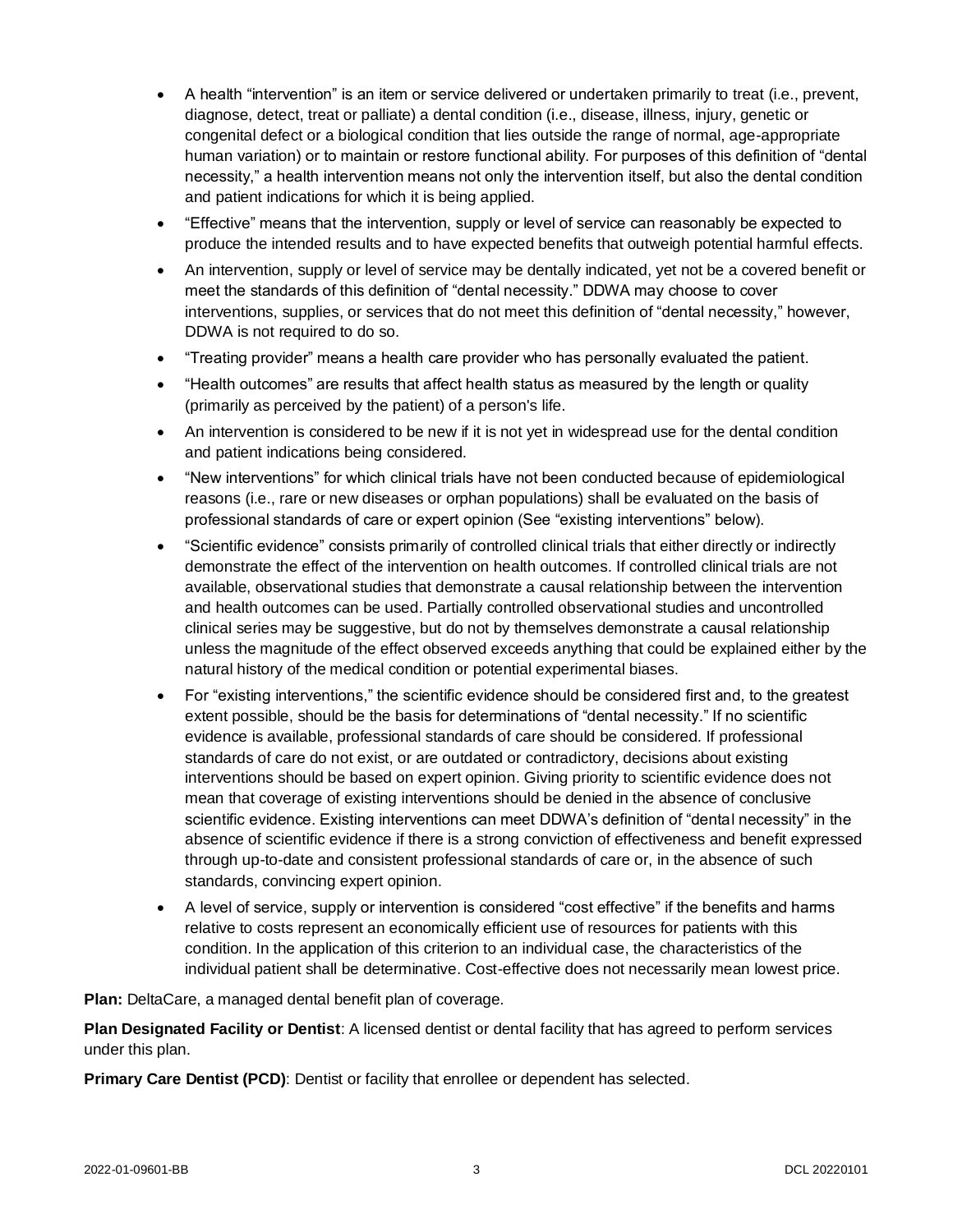- A health "intervention" is an item or service delivered or undertaken primarily to treat (i.e., prevent, diagnose, detect, treat or palliate) a dental condition (i.e., disease, illness, injury, genetic or congenital defect or a biological condition that lies outside the range of normal, age-appropriate human variation) or to maintain or restore functional ability. For purposes of this definition of "dental necessity," a health intervention means not only the intervention itself, but also the dental condition and patient indications for which it is being applied.
- "Effective" means that the intervention, supply or level of service can reasonably be expected to produce the intended results and to have expected benefits that outweigh potential harmful effects.
- An intervention, supply or level of service may be dentally indicated, yet not be a covered benefit or meet the standards of this definition of "dental necessity." DDWA may choose to cover interventions, supplies, or services that do not meet this definition of "dental necessity," however, DDWA is not required to do so.
- "Treating provider" means a health care provider who has personally evaluated the patient.
- "Health outcomes" are results that affect health status as measured by the length or quality (primarily as perceived by the patient) of a person's life.
- An intervention is considered to be new if it is not yet in widespread use for the dental condition and patient indications being considered.
- "New interventions" for which clinical trials have not been conducted because of epidemiological reasons (i.e., rare or new diseases or orphan populations) shall be evaluated on the basis of professional standards of care or expert opinion (See "existing interventions" below).
- "Scientific evidence" consists primarily of controlled clinical trials that either directly or indirectly demonstrate the effect of the intervention on health outcomes. If controlled clinical trials are not available, observational studies that demonstrate a causal relationship between the intervention and health outcomes can be used. Partially controlled observational studies and uncontrolled clinical series may be suggestive, but do not by themselves demonstrate a causal relationship unless the magnitude of the effect observed exceeds anything that could be explained either by the natural history of the medical condition or potential experimental biases.
- For "existing interventions," the scientific evidence should be considered first and, to the greatest extent possible, should be the basis for determinations of "dental necessity." If no scientific evidence is available, professional standards of care should be considered. If professional standards of care do not exist, or are outdated or contradictory, decisions about existing interventions should be based on expert opinion. Giving priority to scientific evidence does not mean that coverage of existing interventions should be denied in the absence of conclusive scientific evidence. Existing interventions can meet DDWA's definition of "dental necessity" in the absence of scientific evidence if there is a strong conviction of effectiveness and benefit expressed through up-to-date and consistent professional standards of care or, in the absence of such standards, convincing expert opinion.
- A level of service, supply or intervention is considered "cost effective" if the benefits and harms relative to costs represent an economically efficient use of resources for patients with this condition. In the application of this criterion to an individual case, the characteristics of the individual patient shall be determinative. Cost-effective does not necessarily mean lowest price.

**Plan:** DeltaCare, a managed dental benefit plan of coverage.

**Plan Designated Facility or Dentist**: A licensed dentist or dental facility that has agreed to perform services under this plan.

**Primary Care Dentist (PCD)**: Dentist or facility that enrollee or dependent has selected.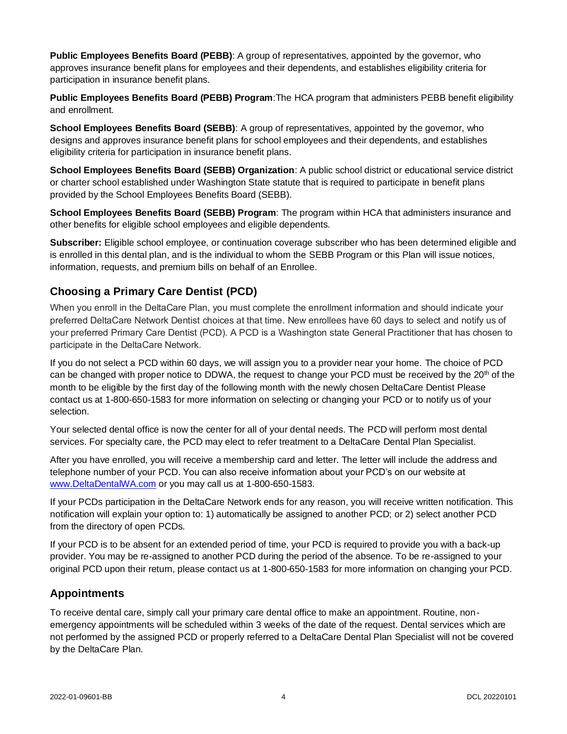**Public Employees Benefits Board (PEBB)**: A group of representatives, appointed by the governor, who approves insurance benefit plans for employees and their dependents, and establishes eligibility criteria for participation in insurance benefit plans.

**Public Employees Benefits Board (PEBB) Program**:The HCA program that administers PEBB benefit eligibility and enrollment.

**School Employees Benefits Board (SEBB)**: A group of representatives, appointed by the governor, who designs and approves insurance benefit plans for school employees and their dependents, and establishes eligibility criteria for participation in insurance benefit plans.

**School Employees Benefits Board (SEBB) Organization**: A public school district or educational service district or charter school established under Washington State statute that is required to participate in benefit plans provided by the School Employees Benefits Board (SEBB).

**School Employees Benefits Board (SEBB) Program**: The program within HCA that administers insurance and other benefits for eligible school employees and eligible dependents.

**Subscriber:** Eligible school employee, or continuation coverage subscriber who has been determined eligible and is enrolled in this dental plan, and is the individual to whom the SEBB Program or this Plan will issue notices, information, requests, and premium bills on behalf of an Enrollee.

## Choosing a Primary Care Dentist (PCD)

When you enroll in the DeltaCare Plan, you must complete the enrollment information and should indicate your preferred DeltaCare Network Dentist choices at that time. New enrollees have 60 days to select and notify us of your preferred Primary Care Dentist (PCD). A PCD is a Washington state General Practitioner that has chosen to participate in the DeltaCare Network.

If you do not select a PCD within 60 days, we will assign you to a provider near your home. The choice of PCD can be changed with proper notice to DDWA, the request to change your PCD must be received by the 20th of the month to be eligible by the first day of the following month with the newly chosen DeltaCare Dentist Please contact us at 1-800-650-1583 for more information on selecting or changing your PCD or to notify us of your selection.

Your selected dental office is now the center for all of your dental needs. The PCD will perform most dental services. For specialty care, the PCD may elect to refer treatment to a DeltaCare Dental Plan Specialist.

After you have enrolled, you will receive a membership card and letter. The letter will include the address and telephone number of your PCD. You can also receive information about your PCD's on our website at www.DeltaDentalWA.com or you may call us at 1-800-650-1583.

If your PCDs participation in the DeltaCare Network ends for any reason, you will receive written notification. This notification will explain your option to: 1) automatically be assigned to another PCD; or 2) select another PCD from the directory of open PCDs.

If your PCD is to be absent for an extended period of time, your PCD is required to provide you with a back-up provider. You may be re-assigned to another PCD during the period of the absence. To be re-assigned to your original PCD upon their return, please contact us at 1-800-650-1583 for more information on changing your PCD.

## Appointments

To receive dental care, simply call your primary care dental office to make an appointment. Routine, non-emergency appointments will be scheduled within 3 weeks of the date of the request. Dental services which are not performed by the assigned PCD or properly referred to a DeltaCare Dental Plan Specialist will not be covered by the DeltaCare Plan.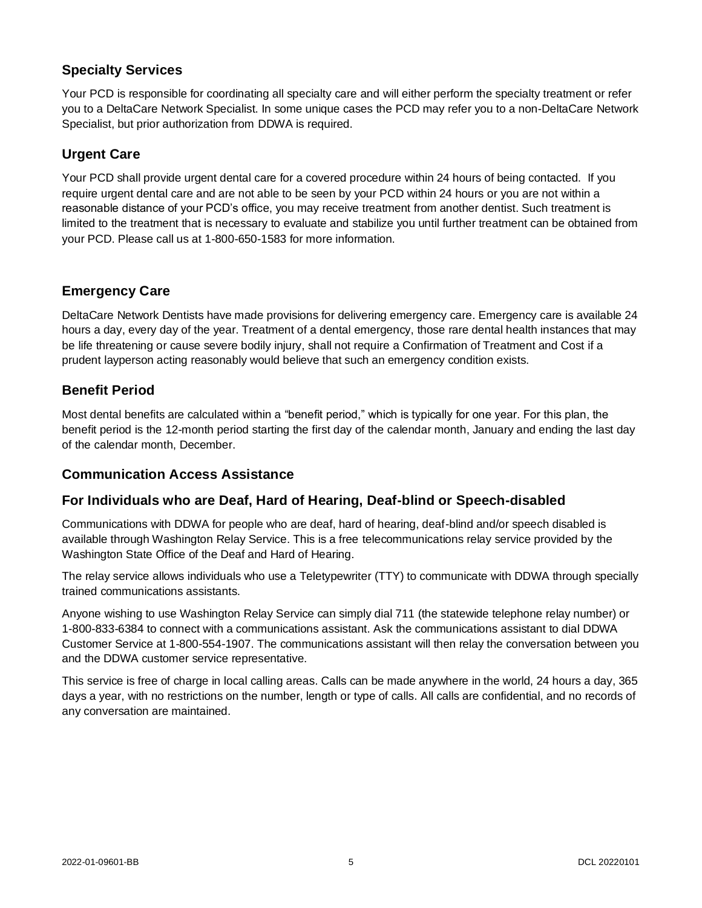## Specialty Services

Your PCD is responsible for coordinating all specialty care and will either perform the specialty treatment or refer you to a DeltaCare Network Specialist. In some unique cases the PCD may refer you to a non-DeltaCare Network Specialist, but prior authorization from DDWA is required.

## Urgent Care

Your PCD shall provide urgent dental care for a covered procedure within 24 hours of being contacted. If you require urgent dental care and are not able to be seen by your PCD within 24 hours or you are not within a reasonable distance of your PCD's office, you may receive treatment from another dentist. Such treatment is limited to the treatment that is necessary to evaluate and stabilize you until further treatment can be obtained from your PCD. Please call us at 1-800-650-1583 for more information.

## Emergency Care

DeltaCare Network Dentists have made provisions for delivering emergency care. Emergency care is available 24 hours a day, every day of the year. Treatment of a dental emergency, those rare dental health instances that may be life threatening or cause severe bodily injury, shall not require a Confirmation of Treatment and Cost if a prudent layperson acting reasonably would believe that such an emergency condition exists.

## Benefit Period

Most dental benefits are calculated within a "benefit period," which is typically for one year. For this plan, the benefit period is the 12-month period starting the first day of the calendar month, January and ending the last day of the calendar month, December.

## Communication Access Assistance

## For Individuals who are Deaf, Hard of Hearing, Deaf-blind or Speech-disabled

Communications with DDWA for people who are deaf, hard of hearing, deaf-blind and/or speech disabled is available through Washington Relay Service. This is a free telecommunications relay service provided by the Washington State Office of the Deaf and Hard of Hearing.

The relay service allows individuals who use a Teletypewriter (TTY) to communicate with DDWA through specially trained communications assistants.

Anyone wishing to use Washington Relay Service can simply dial 711 (the statewide telephone relay number) or 1-800-833-6384 to connect with a communications assistant. Ask the communications assistant to dial DDWA Customer Service at 1-800-554-1907. The communications assistant will then relay the conversation between you and the DDWA customer service representative.

This service is free of charge in local calling areas. Calls can be made anywhere in the world, 24 hours a day, 365 days a year, with no restrictions on the number, length or type of calls. All calls are confidential, and no records of any conversation are maintained.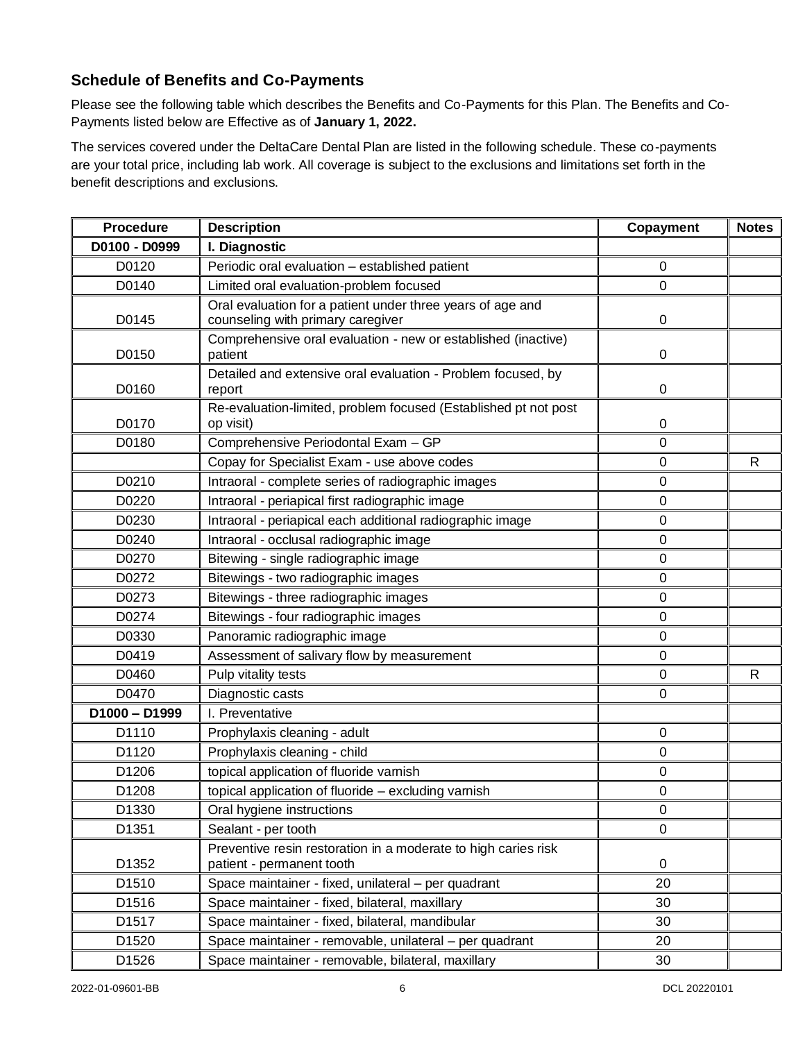## Schedule of Benefits and Co-Payments

Please see the following table which describes the Benefits and Co-Payments for this Plan. The Benefits and Co-Payments listed below are Effective as of **January 1, 2022.**

The services covered under the DeltaCare Dental Plan are listed in the following schedule. These co-payments are your total price, including lab work. All coverage is subject to the exclusions and limitations set forth in the benefit descriptions and exclusions.

| Procedure | Description | Copayment | Notes |
|---|---|---|---|
| **D0100 - D0999** | **I. Diagnostic** | | |
| D0120 | Periodic oral evaluation – established patient | 0 | |
| D0140 | Limited oral evaluation-problem focused | 0 | |
| D0145 | Oral evaluation for a patient under three years of age and counseling with primary caregiver | 0 | |
| D0150 | Comprehensive oral evaluation - new or established (inactive) patient | 0 | |
| D0160 | Detailed and extensive oral evaluation - Problem focused, by report | 0 | |
| D0170 | Re-evaluation-limited, problem focused (Established pt not post op visit) | 0 | |
| D0180 | Comprehensive Periodontal Exam – GP | 0 | |
| | Copay for Specialist Exam - use above codes | 0 | R |
| D0210 | Intraoral - complete series of radiographic images | 0 | |
| D0220 | Intraoral - periapical first radiographic image | 0 | |
| D0230 | Intraoral - periapical each additional radiographic image | 0 | |
| D0240 | Intraoral - occlusal radiographic image | 0 | |
| D0270 | Bitewing - single radiographic image | 0 | |
| D0272 | Bitewings - two radiographic images | 0 | |
| D0273 | Bitewings - three radiographic images | 0 | |
| D0274 | Bitewings - four radiographic images | 0 | |
| D0330 | Panoramic radiographic image | 0 | |
| D0419 | Assessment of salivary flow by measurement | 0 | |
| D0460 | Pulp vitality tests | 0 | R |
| D0470 | Diagnostic casts | 0 | |
| **D1000 – D1999** | I. Preventative | | |
| D1110 | Prophylaxis cleaning - adult | 0 | |
| D1120 | Prophylaxis cleaning - child | 0 | |
| D1206 | topical application of fluoride varnish | 0 | |
| D1208 | topical application of fluoride – excluding varnish | 0 | |
| D1330 | Oral hygiene instructions | 0 | |
| D1351 | Sealant - per tooth | 0 | |
| D1352 | Preventive resin restoration in a moderate to high caries risk patient - permanent tooth | 0 | |
| D1510 | Space maintainer - fixed, unilateral – per quadrant | 20 | |
| D1516 | Space maintainer - fixed, bilateral, maxillary | 30 | |
| D1517 | Space maintainer - fixed, bilateral, mandibular | 30 | |
| D1520 | Space maintainer - removable, unilateral – per quadrant | 20 | |
| D1526 | Space maintainer - removable, bilateral, maxillary | 30 | |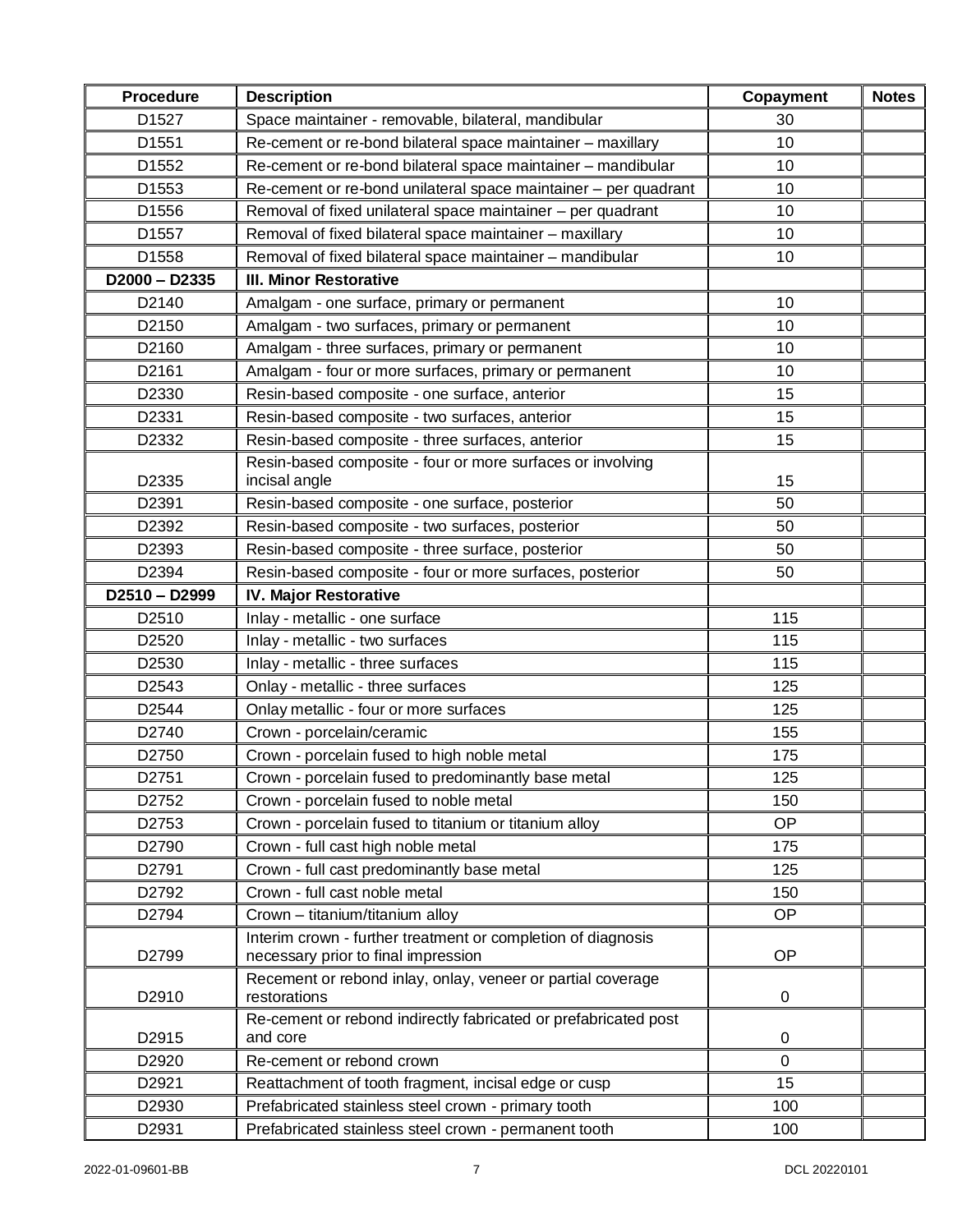| Procedure | Description | Copayment | Notes |
|---|---|---|---|
| D1527 | Space maintainer - removable, bilateral, mandibular | 30 | |
| D1551 | Re-cement or re-bond bilateral space maintainer – maxillary | 10 | |
| D1552 | Re-cement or re-bond bilateral space maintainer – mandibular | 10 | |
| D1553 | Re-cement or re-bond unilateral space maintainer – per quadrant | 10 | |
| D1556 | Removal of fixed unilateral space maintainer – per quadrant | 10 | |
| D1557 | Removal of fixed bilateral space maintainer – maxillary | 10 | |
| D1558 | Removal of fixed bilateral space maintainer – mandibular | 10 | |
| **D2000 – D2335** | **III. Minor Restorative** | | |
| D2140 | Amalgam - one surface, primary or permanent | 10 | |
| D2150 | Amalgam - two surfaces, primary or permanent | 10 | |
| D2160 | Amalgam - three surfaces, primary or permanent | 10 | |
| D2161 | Amalgam - four or more surfaces, primary or permanent | 10 | |
| D2330 | Resin-based composite - one surface, anterior | 15 | |
| D2331 | Resin-based composite - two surfaces, anterior | 15 | |
| D2332 | Resin-based composite - three surfaces, anterior | 15 | |
| D2335 | Resin-based composite - four or more surfaces or involving incisal angle | 15 | |
| D2391 | Resin-based composite - one surface, posterior | 50 | |
| D2392 | Resin-based composite - two surfaces, posterior | 50 | |
| D2393 | Resin-based composite - three surface, posterior | 50 | |
| D2394 | Resin-based composite - four or more surfaces, posterior | 50 | |
| **D2510 – D2999** | **IV. Major Restorative** | | |
| D2510 | Inlay - metallic - one surface | 115 | |
| D2520 | Inlay - metallic - two surfaces | 115 | |
| D2530 | Inlay - metallic - three surfaces | 115 | |
| D2543 | Onlay - metallic - three surfaces | 125 | |
| D2544 | Onlay metallic - four or more surfaces | 125 | |
| D2740 | Crown - porcelain/ceramic | 155 | |
| D2750 | Crown - porcelain fused to high noble metal | 175 | |
| D2751 | Crown - porcelain fused to predominantly base metal | 125 | |
| D2752 | Crown - porcelain fused to noble metal | 150 | |
| D2753 | Crown - porcelain fused to titanium or titanium alloy | OP | |
| D2790 | Crown - full cast high noble metal | 175 | |
| D2791 | Crown - full cast predominantly base metal | 125 | |
| D2792 | Crown - full cast noble metal | 150 | |
| D2794 | Crown – titanium/titanium alloy | OP | |
| D2799 | Interim crown - further treatment or completion of diagnosis necessary prior to final impression | OP | |
| D2910 | Recement or rebond inlay, onlay, veneer or partial coverage restorations | 0 | |
| D2915 | Re-cement or rebond indirectly fabricated or prefabricated post and core | 0 | |
| D2920 | Re-cement or rebond crown | 0 | |
| D2921 | Reattachment of tooth fragment, incisal edge or cusp | 15 | |
| D2930 | Prefabricated stainless steel crown - primary tooth | 100 | |
| D2931 | Prefabricated stainless steel crown - permanent tooth | 100 | |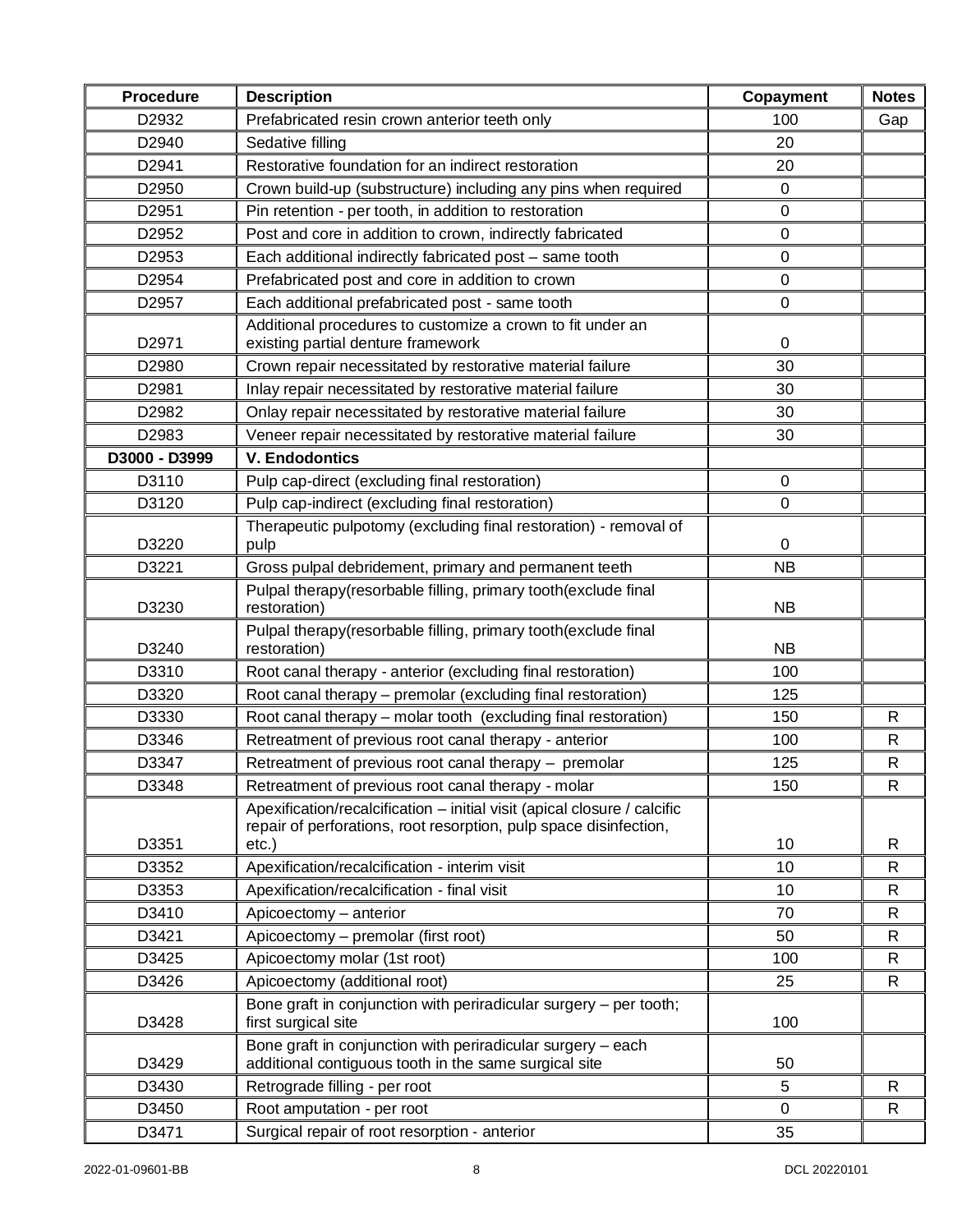| Procedure | Description | Copayment | Notes |
|---|---|---|---|
| D2932 | Prefabricated resin crown anterior teeth only | 100 | Gap |
| D2940 | Sedative filling | 20 | |
| D2941 | Restorative foundation for an indirect restoration | 20 | |
| D2950 | Crown build-up (substructure) including any pins when required | 0 | |
| D2951 | Pin retention - per tooth, in addition to restoration | 0 | |
| D2952 | Post and core in addition to crown, indirectly fabricated | 0 | |
| D2953 | Each additional indirectly fabricated post – same tooth | 0 | |
| D2954 | Prefabricated post and core in addition to crown | 0 | |
| D2957 | Each additional prefabricated post - same tooth | 0 | |
| D2971 | Additional procedures to customize a crown to fit under an existing partial denture framework | 0 | |
| D2980 | Crown repair necessitated by restorative material failure | 30 | |
| D2981 | Inlay repair necessitated by restorative material failure | 30 | |
| D2982 | Onlay repair necessitated by restorative material failure | 30 | |
| D2983 | Veneer repair necessitated by restorative material failure | 30 | |
| **D3000 - D3999** | **V. Endodontics** | | |
| D3110 | Pulp cap-direct (excluding final restoration) | 0 | |
| D3120 | Pulp cap-indirect (excluding final restoration) | 0 | |
| D3220 | Therapeutic pulpotomy (excluding final restoration) - removal of pulp | 0 | |
| D3221 | Gross pulpal debridement, primary and permanent teeth | NB | |
| D3230 | Pulpal therapy(resorbable filling, primary tooth(exclude final restoration) | NB | |
| D3240 | Pulpal therapy(resorbable filling, primary tooth(exclude final restoration) | NB | |
| D3310 | Root canal therapy - anterior (excluding final restoration) | 100 | |
| D3320 | Root canal therapy – premolar (excluding final restoration) | 125 | |
| D3330 | Root canal therapy – molar tooth (excluding final restoration) | 150 | R |
| D3346 | Retreatment of previous root canal therapy - anterior | 100 | R |
| D3347 | Retreatment of previous root canal therapy – premolar | 125 | R |
| D3348 | Retreatment of previous root canal therapy - molar | 150 | R |
| D3351 | Apexification/recalcification – initial visit (apical closure / calcific repair of perforations, root resorption, pulp space disinfection, etc.) | 10 | R |
| D3352 | Apexification/recalcification - interim visit | 10 | R |
| D3353 | Apexification/recalcification - final visit | 10 | R |
| D3410 | Apicoectomy – anterior | 70 | R |
| D3421 | Apicoectomy – premolar (first root) | 50 | R |
| D3425 | Apicoectomy molar (1st root) | 100 | R |
| D3426 | Apicoectomy (additional root) | 25 | R |
| D3428 | Bone graft in conjunction with periradicular surgery – per tooth; first surgical site | 100 | |
| D3429 | Bone graft in conjunction with periradicular surgery – each additional contiguous tooth in the same surgical site | 50 | |
| D3430 | Retrograde filling - per root | 5 | R |
| D3450 | Root amputation - per root | 0 | R |
| D3471 | Surgical repair of root resorption - anterior | 35 | |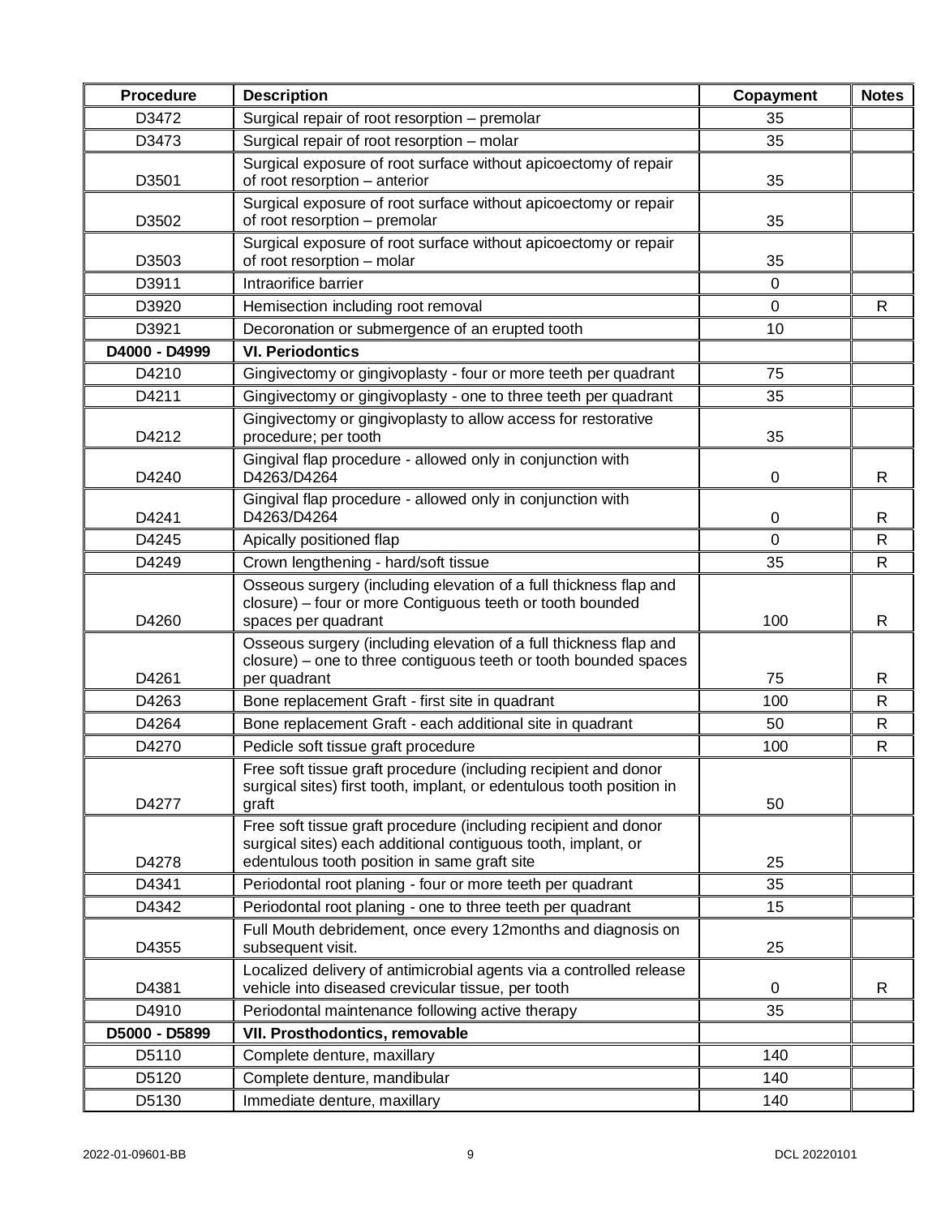| Procedure | Description | Copayment | Notes |
|---|---|---|---|
| D3472 | Surgical repair of root resorption – premolar | 35 | |
| D3473 | Surgical repair of root resorption – molar | 35 | |
| D3501 | Surgical exposure of root surface without apicoectomy of repair of root resorption – anterior | 35 | |
| D3502 | Surgical exposure of root surface without apicoectomy or repair of root resorption – premolar | 35 | |
| D3503 | Surgical exposure of root surface without apicoectomy or repair of root resorption – molar | 35 | |
| D3911 | Intraorifice barrier | 0 | |
| D3920 | Hemisection including root removal | 0 | R |
| D3921 | Decoronation or submergence of an erupted tooth | 10 | |
| **D4000 - D4999** | **VI. Periodontics** | | |
| D4210 | Gingivectomy or gingivoplasty - four or more teeth per quadrant | 75 | |
| D4211 | Gingivectomy or gingivoplasty - one to three teeth per quadrant | 35 | |
| D4212 | Gingivectomy or gingivoplasty to allow access for restorative procedure; per tooth | 35 | |
| D4240 | Gingival flap procedure - allowed only in conjunction with D4263/D4264 | 0 | R |
| D4241 | Gingival flap procedure - allowed only in conjunction with D4263/D4264 | 0 | R |
| D4245 | Apically positioned flap | 0 | R |
| D4249 | Crown lengthening - hard/soft tissue | 35 | R |
| D4260 | Osseous surgery (including elevation of a full thickness flap and closure) – four or more Contiguous teeth or tooth bounded spaces per quadrant | 100 | R |
| D4261 | Osseous surgery (including elevation of a full thickness flap and closure) – one to three contiguous teeth or tooth bounded spaces per quadrant | 75 | R |
| D4263 | Bone replacement Graft - first site in quadrant | 100 | R |
| D4264 | Bone replacement Graft - each additional site in quadrant | 50 | R |
| D4270 | Pedicle soft tissue graft procedure | 100 | R |
| D4277 | Free soft tissue graft procedure (including recipient and donor surgical sites) first tooth, implant, or edentulous tooth position in graft | 50 | |
| D4278 | Free soft tissue graft procedure (including recipient and donor surgical sites) each additional contiguous tooth, implant, or edentulous tooth position in same graft site | 25 | |
| D4341 | Periodontal root planing - four or more teeth per quadrant | 35 | |
| D4342 | Periodontal root planing - one to three teeth per quadrant | 15 | |
| D4355 | Full Mouth debridement, once every 12months and diagnosis on subsequent visit. | 25 | |
| D4381 | Localized delivery of antimicrobial agents via a controlled release vehicle into diseased crevicular tissue, per tooth | 0 | R |
| D4910 | Periodontal maintenance following active therapy | 35 | |
| **D5000 - D5899** | **VII. Prosthodontics, removable** | | |
| D5110 | Complete denture, maxillary | 140 | |
| D5120 | Complete denture, mandibular | 140 | |
| D5130 | Immediate denture, maxillary | 140 | |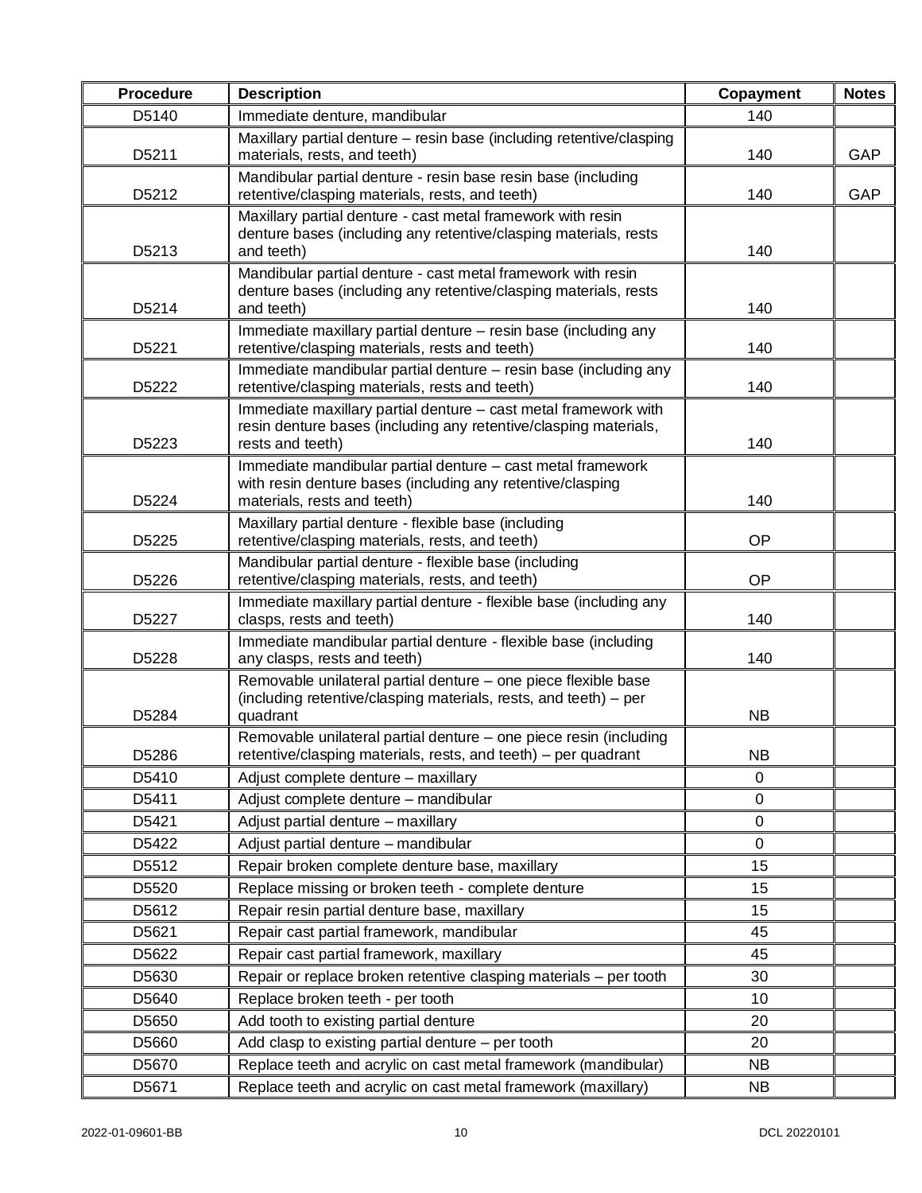| Procedure | Description | Copayment | Notes |
|---|---|---|---|
| D5140 | Immediate denture, mandibular | 140 | |
| D5211 | Maxillary partial denture – resin base (including retentive/clasping materials, rests, and teeth) | 140 | GAP |
| D5212 | Mandibular partial denture - resin base resin base (including retentive/clasping materials, rests, and teeth) | 140 | GAP |
| D5213 | Maxillary partial denture - cast metal framework with resin denture bases (including any retentive/clasping materials, rests and teeth) | 140 | |
| D5214 | Mandibular partial denture - cast metal framework with resin denture bases (including any retentive/clasping materials, rests and teeth) | 140 | |
| D5221 | Immediate maxillary partial denture – resin base (including any retentive/clasping materials, rests and teeth) | 140 | |
| D5222 | Immediate mandibular partial denture – resin base (including any retentive/clasping materials, rests and teeth) | 140 | |
| D5223 | Immediate maxillary partial denture – cast metal framework with resin denture bases (including any retentive/clasping materials, rests and teeth) | 140 | |
| D5224 | Immediate mandibular partial denture – cast metal framework with resin denture bases (including any retentive/clasping materials, rests and teeth) | 140 | |
| D5225 | Maxillary partial denture - flexible base (including retentive/clasping materials, rests, and teeth) | OP | |
| D5226 | Mandibular partial denture - flexible base (including retentive/clasping materials, rests, and teeth) | OP | |
| D5227 | Immediate maxillary partial denture - flexible base (including any clasps, rests and teeth) | 140 | |
| D5228 | Immediate mandibular partial denture - flexible base (including any clasps, rests and teeth) | 140 | |
| D5284 | Removable unilateral partial denture – one piece flexible base (including retentive/clasping materials, rests, and teeth) – per quadrant | NB | |
| D5286 | Removable unilateral partial denture – one piece resin (including retentive/clasping materials, rests, and teeth) – per quadrant | NB | |
| D5410 | Adjust complete denture – maxillary | 0 | |
| D5411 | Adjust complete denture – mandibular | 0 | |
| D5421 | Adjust partial denture – maxillary | 0 | |
| D5422 | Adjust partial denture – mandibular | 0 | |
| D5512 | Repair broken complete denture base, maxillary | 15 | |
| D5520 | Replace missing or broken teeth - complete denture | 15 | |
| D5612 | Repair resin partial denture base, maxillary | 15 | |
| D5621 | Repair cast partial framework, mandibular | 45 | |
| D5622 | Repair cast partial framework, maxillary | 45 | |
| D5630 | Repair or replace broken retentive clasping materials – per tooth | 30 | |
| D5640 | Replace broken teeth - per tooth | 10 | |
| D5650 | Add tooth to existing partial denture | 20 | |
| D5660 | Add clasp to existing partial denture – per tooth | 20 | |
| D5670 | Replace teeth and acrylic on cast metal framework (mandibular) | NB | |
| D5671 | Replace teeth and acrylic on cast metal framework (maxillary) | NB | |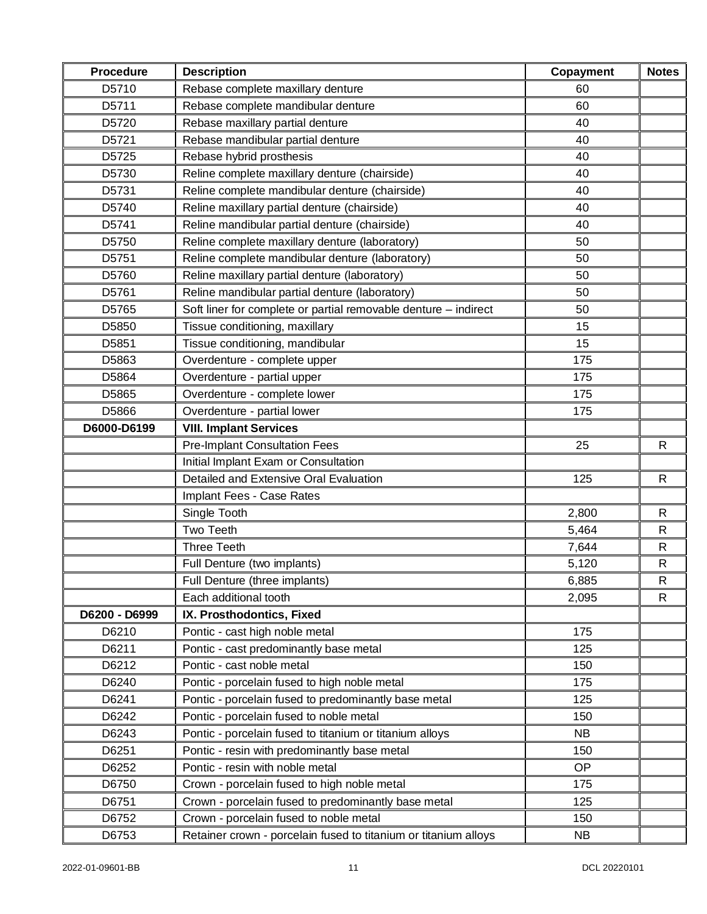| Procedure | Description | Copayment | Notes |
|---|---|---|---|
| D5710 | Rebase complete maxillary denture | 60 | |
| D5711 | Rebase complete mandibular denture | 60 | |
| D5720 | Rebase maxillary partial denture | 40 | |
| D5721 | Rebase mandibular partial denture | 40 | |
| D5725 | Rebase hybrid prosthesis | 40 | |
| D5730 | Reline complete maxillary denture (chairside) | 40 | |
| D5731 | Reline complete mandibular denture (chairside) | 40 | |
| D5740 | Reline maxillary partial denture (chairside) | 40 | |
| D5741 | Reline mandibular partial denture (chairside) | 40 | |
| D5750 | Reline complete maxillary denture (laboratory) | 50 | |
| D5751 | Reline complete mandibular denture (laboratory) | 50 | |
| D5760 | Reline maxillary partial denture (laboratory) | 50 | |
| D5761 | Reline mandibular partial denture (laboratory) | 50 | |
| D5765 | Soft liner for complete or partial removable denture – indirect | 50 | |
| D5850 | Tissue conditioning, maxillary | 15 | |
| D5851 | Tissue conditioning, mandibular | 15 | |
| D5863 | Overdenture - complete upper | 175 | |
| D5864 | Overdenture - partial upper | 175 | |
| D5865 | Overdenture - complete lower | 175 | |
| D5866 | Overdenture - partial lower | 175 | |
| **D6000-D6199** | **VIII. Implant Services** | | |
| | Pre-Implant Consultation Fees | 25 | R |
| | Initial Implant Exam or Consultation | | |
| | Detailed and Extensive Oral Evaluation | 125 | R |
| | Implant Fees - Case Rates | | |
| | Single Tooth | 2,800 | R |
| | Two Teeth | 5,464 | R |
| | Three Teeth | 7,644 | R |
| | Full Denture (two implants) | 5,120 | R |
| | Full Denture (three implants) | 6,885 | R |
| | Each additional tooth | 2,095 | R |
| **D6200 - D6999** | **IX. Prosthodontics, Fixed** | | |
| D6210 | Pontic - cast high noble metal | 175 | |
| D6211 | Pontic - cast predominantly base metal | 125 | |
| D6212 | Pontic - cast noble metal | 150 | |
| D6240 | Pontic - porcelain fused to high noble metal | 175 | |
| D6241 | Pontic - porcelain fused to predominantly base metal | 125 | |
| D6242 | Pontic - porcelain fused to noble metal | 150 | |
| D6243 | Pontic - porcelain fused to titanium or titanium alloys | NB | |
| D6251 | Pontic - resin with predominantly base metal | 150 | |
| D6252 | Pontic - resin with noble metal | OP | |
| D6750 | Crown - porcelain fused to high noble metal | 175 | |
| D6751 | Crown - porcelain fused to predominantly base metal | 125 | |
| D6752 | Crown - porcelain fused to noble metal | 150 | |
| D6753 | Retainer crown - porcelain fused to titanium or titanium alloys | NB | |

2022-01-09601-BB DCL 20220101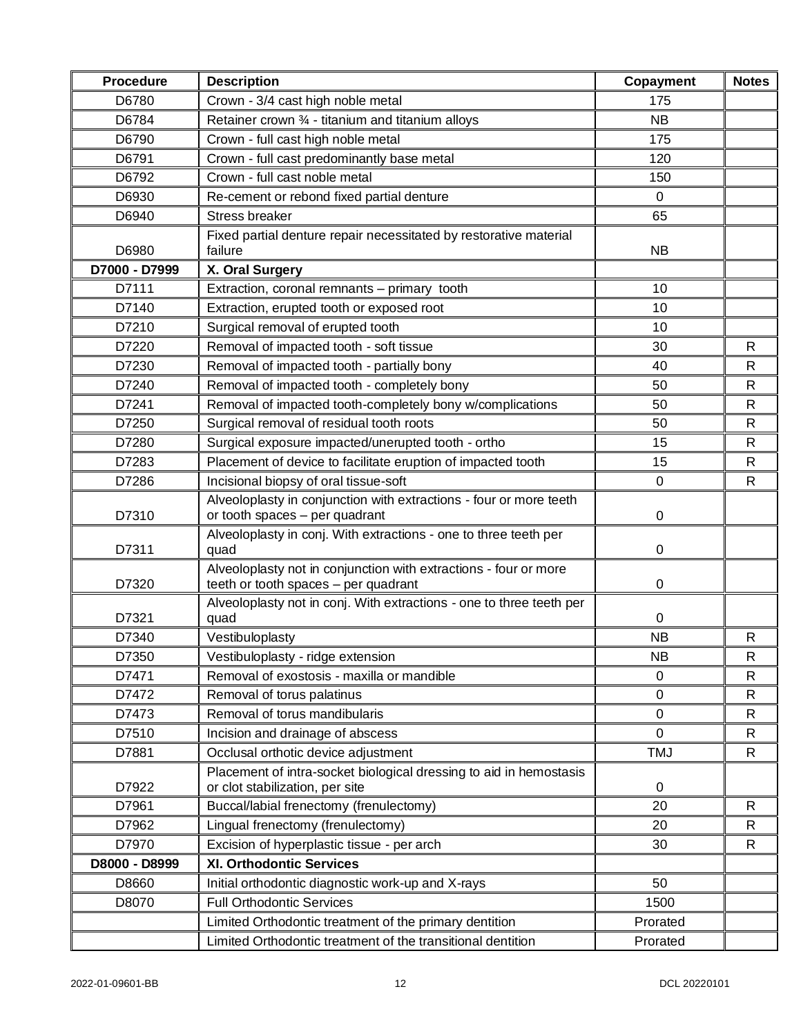| Procedure | Description | Copayment | Notes |
|---|---|---|---|
| D6780 | Crown - 3/4 cast high noble metal | 175 | |
| D6784 | Retainer crown ¾ - titanium and titanium alloys | NB | |
| D6790 | Crown - full cast high noble metal | 175 | |
| D6791 | Crown - full cast predominantly base metal | 120 | |
| D6792 | Crown - full cast noble metal | 150 | |
| D6930 | Re-cement or rebond fixed partial denture | 0 | |
| D6940 | Stress breaker | 65 | |
| D6980 | Fixed partial denture repair necessitated by restorative material failure | NB | |
| **D7000 - D7999** | **X. Oral Surgery** | | |
| D7111 | Extraction, coronal remnants – primary tooth | 10 | |
| D7140 | Extraction, erupted tooth or exposed root | 10 | |
| D7210 | Surgical removal of erupted tooth | 10 | |
| D7220 | Removal of impacted tooth - soft tissue | 30 | R |
| D7230 | Removal of impacted tooth - partially bony | 40 | R |
| D7240 | Removal of impacted tooth - completely bony | 50 | R |
| D7241 | Removal of impacted tooth-completely bony w/complications | 50 | R |
| D7250 | Surgical removal of residual tooth roots | 50 | R |
| D7280 | Surgical exposure impacted/unerupted tooth - ortho | 15 | R |
| D7283 | Placement of device to facilitate eruption of impacted tooth | 15 | R |
| D7286 | Incisional biopsy of oral tissue-soft | 0 | R |
| D7310 | Alveoloplasty in conjunction with extractions - four or more teeth or tooth spaces – per quadrant | 0 | |
| D7311 | Alveoloplasty in conj. With extractions - one to three teeth per quad | 0 | |
| D7320 | Alveoloplasty not in conjunction with extractions - four or more teeth or tooth spaces – per quadrant | 0 | |
| D7321 | Alveoloplasty not in conj. With extractions - one to three teeth per quad | 0 | |
| D7340 | Vestibuloplasty | NB | R |
| D7350 | Vestibuloplasty - ridge extension | NB | R |
| D7471 | Removal of exostosis - maxilla or mandible | 0 | R |
| D7472 | Removal of torus palatinus | 0 | R |
| D7473 | Removal of torus mandibularis | 0 | R |
| D7510 | Incision and drainage of abscess | 0 | R |
| D7881 | Occlusal orthotic device adjustment | TMJ | R |
| D7922 | Placement of intra-socket biological dressing to aid in hemostasis or clot stabilization, per site | 0 | |
| D7961 | Buccal/labial frenectomy (frenulectomy) | 20 | R |
| D7962 | Lingual frenectomy (frenulectomy) | 20 | R |
| D7970 | Excision of hyperplastic tissue - per arch | 30 | R |
| **D8000 - D8999** | **XI. Orthodontic Services** | | |
| D8660 | Initial orthodontic diagnostic work-up and X-rays | 50 | |
| D8070 | Full Orthodontic Services | 1500 | |
| | Limited Orthodontic treatment of the primary dentition | Prorated | |
| | Limited Orthodontic treatment of the transitional dentition | Prorated | |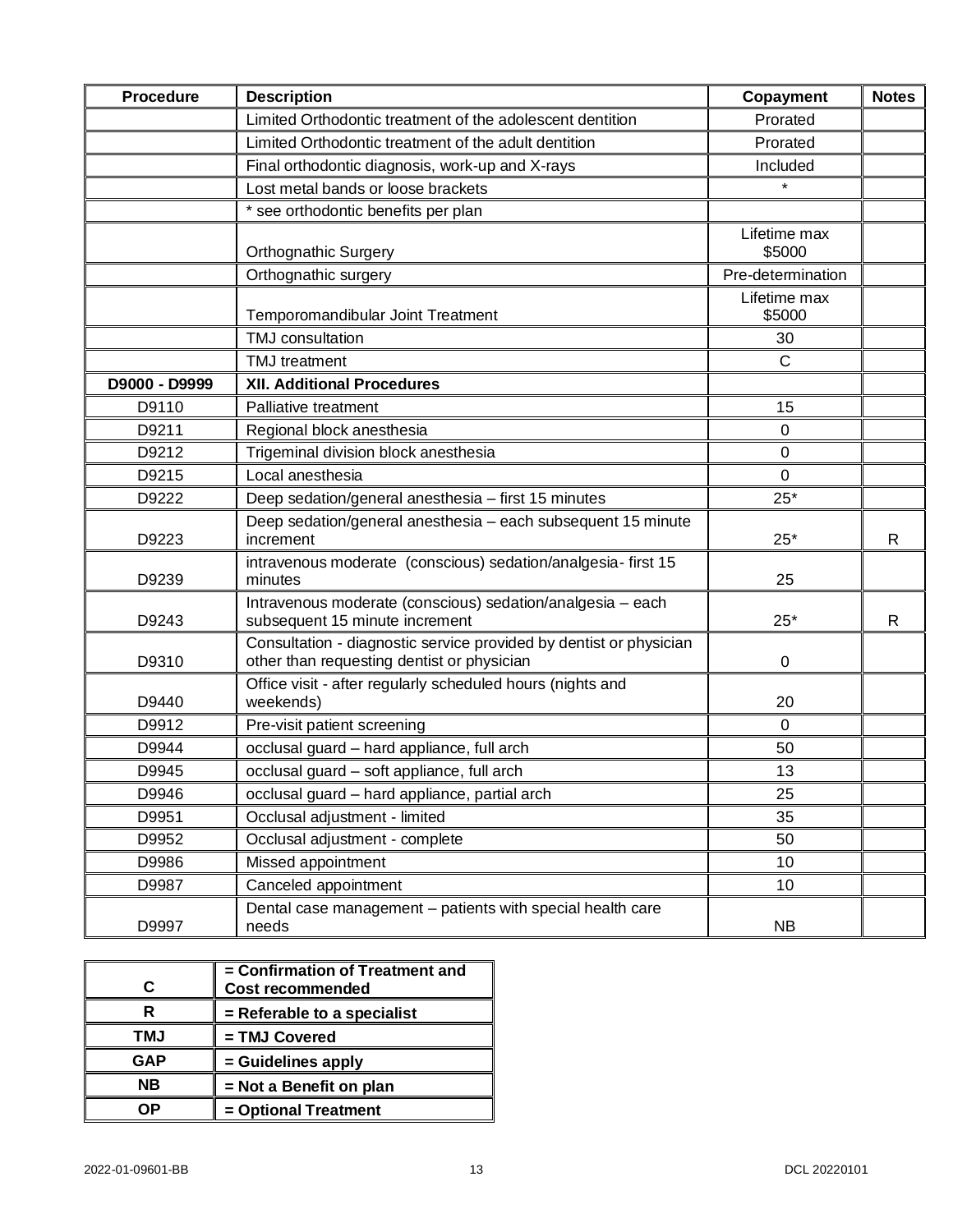| Procedure | Description | Copayment | Notes |
|---|---|---|---|
| | Limited Orthodontic treatment of the adolescent dentition | Prorated | |
| | Limited Orthodontic treatment of the adult dentition | Prorated | |
| | Final orthodontic diagnosis, work-up and X-rays | Included | |
| | Lost metal bands or loose brackets | * | |
| | * see orthodontic benefits per plan | | |
| | Orthognathic Surgery | Lifetime max $5000 | |
| | Orthognathic surgery | Pre-determination | |
| | Temporomandibular Joint Treatment | Lifetime max $5000 | |
| | TMJ consultation | 30 | |
| | TMJ treatment | C | |
| **D9000 - D9999** | **XII. Additional Procedures** | | |
| D9110 | Palliative treatment | 15 | |
| D9211 | Regional block anesthesia | 0 | |
| D9212 | Trigeminal division block anesthesia | 0 | |
| D9215 | Local anesthesia | 0 | |
| D9222 | Deep sedation/general anesthesia – first 15 minutes | 25* | |
| D9223 | Deep sedation/general anesthesia – each subsequent 15 minute increment | 25* | R |
| D9239 | intravenous moderate (conscious) sedation/analgesia- first 15 minutes | 25 | |
| D9243 | Intravenous moderate (conscious) sedation/analgesia – each subsequent 15 minute increment | 25* | R |
| D9310 | Consultation - diagnostic service provided by dentist or physician other than requesting dentist or physician | 0 | |
| D9440 | Office visit - after regularly scheduled hours (nights and weekends) | 20 | |
| D9912 | Pre-visit patient screening | 0 | |
| D9944 | occlusal guard – hard appliance, full arch | 50 | |
| D9945 | occlusal guard – soft appliance, full arch | 13 | |
| D9946 | occlusal guard – hard appliance, partial arch | 25 | |
| D9951 | Occlusal adjustment - limited | 35 | |
| D9952 | Occlusal adjustment - complete | 50 | |
| D9986 | Missed appointment | 10 | |
| D9987 | Canceled appointment | 10 | |
| D9997 | Dental case management – patients with special health care needs | NB | |

| | |
|---|---|
| **C** | **= Confirmation of Treatment and Cost recommended** |
| **R** | **= Referable to a specialist** |
| **TMJ** | **= TMJ Covered** |
| **GAP** | **= Guidelines apply** |
| **NB** | **= Not a Benefit on plan** |
| **OP** | **= Optional Treatment** |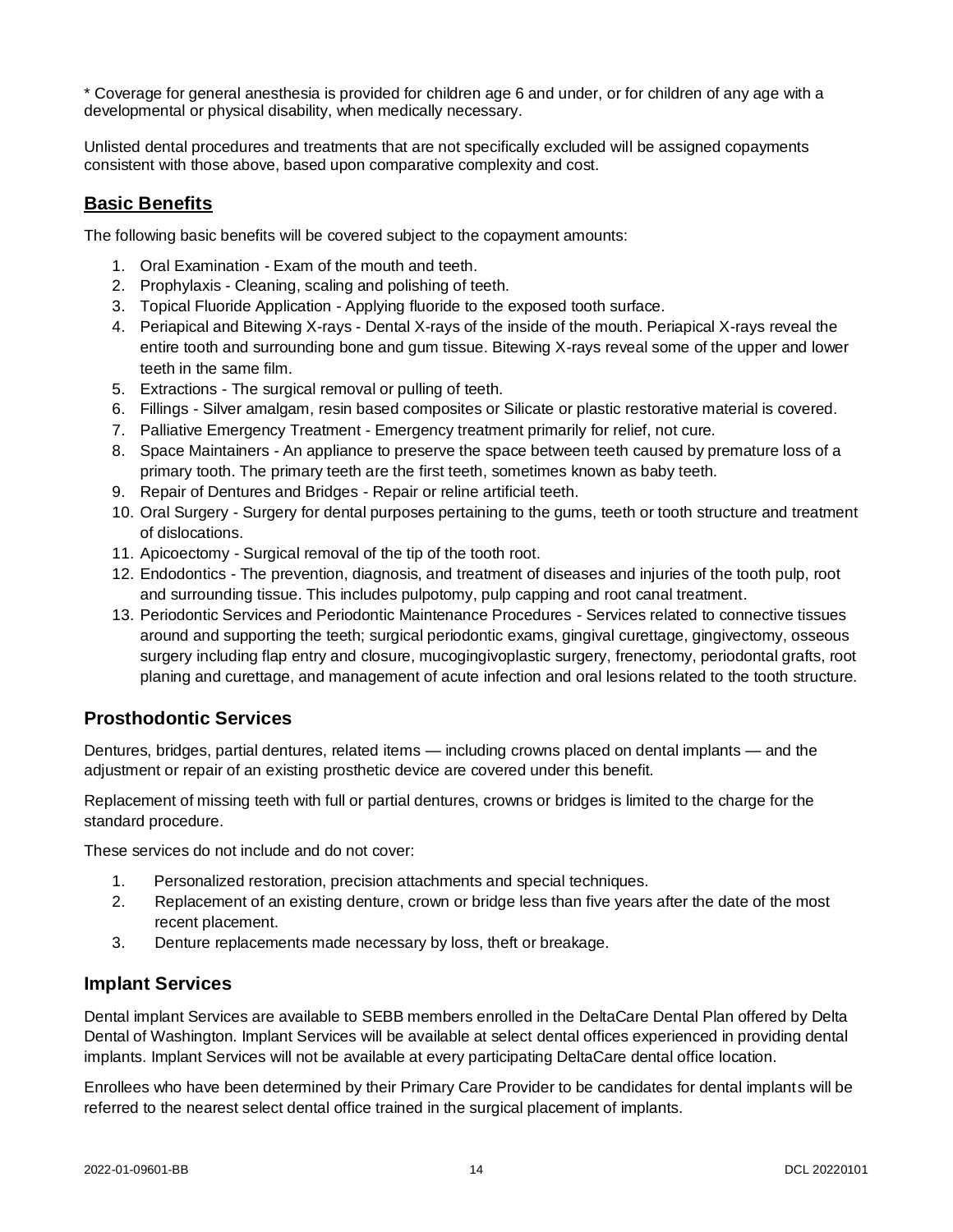* Coverage for general anesthesia is provided for children age 6 and under, or for children of any age with a developmental or physical disability, when medically necessary.

Unlisted dental procedures and treatments that are not specifically excluded will be assigned copayments consistent with those above, based upon comparative complexity and cost.

## Basic Benefits

The following basic benefits will be covered subject to the copayment amounts:

1. Oral Examination - Exam of the mouth and teeth.
2. Prophylaxis - Cleaning, scaling and polishing of teeth.
3. Topical Fluoride Application - Applying fluoride to the exposed tooth surface.
4. Periapical and Bitewing X-rays - Dental X-rays of the inside of the mouth. Periapical X-rays reveal the entire tooth and surrounding bone and gum tissue. Bitewing X-rays reveal some of the upper and lower teeth in the same film.
5. Extractions - The surgical removal or pulling of teeth.
6. Fillings - Silver amalgam, resin based composites or Silicate or plastic restorative material is covered.
7. Palliative Emergency Treatment - Emergency treatment primarily for relief, not cure.
8. Space Maintainers - An appliance to preserve the space between teeth caused by premature loss of a primary tooth. The primary teeth are the first teeth, sometimes known as baby teeth.
9. Repair of Dentures and Bridges - Repair or reline artificial teeth.
10. Oral Surgery - Surgery for dental purposes pertaining to the gums, teeth or tooth structure and treatment of dislocations.
11. Apicoectomy - Surgical removal of the tip of the tooth root.
12. Endodontics - The prevention, diagnosis, and treatment of diseases and injuries of the tooth pulp, root and surrounding tissue. This includes pulpotomy, pulp capping and root canal treatment.
13. Periodontic Services and Periodontic Maintenance Procedures - Services related to connective tissues around and supporting the teeth; surgical periodontic exams, gingival curettage, gingivectomy, osseous surgery including flap entry and closure, mucogingivoplastic surgery, frenectomy, periodontal grafts, root planing and curettage, and management of acute infection and oral lesions related to the tooth structure.

## Prosthodontic Services

Dentures, bridges, partial dentures, related items — including crowns placed on dental implants — and the adjustment or repair of an existing prosthetic device are covered under this benefit.

Replacement of missing teeth with full or partial dentures, crowns or bridges is limited to the charge for the standard procedure.

These services do not include and do not cover:

1. Personalized restoration, precision attachments and special techniques.
2. Replacement of an existing denture, crown or bridge less than five years after the date of the most recent placement.
3. Denture replacements made necessary by loss, theft or breakage.

## Implant Services

Dental implant Services are available to SEBB members enrolled in the DeltaCare Dental Plan offered by Delta Dental of Washington. Implant Services will be available at select dental offices experienced in providing dental implants. Implant Services will not be available at every participating DeltaCare dental office location.

Enrollees who have been determined by their Primary Care Provider to be candidates for dental implants will be referred to the nearest select dental office trained in the surgical placement of implants.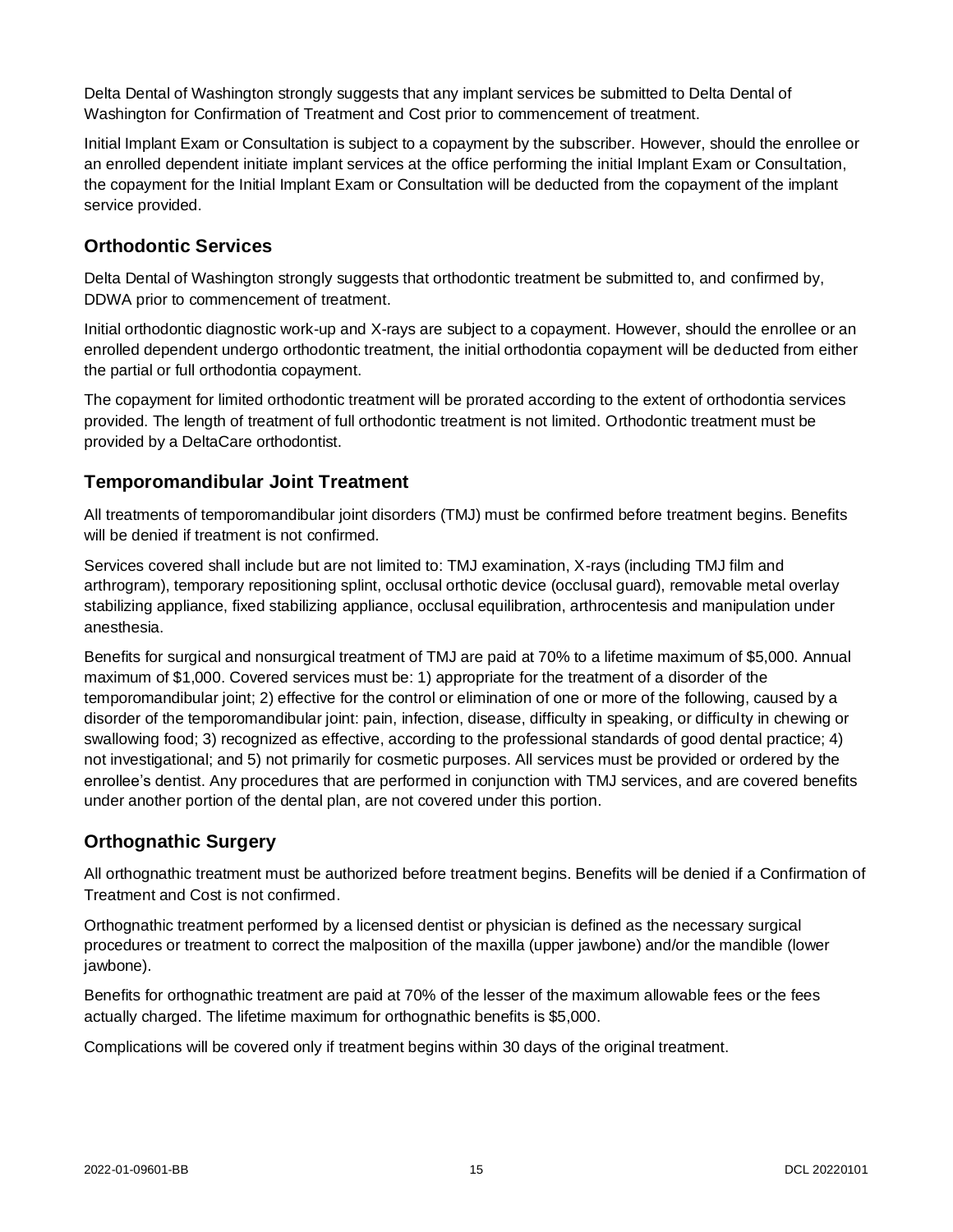Delta Dental of Washington strongly suggests that any implant services be submitted to Delta Dental of Washington for Confirmation of Treatment and Cost prior to commencement of treatment.

Initial Implant Exam or Consultation is subject to a copayment by the subscriber. However, should the enrollee or an enrolled dependent initiate implant services at the office performing the initial Implant Exam or Consultation, the copayment for the Initial Implant Exam or Consultation will be deducted from the copayment of the implant service provided.

## Orthodontic Services

Delta Dental of Washington strongly suggests that orthodontic treatment be submitted to, and confirmed by, DDWA prior to commencement of treatment.

Initial orthodontic diagnostic work-up and X-rays are subject to a copayment. However, should the enrollee or an enrolled dependent undergo orthodontic treatment, the initial orthodontia copayment will be deducted from either the partial or full orthodontia copayment.

The copayment for limited orthodontic treatment will be prorated according to the extent of orthodontia services provided. The length of treatment of full orthodontic treatment is not limited. Orthodontic treatment must be provided by a DeltaCare orthodontist.

## Temporomandibular Joint Treatment

All treatments of temporomandibular joint disorders (TMJ) must be confirmed before treatment begins. Benefits will be denied if treatment is not confirmed.

Services covered shall include but are not limited to: TMJ examination, X-rays (including TMJ film and arthrogram), temporary repositioning splint, occlusal orthotic device (occlusal guard), removable metal overlay stabilizing appliance, fixed stabilizing appliance, occlusal equilibration, arthrocentesis and manipulation under anesthesia.

Benefits for surgical and nonsurgical treatment of TMJ are paid at 70% to a lifetime maximum of $5,000. Annual maximum of $1,000. Covered services must be: 1) appropriate for the treatment of a disorder of the temporomandibular joint; 2) effective for the control or elimination of one or more of the following, caused by a disorder of the temporomandibular joint: pain, infection, disease, difficulty in speaking, or difficulty in chewing or swallowing food; 3) recognized as effective, according to the professional standards of good dental practice; 4) not investigational; and 5) not primarily for cosmetic purposes. All services must be provided or ordered by the enrollee's dentist. Any procedures that are performed in conjunction with TMJ services, and are covered benefits under another portion of the dental plan, are not covered under this portion.

## Orthognathic Surgery

All orthognathic treatment must be authorized before treatment begins. Benefits will be denied if a Confirmation of Treatment and Cost is not confirmed.

Orthognathic treatment performed by a licensed dentist or physician is defined as the necessary surgical procedures or treatment to correct the malposition of the maxilla (upper jawbone) and/or the mandible (lower jawbone).

Benefits for orthognathic treatment are paid at 70% of the lesser of the maximum allowable fees or the fees actually charged. The lifetime maximum for orthognathic benefits is $5,000.

Complications will be covered only if treatment begins within 30 days of the original treatment.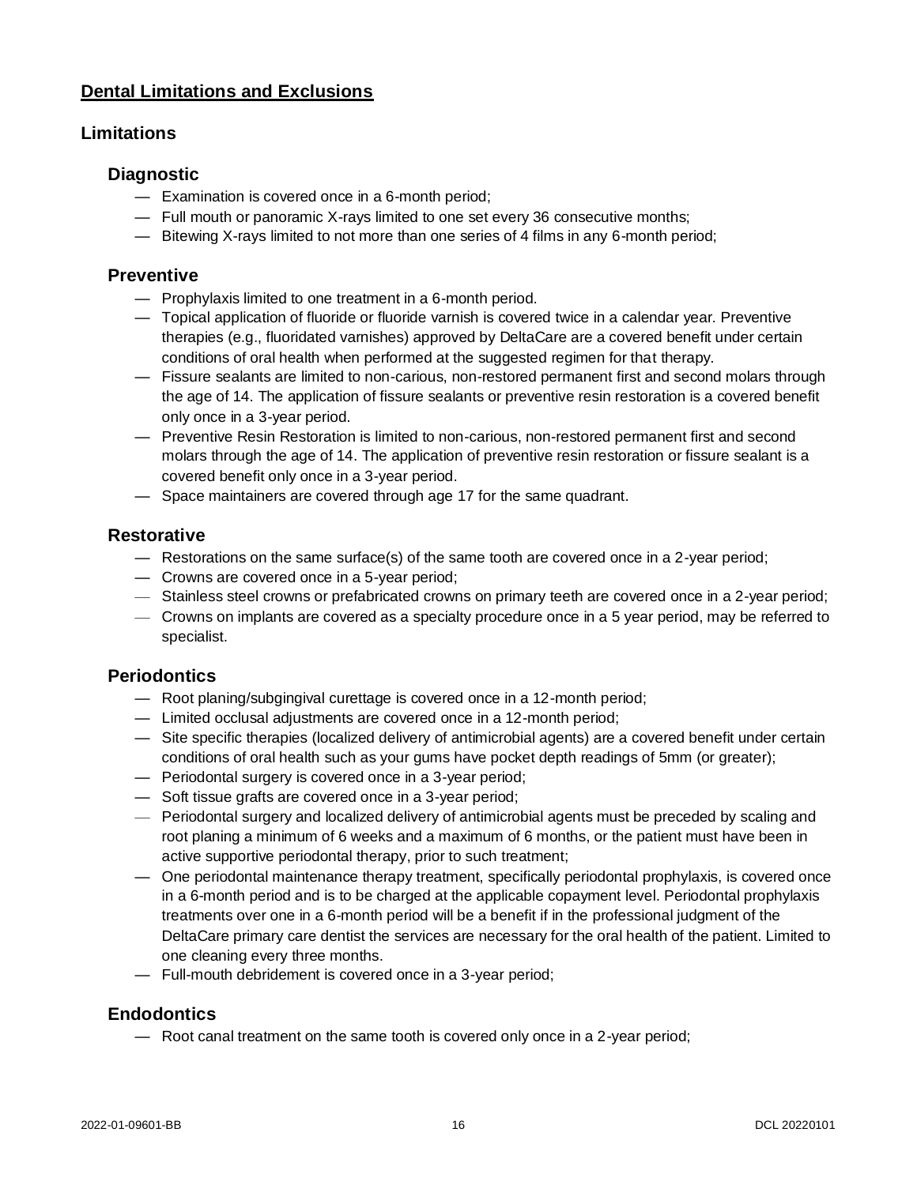## Dental Limitations and Exclusions

### Limitations

#### Diagnostic

- Examination is covered once in a 6-month period;
- Full mouth or panoramic X-rays limited to one set every 36 consecutive months;
- Bitewing X-rays limited to not more than one series of 4 films in any 6-month period;

#### Preventive

- Prophylaxis limited to one treatment in a 6-month period.
- Topical application of fluoride or fluoride varnish is covered twice in a calendar year. Preventive therapies (e.g., fluoridated varnishes) approved by DeltaCare are a covered benefit under certain conditions of oral health when performed at the suggested regimen for that therapy.
- Fissure sealants are limited to non-carious, non-restored permanent first and second molars through the age of 14. The application of fissure sealants or preventive resin restoration is a covered benefit only once in a 3-year period.
- Preventive Resin Restoration is limited to non-carious, non-restored permanent first and second molars through the age of 14. The application of preventive resin restoration or fissure sealant is a covered benefit only once in a 3-year period.
- Space maintainers are covered through age 17 for the same quadrant.

#### Restorative

- Restorations on the same surface(s) of the same tooth are covered once in a 2-year period;
- Crowns are covered once in a 5-year period;
- Stainless steel crowns or prefabricated crowns on primary teeth are covered once in a 2-year period;
- Crowns on implants are covered as a specialty procedure once in a 5 year period, may be referred to specialist.

#### Periodontics

- Root planing/subgingival curettage is covered once in a 12-month period;
- Limited occlusal adjustments are covered once in a 12-month period;
- Site specific therapies (localized delivery of antimicrobial agents) are a covered benefit under certain conditions of oral health such as your gums have pocket depth readings of 5mm (or greater);
- Periodontal surgery is covered once in a 3-year period;
- Soft tissue grafts are covered once in a 3-year period;
- Periodontal surgery and localized delivery of antimicrobial agents must be preceded by scaling and root planing a minimum of 6 weeks and a maximum of 6 months, or the patient must have been in active supportive periodontal therapy, prior to such treatment;
- One periodontal maintenance therapy treatment, specifically periodontal prophylaxis, is covered once in a 6-month period and is to be charged at the applicable copayment level. Periodontal prophylaxis treatments over one in a 6-month period will be a benefit if in the professional judgment of the DeltaCare primary care dentist the services are necessary for the oral health of the patient. Limited to one cleaning every three months.
- Full-mouth debridement is covered once in a 3-year period;

#### Endodontics

- Root canal treatment on the same tooth is covered only once in a 2-year period;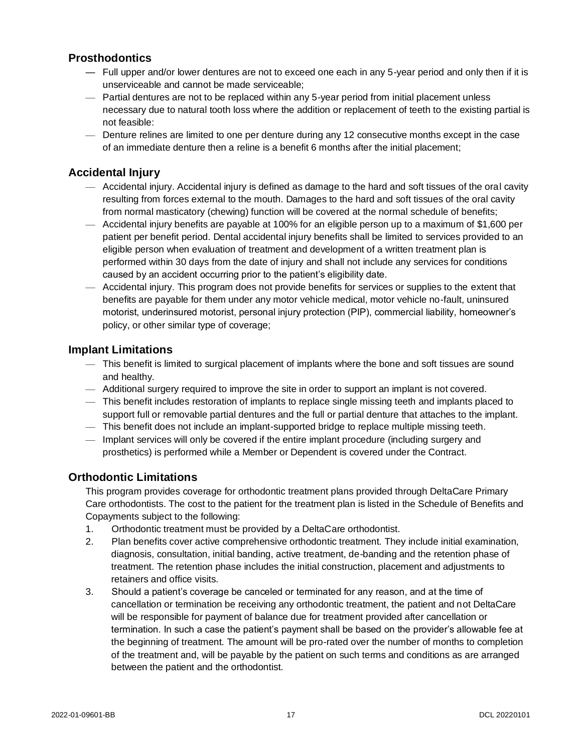## Prosthodontics

- Full upper and/or lower dentures are not to exceed one each in any 5-year period and only then if it is unserviceable and cannot be made serviceable;
- Partial dentures are not to be replaced within any 5-year period from initial placement unless necessary due to natural tooth loss where the addition or replacement of teeth to the existing partial is not feasible:
- Denture relines are limited to one per denture during any 12 consecutive months except in the case of an immediate denture then a reline is a benefit 6 months after the initial placement;

## Accidental Injury

- Accidental injury. Accidental injury is defined as damage to the hard and soft tissues of the oral cavity resulting from forces external to the mouth. Damages to the hard and soft tissues of the oral cavity from normal masticatory (chewing) function will be covered at the normal schedule of benefits;
- Accidental injury benefits are payable at 100% for an eligible person up to a maximum of $1,600 per patient per benefit period. Dental accidental injury benefits shall be limited to services provided to an eligible person when evaluation of treatment and development of a written treatment plan is performed within 30 days from the date of injury and shall not include any services for conditions caused by an accident occurring prior to the patient's eligibility date.
- Accidental injury. This program does not provide benefits for services or supplies to the extent that benefits are payable for them under any motor vehicle medical, motor vehicle no-fault, uninsured motorist, underinsured motorist, personal injury protection (PIP), commercial liability, homeowner's policy, or other similar type of coverage;

## Implant Limitations

- This benefit is limited to surgical placement of implants where the bone and soft tissues are sound and healthy.
- Additional surgery required to improve the site in order to support an implant is not covered.
- This benefit includes restoration of implants to replace single missing teeth and implants placed to support full or removable partial dentures and the full or partial denture that attaches to the implant.
- This benefit does not include an implant-supported bridge to replace multiple missing teeth.
- Implant services will only be covered if the entire implant procedure (including surgery and prosthetics) is performed while a Member or Dependent is covered under the Contract.

## Orthodontic Limitations

This program provides coverage for orthodontic treatment plans provided through DeltaCare Primary Care orthodontists. The cost to the patient for the treatment plan is listed in the Schedule of Benefits and Copayments subject to the following:

1. Orthodontic treatment must be provided by a DeltaCare orthodontist.
2. Plan benefits cover active comprehensive orthodontic treatment. They include initial examination, diagnosis, consultation, initial banding, active treatment, de-banding and the retention phase of treatment. The retention phase includes the initial construction, placement and adjustments to retainers and office visits.
3. Should a patient's coverage be canceled or terminated for any reason, and at the time of cancellation or termination be receiving any orthodontic treatment, the patient and not DeltaCare will be responsible for payment of balance due for treatment provided after cancellation or termination. In such a case the patient's payment shall be based on the provider's allowable fee at the beginning of treatment. The amount will be pro-rated over the number of months to completion of the treatment and, will be payable by the patient on such terms and conditions as are arranged between the patient and the orthodontist.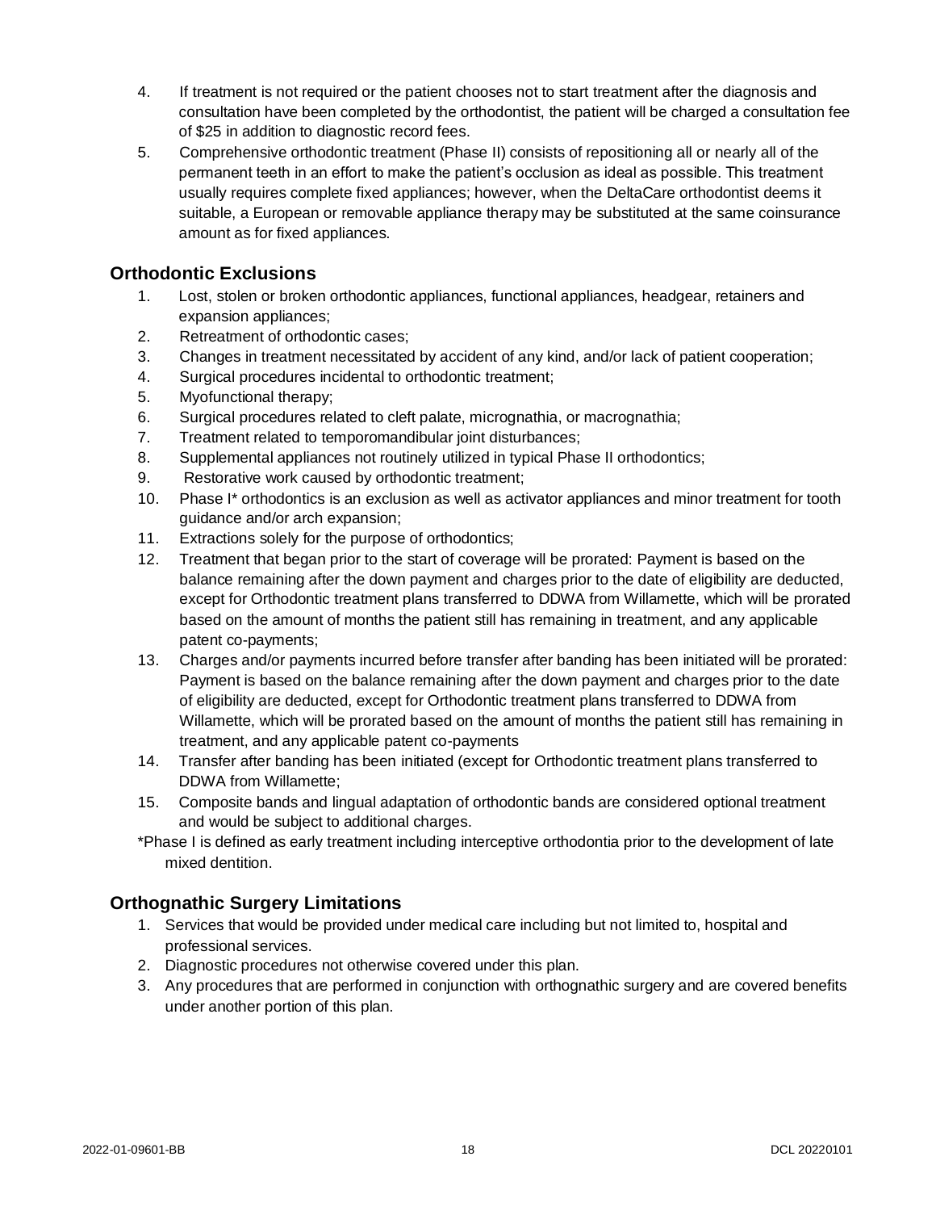4. If treatment is not required or the patient chooses not to start treatment after the diagnosis and consultation have been completed by the orthodontist, the patient will be charged a consultation fee of $25 in addition to diagnostic record fees.
5. Comprehensive orthodontic treatment (Phase II) consists of repositioning all or nearly all of the permanent teeth in an effort to make the patient's occlusion as ideal as possible. This treatment usually requires complete fixed appliances; however, when the DeltaCare orthodontist deems it suitable, a European or removable appliance therapy may be substituted at the same coinsurance amount as for fixed appliances.

## Orthodontic Exclusions

1. Lost, stolen or broken orthodontic appliances, functional appliances, headgear, retainers and expansion appliances;
2. Retreatment of orthodontic cases;
3. Changes in treatment necessitated by accident of any kind, and/or lack of patient cooperation;
4. Surgical procedures incidental to orthodontic treatment;
5. Myofunctional therapy;
6. Surgical procedures related to cleft palate, micrognathia, or macrognathia;
7. Treatment related to temporomandibular joint disturbances;
8. Supplemental appliances not routinely utilized in typical Phase II orthodontics;
9. Restorative work caused by orthodontic treatment;
10. Phase I* orthodontics is an exclusion as well as activator appliances and minor treatment for tooth guidance and/or arch expansion;
11. Extractions solely for the purpose of orthodontics;
12. Treatment that began prior to the start of coverage will be prorated: Payment is based on the balance remaining after the down payment and charges prior to the date of eligibility are deducted, except for Orthodontic treatment plans transferred to DDWA from Willamette, which will be prorated based on the amount of months the patient still has remaining in treatment, and any applicable patent co-payments;
13. Charges and/or payments incurred before transfer after banding has been initiated will be prorated: Payment is based on the balance remaining after the down payment and charges prior to the date of eligibility are deducted, except for Orthodontic treatment plans transferred to DDWA from Willamette, which will be prorated based on the amount of months the patient still has remaining in treatment, and any applicable patent co-payments
14. Transfer after banding has been initiated (except for Orthodontic treatment plans transferred to DDWA from Willamette;
15. Composite bands and lingual adaptation of orthodontic bands are considered optional treatment and would be subject to additional charges.

*Phase I is defined as early treatment including interceptive orthodontia prior to the development of late mixed dentition.

## Orthognathic Surgery Limitations

1. Services that would be provided under medical care including but not limited to, hospital and professional services.
2. Diagnostic procedures not otherwise covered under this plan.
3. Any procedures that are performed in conjunction with orthognathic surgery and are covered benefits under another portion of this plan.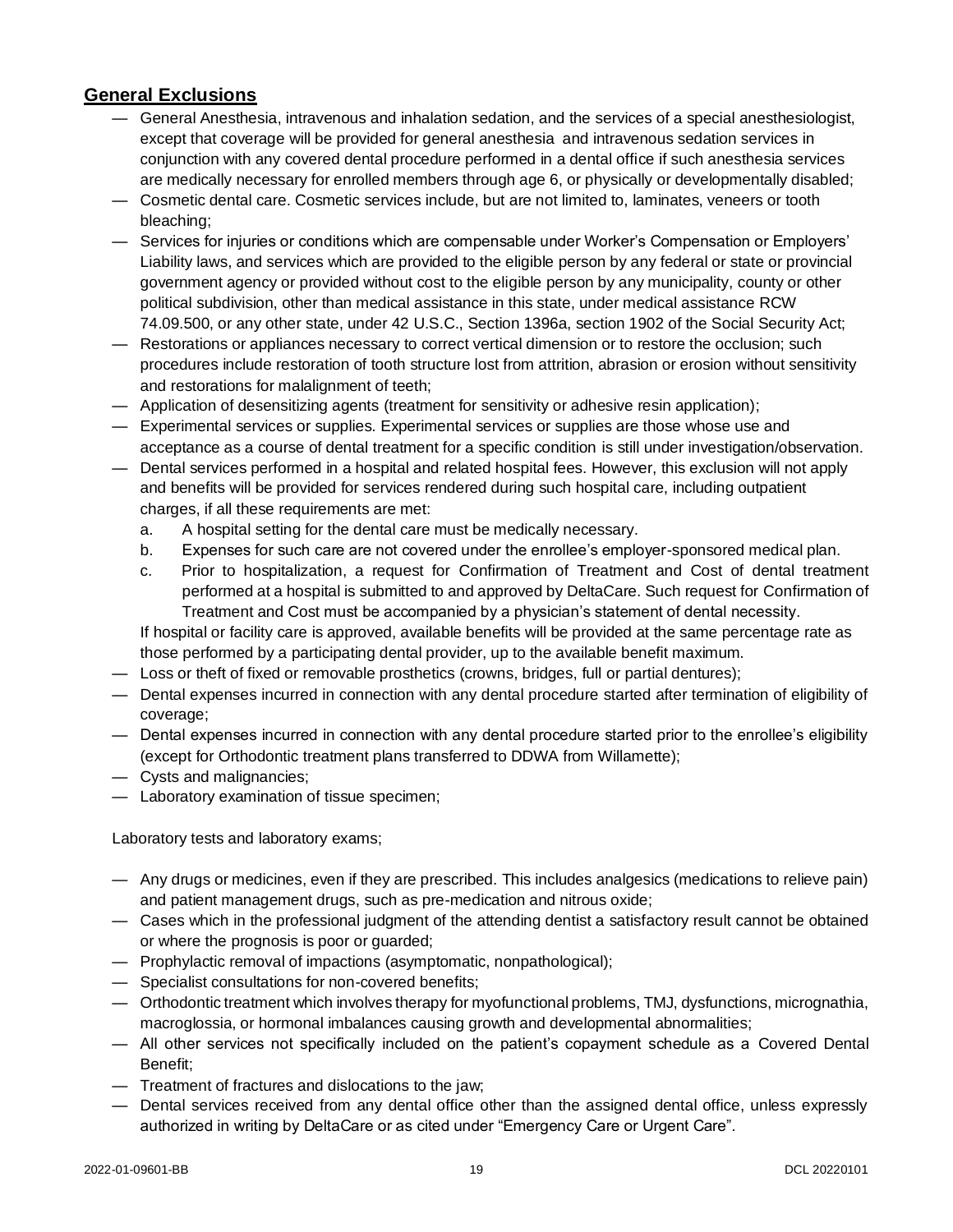## General Exclusions

- General Anesthesia, intravenous and inhalation sedation, and the services of a special anesthesiologist, except that coverage will be provided for general anesthesia and intravenous sedation services in conjunction with any covered dental procedure performed in a dental office if such anesthesia services are medically necessary for enrolled members through age 6, or physically or developmentally disabled;
- Cosmetic dental care. Cosmetic services include, but are not limited to, laminates, veneers or tooth bleaching;
- Services for injuries or conditions which are compensable under Worker's Compensation or Employers' Liability laws, and services which are provided to the eligible person by any federal or state or provincial government agency or provided without cost to the eligible person by any municipality, county or other political subdivision, other than medical assistance in this state, under medical assistance RCW 74.09.500, or any other state, under 42 U.S.C., Section 1396a, section 1902 of the Social Security Act;
- Restorations or appliances necessary to correct vertical dimension or to restore the occlusion; such procedures include restoration of tooth structure lost from attrition, abrasion or erosion without sensitivity and restorations for malalignment of teeth;
- Application of desensitizing agents (treatment for sensitivity or adhesive resin application);
- Experimental services or supplies. Experimental services or supplies are those whose use and acceptance as a course of dental treatment for a specific condition is still under investigation/observation.
- Dental services performed in a hospital and related hospital fees. However, this exclusion will not apply and benefits will be provided for services rendered during such hospital care, including outpatient charges, if all these requirements are met:
  a. A hospital setting for the dental care must be medically necessary.
  b. Expenses for such care are not covered under the enrollee's employer-sponsored medical plan.
  c. Prior to hospitalization, a request for Confirmation of Treatment and Cost of dental treatment performed at a hospital is submitted to and approved by DeltaCare. Such request for Confirmation of Treatment and Cost must be accompanied by a physician's statement of dental necessity.

  If hospital or facility care is approved, available benefits will be provided at the same percentage rate as those performed by a participating dental provider, up to the available benefit maximum.
- Loss or theft of fixed or removable prosthetics (crowns, bridges, full or partial dentures);
- Dental expenses incurred in connection with any dental procedure started after termination of eligibility of coverage;
- Dental expenses incurred in connection with any dental procedure started prior to the enrollee's eligibility (except for Orthodontic treatment plans transferred to DDWA from Willamette);
- Cysts and malignancies;
- Laboratory examination of tissue specimen;

Laboratory tests and laboratory exams;

- Any drugs or medicines, even if they are prescribed. This includes analgesics (medications to relieve pain) and patient management drugs, such as pre-medication and nitrous oxide;
- Cases which in the professional judgment of the attending dentist a satisfactory result cannot be obtained or where the prognosis is poor or guarded;
- Prophylactic removal of impactions (asymptomatic, nonpathological);
- Specialist consultations for non-covered benefits;
- Orthodontic treatment which involves therapy for myofunctional problems, TMJ, dysfunctions, micrognathia, macroglossia, or hormonal imbalances causing growth and developmental abnormalities;
- All other services not specifically included on the patient's copayment schedule as a Covered Dental Benefit;
- Treatment of fractures and dislocations to the jaw;
- Dental services received from any dental office other than the assigned dental office, unless expressly authorized in writing by DeltaCare or as cited under "Emergency Care or Urgent Care".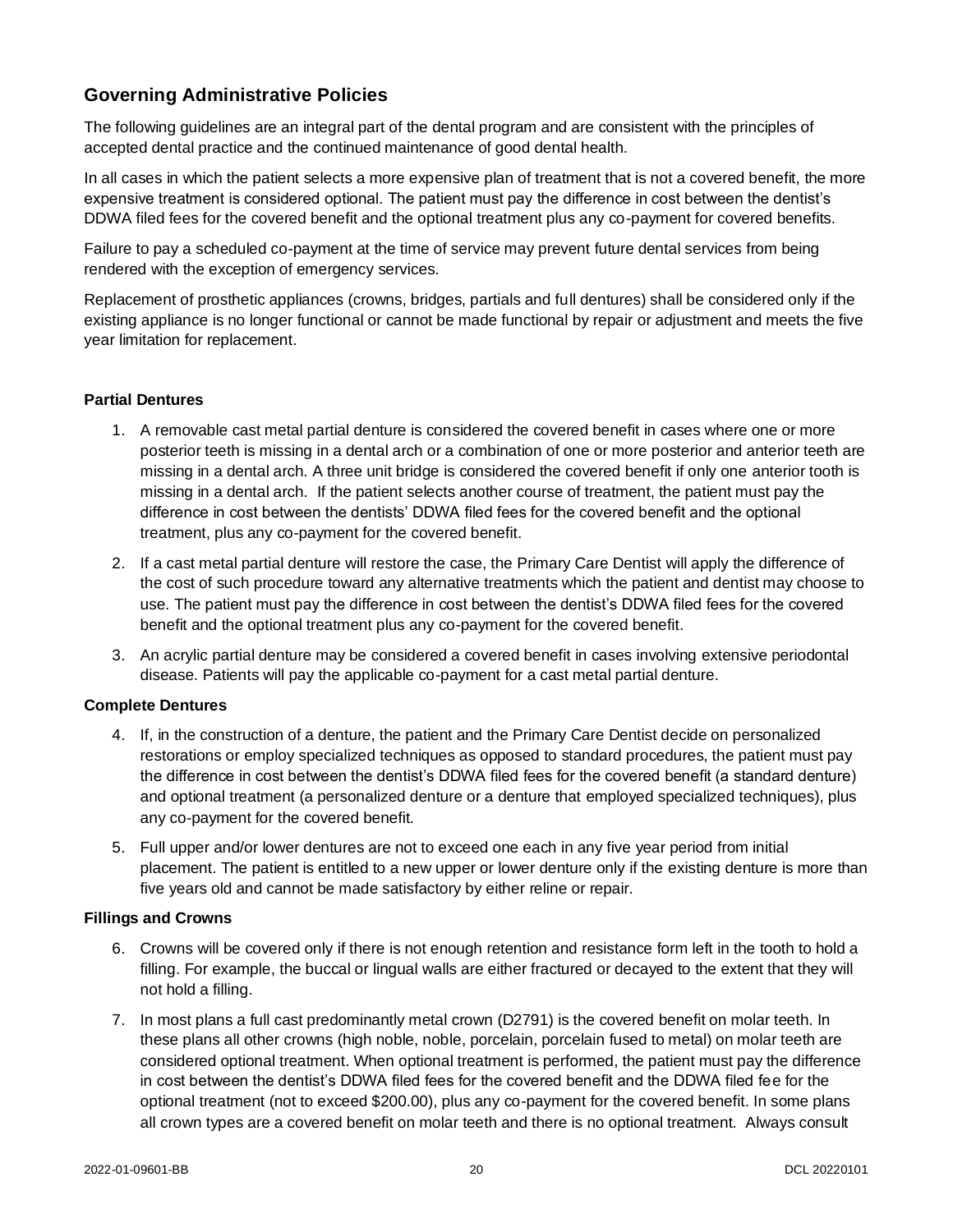## Governing Administrative Policies

The following guidelines are an integral part of the dental program and are consistent with the principles of accepted dental practice and the continued maintenance of good dental health.

In all cases in which the patient selects a more expensive plan of treatment that is not a covered benefit, the more expensive treatment is considered optional. The patient must pay the difference in cost between the dentist's DDWA filed fees for the covered benefit and the optional treatment plus any co-payment for covered benefits.

Failure to pay a scheduled co-payment at the time of service may prevent future dental services from being rendered with the exception of emergency services.

Replacement of prosthetic appliances (crowns, bridges, partials and full dentures) shall be considered only if the existing appliance is no longer functional or cannot be made functional by repair or adjustment and meets the five year limitation for replacement.

**Partial Dentures**

1. A removable cast metal partial denture is considered the covered benefit in cases where one or more posterior teeth is missing in a dental arch or a combination of one or more posterior and anterior teeth are missing in a dental arch. A three unit bridge is considered the covered benefit if only one anterior tooth is missing in a dental arch. If the patient selects another course of treatment, the patient must pay the difference in cost between the dentists' DDWA filed fees for the covered benefit and the optional treatment, plus any co-payment for the covered benefit.
2. If a cast metal partial denture will restore the case, the Primary Care Dentist will apply the difference of the cost of such procedure toward any alternative treatments which the patient and dentist may choose to use. The patient must pay the difference in cost between the dentist's DDWA filed fees for the covered benefit and the optional treatment plus any co-payment for the covered benefit.
3. An acrylic partial denture may be considered a covered benefit in cases involving extensive periodontal disease. Patients will pay the applicable co-payment for a cast metal partial denture.

**Complete Dentures**

4. If, in the construction of a denture, the patient and the Primary Care Dentist decide on personalized restorations or employ specialized techniques as opposed to standard procedures, the patient must pay the difference in cost between the dentist's DDWA filed fees for the covered benefit (a standard denture) and optional treatment (a personalized denture or a denture that employed specialized techniques), plus any co-payment for the covered benefit.
5. Full upper and/or lower dentures are not to exceed one each in any five year period from initial placement. The patient is entitled to a new upper or lower denture only if the existing denture is more than five years old and cannot be made satisfactory by either reline or repair.

**Fillings and Crowns**

6. Crowns will be covered only if there is not enough retention and resistance form left in the tooth to hold a filling. For example, the buccal or lingual walls are either fractured or decayed to the extent that they will not hold a filling.
7. In most plans a full cast predominantly metal crown (D2791) is the covered benefit on molar teeth. In these plans all other crowns (high noble, noble, porcelain, porcelain fused to metal) on molar teeth are considered optional treatment. When optional treatment is performed, the patient must pay the difference in cost between the dentist's DDWA filed fees for the covered benefit and the DDWA filed fee for the optional treatment (not to exceed $200.00), plus any co-payment for the covered benefit. In some plans all crown types are a covered benefit on molar teeth and there is no optional treatment. Always consult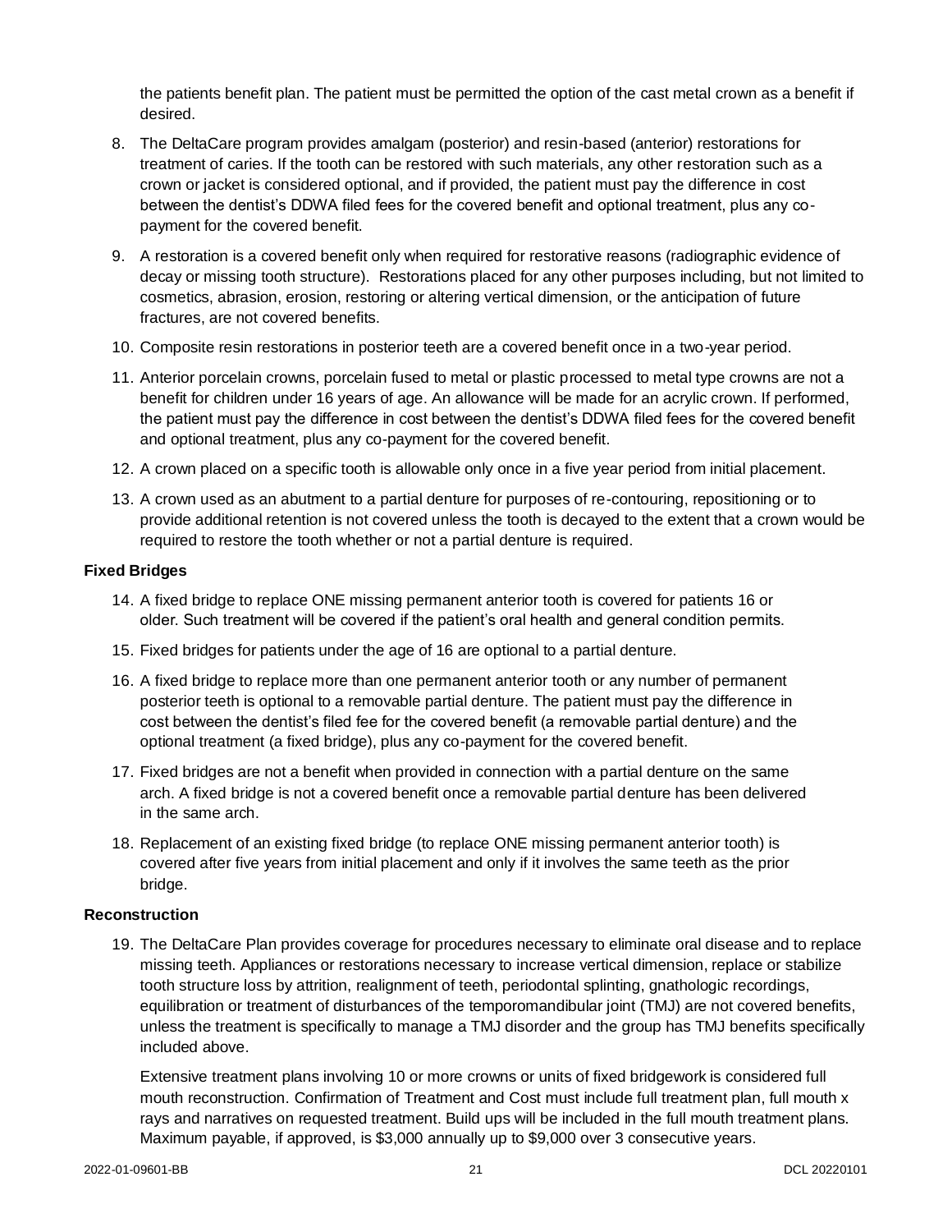the patients benefit plan. The patient must be permitted the option of the cast metal crown as a benefit if desired.

8. The DeltaCare program provides amalgam (posterior) and resin-based (anterior) restorations for treatment of caries. If the tooth can be restored with such materials, any other restoration such as a crown or jacket is considered optional, and if provided, the patient must pay the difference in cost between the dentist's DDWA filed fees for the covered benefit and optional treatment, plus any co-payment for the covered benefit.
9. A restoration is a covered benefit only when required for restorative reasons (radiographic evidence of decay or missing tooth structure). Restorations placed for any other purposes including, but not limited to cosmetics, abrasion, erosion, restoring or altering vertical dimension, or the anticipation of future fractures, are not covered benefits.
10. Composite resin restorations in posterior teeth are a covered benefit once in a two-year period.
11. Anterior porcelain crowns, porcelain fused to metal or plastic processed to metal type crowns are not a benefit for children under 16 years of age. An allowance will be made for an acrylic crown. If performed, the patient must pay the difference in cost between the dentist's DDWA filed fees for the covered benefit and optional treatment, plus any co-payment for the covered benefit.
12. A crown placed on a specific tooth is allowable only once in a five year period from initial placement.
13. A crown used as an abutment to a partial denture for purposes of re-contouring, repositioning or to provide additional retention is not covered unless the tooth is decayed to the extent that a crown would be required to restore the tooth whether or not a partial denture is required.

**Fixed Bridges**

14. A fixed bridge to replace ONE missing permanent anterior tooth is covered for patients 16 or older. Such treatment will be covered if the patient's oral health and general condition permits.
15. Fixed bridges for patients under the age of 16 are optional to a partial denture.
16. A fixed bridge to replace more than one permanent anterior tooth or any number of permanent posterior teeth is optional to a removable partial denture. The patient must pay the difference in cost between the dentist's filed fee for the covered benefit (a removable partial denture) and the optional treatment (a fixed bridge), plus any co-payment for the covered benefit.
17. Fixed bridges are not a benefit when provided in connection with a partial denture on the same arch. A fixed bridge is not a covered benefit once a removable partial denture has been delivered in the same arch.
18. Replacement of an existing fixed bridge (to replace ONE missing permanent anterior tooth) is covered after five years from initial placement and only if it involves the same teeth as the prior bridge.

**Reconstruction**

19. The DeltaCare Plan provides coverage for procedures necessary to eliminate oral disease and to replace missing teeth. Appliances or restorations necessary to increase vertical dimension, replace or stabilize tooth structure loss by attrition, realignment of teeth, periodontal splinting, gnathologic recordings, equilibration or treatment of disturbances of the temporomandibular joint (TMJ) are not covered benefits, unless the treatment is specifically to manage a TMJ disorder and the group has TMJ benefits specifically included above.

    Extensive treatment plans involving 10 or more crowns or units of fixed bridgework is considered full mouth reconstruction. Confirmation of Treatment and Cost must include full treatment plan, full mouth x rays and narratives on requested treatment. Build ups will be included in the full mouth treatment plans. Maximum payable, if approved, is $3,000 annually up to $9,000 over 3 consecutive years.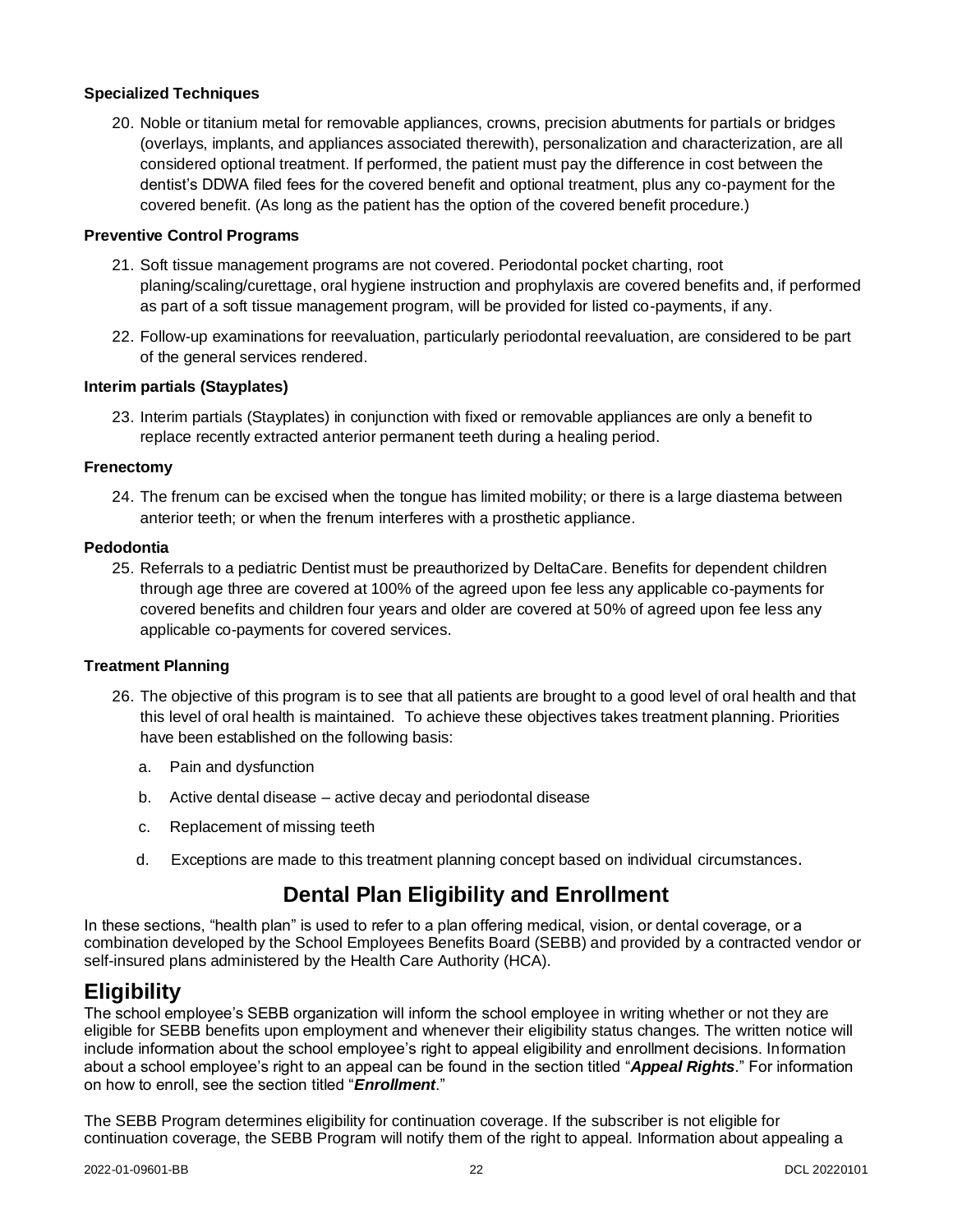**Specialized Techniques**

20. Noble or titanium metal for removable appliances, crowns, precision abutments for partials or bridges (overlays, implants, and appliances associated therewith), personalization and characterization, are all considered optional treatment. If performed, the patient must pay the difference in cost between the dentist's DDWA filed fees for the covered benefit and optional treatment, plus any co-payment for the covered benefit. (As long as the patient has the option of the covered benefit procedure.)

**Preventive Control Programs**

21. Soft tissue management programs are not covered. Periodontal pocket charting, root planing/scaling/curettage, oral hygiene instruction and prophylaxis are covered benefits and, if performed as part of a soft tissue management program, will be provided for listed co-payments, if any.
22. Follow-up examinations for reevaluation, particularly periodontal reevaluation, are considered to be part of the general services rendered.

**Interim partials (Stayplates)**

23. Interim partials (Stayplates) in conjunction with fixed or removable appliances are only a benefit to replace recently extracted anterior permanent teeth during a healing period.

**Frenectomy**

24. The frenum can be excised when the tongue has limited mobility; or there is a large diastema between anterior teeth; or when the frenum interferes with a prosthetic appliance.

**Pedodontia**

25. Referrals to a pediatric Dentist must be preauthorized by DeltaCare. Benefits for dependent children through age three are covered at 100% of the agreed upon fee less any applicable co-payments for covered benefits and children four years and older are covered at 50% of agreed upon fee less any applicable co-payments for covered services.

**Treatment Planning**

26. The objective of this program is to see that all patients are brought to a good level of oral health and that this level of oral health is maintained. To achieve these objectives takes treatment planning. Priorities have been established on the following basis:
    a. Pain and dysfunction
    b. Active dental disease – active decay and periodontal disease
    c. Replacement of missing teeth
    d. Exceptions are made to this treatment planning concept based on individual circumstances.

# Dental Plan Eligibility and Enrollment

In these sections, "health plan" is used to refer to a plan offering medical, vision, or dental coverage, or a combination developed by the School Employees Benefits Board (SEBB) and provided by a contracted vendor or self-insured plans administered by the Health Care Authority (HCA).

## Eligibility

The school employee's SEBB organization will inform the school employee in writing whether or not they are eligible for SEBB benefits upon employment and whenever their eligibility status changes. The written notice will include information about the school employee's right to appeal eligibility and enrollment decisions. Information about a school employee's right to an appeal can be found in the section titled "***Appeal Rights***." For information on how to enroll, see the section titled "***Enrollment***."

The SEBB Program determines eligibility for continuation coverage. If the subscriber is not eligible for continuation coverage, the SEBB Program will notify them of the right to appeal. Information about appealing a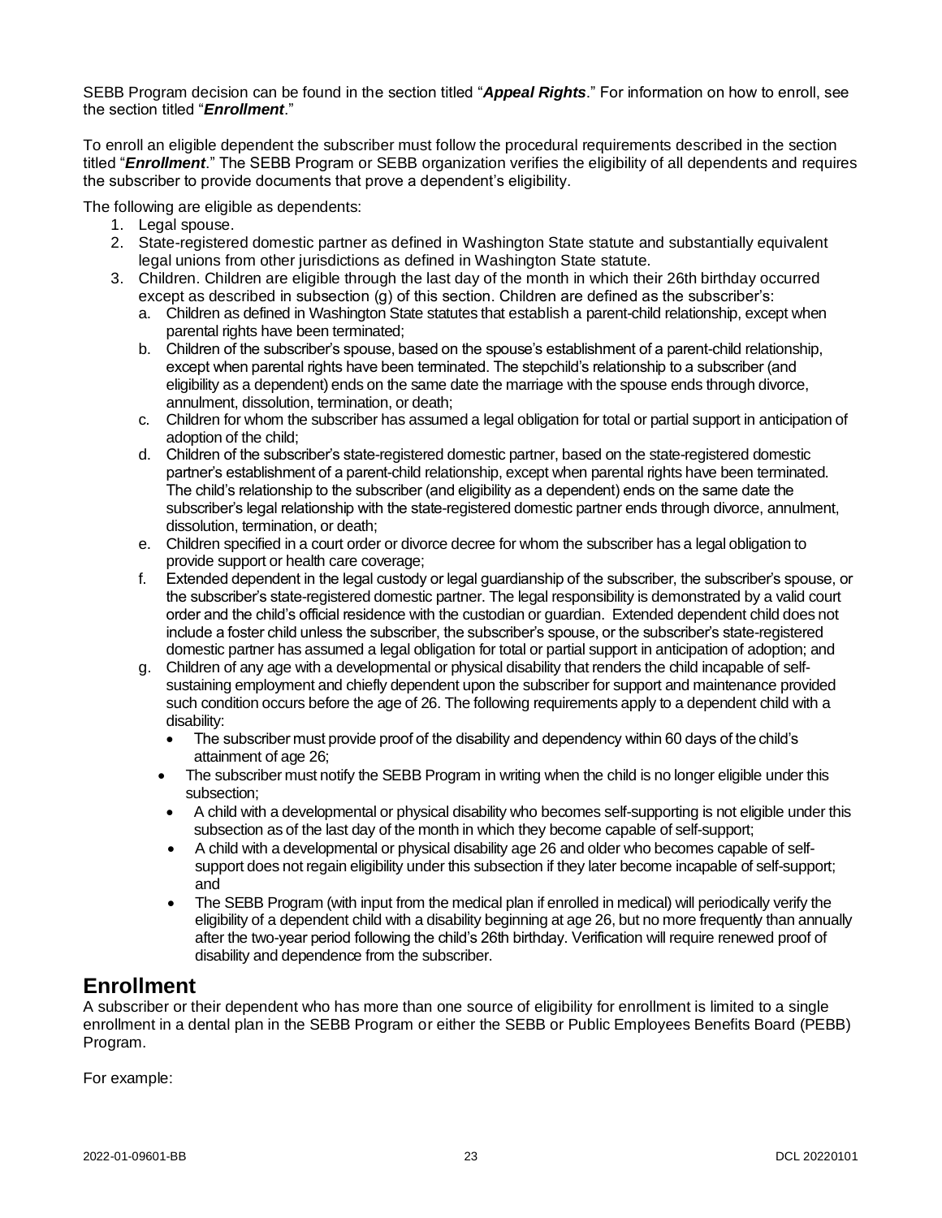SEBB Program decision can be found in the section titled "***Appeal Rights***." For information on how to enroll, see the section titled "***Enrollment***."

To enroll an eligible dependent the subscriber must follow the procedural requirements described in the section titled "***Enrollment***." The SEBB Program or SEBB organization verifies the eligibility of all dependents and requires the subscriber to provide documents that prove a dependent's eligibility.

The following are eligible as dependents:

1. Legal spouse.
2. State-registered domestic partner as defined in Washington State statute and substantially equivalent legal unions from other jurisdictions as defined in Washington State statute.
3. Children. Children are eligible through the last day of the month in which their 26th birthday occurred except as described in subsection (g) of this section. Children are defined as the subscriber's:
   a. Children as defined in Washington State statutes that establish a parent-child relationship, except when parental rights have been terminated;
   b. Children of the subscriber's spouse, based on the spouse's establishment of a parent-child relationship, except when parental rights have been terminated. The stepchild's relationship to a subscriber (and eligibility as a dependent) ends on the same date the marriage with the spouse ends through divorce, annulment, dissolution, termination, or death;
   c. Children for whom the subscriber has assumed a legal obligation for total or partial support in anticipation of adoption of the child;
   d. Children of the subscriber's state-registered domestic partner, based on the state-registered domestic partner's establishment of a parent-child relationship, except when parental rights have been terminated. The child's relationship to the subscriber (and eligibility as a dependent) ends on the same date the subscriber's legal relationship with the state-registered domestic partner ends through divorce, annulment, dissolution, termination, or death;
   e. Children specified in a court order or divorce decree for whom the subscriber has a legal obligation to provide support or health care coverage;
   f. Extended dependent in the legal custody or legal guardianship of the subscriber, the subscriber's spouse, or the subscriber's state-registered domestic partner. The legal responsibility is demonstrated by a valid court order and the child's official residence with the custodian or guardian. Extended dependent child does not include a foster child unless the subscriber, the subscriber's spouse, or the subscriber's state-registered domestic partner has assumed a legal obligation for total or partial support in anticipation of adoption; and
   g. Children of any age with a developmental or physical disability that renders the child incapable of self-sustaining employment and chiefly dependent upon the subscriber for support and maintenance provided such condition occurs before the age of 26. The following requirements apply to a dependent child with a disability:
      - The subscriber must provide proof of the disability and dependency within 60 days of the child's attainment of age 26;
      - The subscriber must notify the SEBB Program in writing when the child is no longer eligible under this subsection;
      - A child with a developmental or physical disability who becomes self-supporting is not eligible under this subsection as of the last day of the month in which they become capable of self-support;
      - A child with a developmental or physical disability age 26 and older who becomes capable of self-support does not regain eligibility under this subsection if they later become incapable of self-support; and
      - The SEBB Program (with input from the medical plan if enrolled in medical) will periodically verify the eligibility of a dependent child with a disability beginning at age 26, but no more frequently than annually after the two-year period following the child's 26th birthday. Verification will require renewed proof of disability and dependence from the subscriber.

## Enrollment

A subscriber or their dependent who has more than one source of eligibility for enrollment is limited to a single enrollment in a dental plan in the SEBB Program or either the SEBB or Public Employees Benefits Board (PEBB) Program.

For example: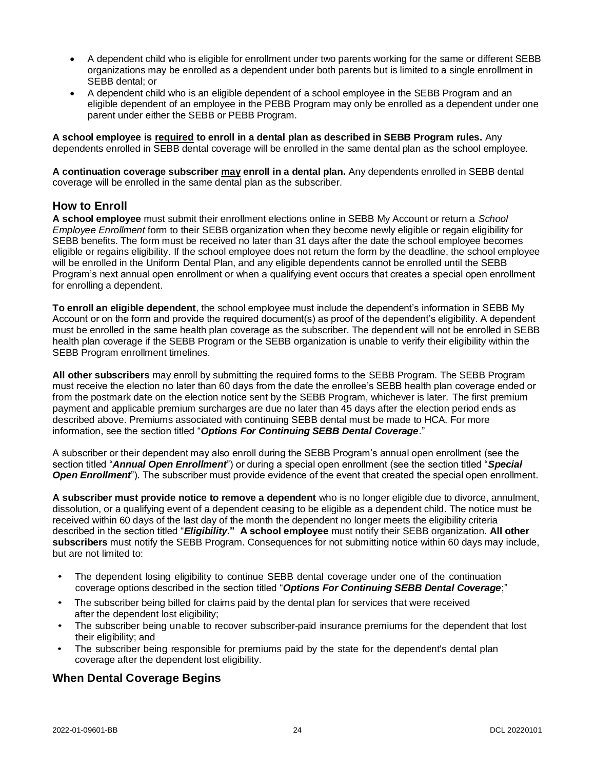- A dependent child who is eligible for enrollment under two parents working for the same or different SEBB organizations may be enrolled as a dependent under both parents but is limited to a single enrollment in SEBB dental; or
- A dependent child who is an eligible dependent of a school employee in the SEBB Program and an eligible dependent of an employee in the PEBB Program may only be enrolled as a dependent under one parent under either the SEBB or PEBB Program.

**A school employee is <u>required</u> to enroll in a dental plan as described in SEBB Program rules.** Any dependents enrolled in SEBB dental coverage will be enrolled in the same dental plan as the school employee.

**A continuation coverage subscriber <u>may</u> enroll in a dental plan.** Any dependents enrolled in SEBB dental coverage will be enrolled in the same dental plan as the subscriber.

## How to Enroll

**A school employee** must submit their enrollment elections online in SEBB My Account or return a *School Employee Enrollment* form to their SEBB organization when they become newly eligible or regain eligibility for SEBB benefits. The form must be received no later than 31 days after the date the school employee becomes eligible or regains eligibility. If the school employee does not return the form by the deadline, the school employee will be enrolled in the Uniform Dental Plan, and any eligible dependents cannot be enrolled until the SEBB Program's next annual open enrollment or when a qualifying event occurs that creates a special open enrollment for enrolling a dependent.

**To enroll an eligible dependent**, the school employee must include the dependent's information in SEBB My Account or on the form and provide the required document(s) as proof of the dependent's eligibility. A dependent must be enrolled in the same health plan coverage as the subscriber. The dependent will not be enrolled in SEBB health plan coverage if the SEBB Program or the SEBB organization is unable to verify their eligibility within the SEBB Program enrollment timelines.

**All other subscribers** may enroll by submitting the required forms to the SEBB Program. The SEBB Program must receive the election no later than 60 days from the date the enrollee's SEBB health plan coverage ended or from the postmark date on the election notice sent by the SEBB Program, whichever is later. The first premium payment and applicable premium surcharges are due no later than 45 days after the election period ends as described above. Premiums associated with continuing SEBB dental must be made to HCA. For more information, see the section titled "***Options For Continuing SEBB Dental Coverage***."

A subscriber or their dependent may also enroll during the SEBB Program's annual open enrollment (see the section titled "***Annual Open Enrollment***") or during a special open enrollment (see the section titled "***Special Open Enrollment***"). The subscriber must provide evidence of the event that created the special open enrollment.

**A subscriber must provide notice to remove a dependent** who is no longer eligible due to divorce, annulment, dissolution, or a qualifying event of a dependent ceasing to be eligible as a dependent child. The notice must be received within 60 days of the last day of the month the dependent no longer meets the eligibility criteria described in the section titled "***Eligibility***." **A school employee** must notify their SEBB organization. **All other subscribers** must notify the SEBB Program. Consequences for not submitting notice within 60 days may include, but are not limited to:

- The dependent losing eligibility to continue SEBB dental coverage under one of the continuation coverage options described in the section titled "***Options For Continuing SEBB Dental Coverage***;"
- The subscriber being billed for claims paid by the dental plan for services that were received after the dependent lost eligibility;
- The subscriber being unable to recover subscriber-paid insurance premiums for the dependent that lost their eligibility; and
- The subscriber being responsible for premiums paid by the state for the dependent's dental plan coverage after the dependent lost eligibility.

## When Dental Coverage Begins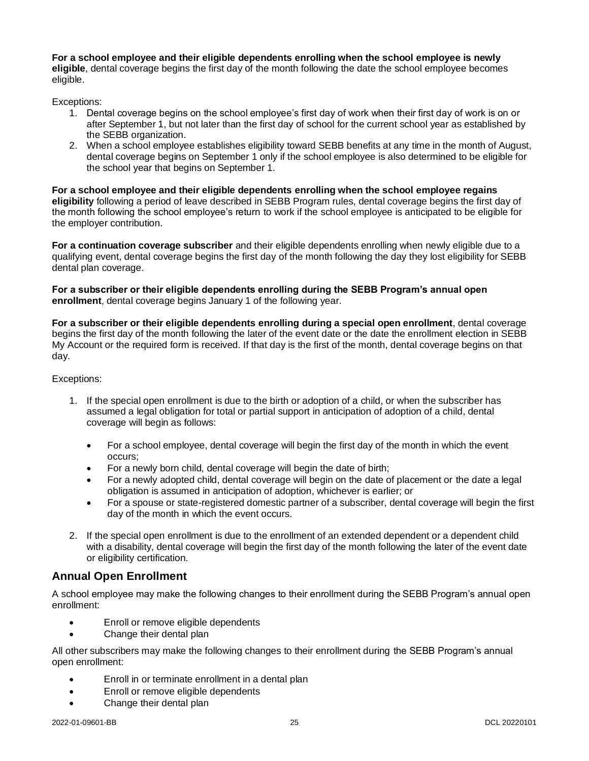**For a school employee and their eligible dependents enrolling when the school employee is newly eligible**, dental coverage begins the first day of the month following the date the school employee becomes eligible.

Exceptions:

1. Dental coverage begins on the school employee's first day of work when their first day of work is on or after September 1, but not later than the first day of school for the current school year as established by the SEBB organization.
2. When a school employee establishes eligibility toward SEBB benefits at any time in the month of August, dental coverage begins on September 1 only if the school employee is also determined to be eligible for the school year that begins on September 1.

**For a school employee and their eligible dependents enrolling when the school employee regains eligibility** following a period of leave described in SEBB Program rules, dental coverage begins the first day of the month following the school employee's return to work if the school employee is anticipated to be eligible for the employer contribution.

**For a continuation coverage subscriber** and their eligible dependents enrolling when newly eligible due to a qualifying event, dental coverage begins the first day of the month following the day they lost eligibility for SEBB dental plan coverage.

**For a subscriber or their eligible dependents enrolling during the SEBB Program's annual open enrollment**, dental coverage begins January 1 of the following year.

**For a subscriber or their eligible dependents enrolling during a special open enrollment**, dental coverage begins the first day of the month following the later of the event date or the date the enrollment election in SEBB My Account or the required form is received. If that day is the first of the month, dental coverage begins on that day.

Exceptions:

1. If the special open enrollment is due to the birth or adoption of a child, or when the subscriber has assumed a legal obligation for total or partial support in anticipation of adoption of a child, dental coverage will begin as follows:
   - For a school employee, dental coverage will begin the first day of the month in which the event occurs;
   - For a newly born child, dental coverage will begin the date of birth;
   - For a newly adopted child, dental coverage will begin on the date of placement or the date a legal obligation is assumed in anticipation of adoption, whichever is earlier; or
   - For a spouse or state-registered domestic partner of a subscriber, dental coverage will begin the first day of the month in which the event occurs.
2. If the special open enrollment is due to the enrollment of an extended dependent or a dependent child with a disability, dental coverage will begin the first day of the month following the later of the event date or eligibility certification.

## Annual Open Enrollment

A school employee may make the following changes to their enrollment during the SEBB Program's annual open enrollment:

- Enroll or remove eligible dependents
- Change their dental plan

All other subscribers may make the following changes to their enrollment during the SEBB Program's annual open enrollment:

- Enroll in or terminate enrollment in a dental plan
- Enroll or remove eligible dependents
- Change their dental plan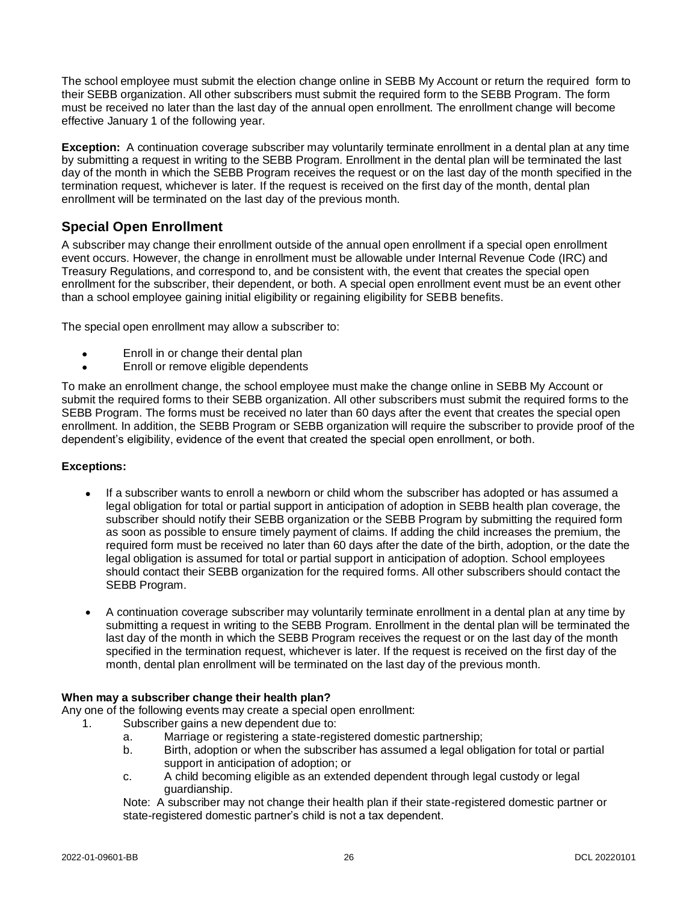The school employee must submit the election change online in SEBB My Account or return the required form to their SEBB organization. All other subscribers must submit the required form to the SEBB Program. The form must be received no later than the last day of the annual open enrollment. The enrollment change will become effective January 1 of the following year.

**Exception:** A continuation coverage subscriber may voluntarily terminate enrollment in a dental plan at any time by submitting a request in writing to the SEBB Program. Enrollment in the dental plan will be terminated the last day of the month in which the SEBB Program receives the request or on the last day of the month specified in the termination request, whichever is later. If the request is received on the first day of the month, dental plan enrollment will be terminated on the last day of the previous month.

## Special Open Enrollment

A subscriber may change their enrollment outside of the annual open enrollment if a special open enrollment event occurs. However, the change in enrollment must be allowable under Internal Revenue Code (IRC) and Treasury Regulations, and correspond to, and be consistent with, the event that creates the special open enrollment for the subscriber, their dependent, or both. A special open enrollment event must be an event other than a school employee gaining initial eligibility or regaining eligibility for SEBB benefits.

The special open enrollment may allow a subscriber to:

- Enroll in or change their dental plan
- Enroll or remove eligible dependents

To make an enrollment change, the school employee must make the change online in SEBB My Account or submit the required forms to their SEBB organization. All other subscribers must submit the required forms to the SEBB Program. The forms must be received no later than 60 days after the event that creates the special open enrollment. In addition, the SEBB Program or SEBB organization will require the subscriber to provide proof of the dependent's eligibility, evidence of the event that created the special open enrollment, or both.

**Exceptions:**

- If a subscriber wants to enroll a newborn or child whom the subscriber has adopted or has assumed a legal obligation for total or partial support in anticipation of adoption in SEBB health plan coverage, the subscriber should notify their SEBB organization or the SEBB Program by submitting the required form as soon as possible to ensure timely payment of claims. If adding the child increases the premium, the required form must be received no later than 60 days after the date of the birth, adoption, or the date the legal obligation is assumed for total or partial support in anticipation of adoption. School employees should contact their SEBB organization for the required forms. All other subscribers should contact the SEBB Program.

- A continuation coverage subscriber may voluntarily terminate enrollment in a dental plan at any time by submitting a request in writing to the SEBB Program. Enrollment in the dental plan will be terminated the last day of the month in which the SEBB Program receives the request or on the last day of the month specified in the termination request, whichever is later. If the request is received on the first day of the month, dental plan enrollment will be terminated on the last day of the previous month.

**When may a subscriber change their health plan?**

Any one of the following events may create a special open enrollment:

1. Subscriber gains a new dependent due to:
   a. Marriage or registering a state-registered domestic partnership;
   b. Birth, adoption or when the subscriber has assumed a legal obligation for total or partial support in anticipation of adoption; or
   c. A child becoming eligible as an extended dependent through legal custody or legal guardianship.

   Note: A subscriber may not change their health plan if their state-registered domestic partner or state-registered domestic partner's child is not a tax dependent.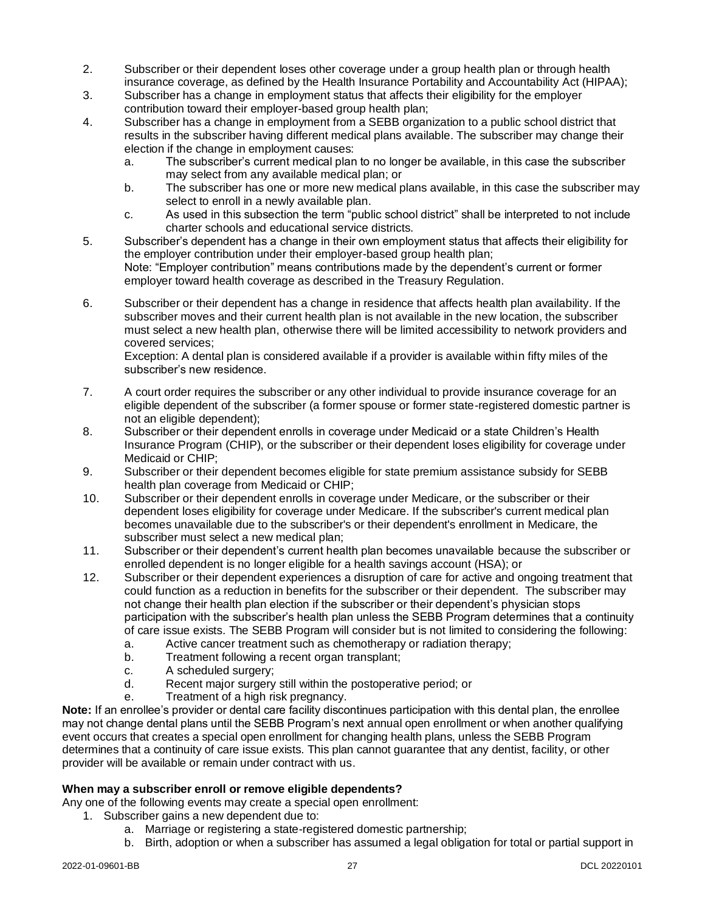2. Subscriber or their dependent loses other coverage under a group health plan or through health insurance coverage, as defined by the Health Insurance Portability and Accountability Act (HIPAA);
3. Subscriber has a change in employment status that affects their eligibility for the employer contribution toward their employer-based group health plan;
4. Subscriber has a change in employment from a SEBB organization to a public school district that results in the subscriber having different medical plans available. The subscriber may change their election if the change in employment causes:
   a. The subscriber's current medical plan to no longer be available, in this case the subscriber may select from any available medical plan; or
   b. The subscriber has one or more new medical plans available, in this case the subscriber may select to enroll in a newly available plan.
   c. As used in this subsection the term "public school district" shall be interpreted to not include charter schools and educational service districts.
5. Subscriber's dependent has a change in their own employment status that affects their eligibility for the employer contribution under their employer-based group health plan;
   Note: "Employer contribution" means contributions made by the dependent's current or former employer toward health coverage as described in the Treasury Regulation.
6. Subscriber or their dependent has a change in residence that affects health plan availability. If the subscriber moves and their current health plan is not available in the new location, the subscriber must select a new health plan, otherwise there will be limited accessibility to network providers and covered services;
   Exception: A dental plan is considered available if a provider is available within fifty miles of the subscriber's new residence.
7. A court order requires the subscriber or any other individual to provide insurance coverage for an eligible dependent of the subscriber (a former spouse or former state-registered domestic partner is not an eligible dependent);
8. Subscriber or their dependent enrolls in coverage under Medicaid or a state Children's Health Insurance Program (CHIP), or the subscriber or their dependent loses eligibility for coverage under Medicaid or CHIP;
9. Subscriber or their dependent becomes eligible for state premium assistance subsidy for SEBB health plan coverage from Medicaid or CHIP;
10. Subscriber or their dependent enrolls in coverage under Medicare, or the subscriber or their dependent loses eligibility for coverage under Medicare. If the subscriber's current medical plan becomes unavailable due to the subscriber's or their dependent's enrollment in Medicare, the subscriber must select a new medical plan;
11. Subscriber or their dependent's current health plan becomes unavailable because the subscriber or enrolled dependent is no longer eligible for a health savings account (HSA); or
12. Subscriber or their dependent experiences a disruption of care for active and ongoing treatment that could function as a reduction in benefits for the subscriber or their dependent. The subscriber may not change their health plan election if the subscriber or their dependent's physician stops participation with the subscriber's health plan unless the SEBB Program determines that a continuity of care issue exists. The SEBB Program will consider but is not limited to considering the following:
   a. Active cancer treatment such as chemotherapy or radiation therapy;
   b. Treatment following a recent organ transplant;
   c. A scheduled surgery;
   d. Recent major surgery still within the postoperative period; or
   e. Treatment of a high risk pregnancy.

**Note:** If an enrollee's provider or dental care facility discontinues participation with this dental plan, the enrollee may not change dental plans until the SEBB Program's next annual open enrollment or when another qualifying event occurs that creates a special open enrollment for changing health plans, unless the SEBB Program determines that a continuity of care issue exists. This plan cannot guarantee that any dentist, facility, or other provider will be available or remain under contract with us.

**When may a subscriber enroll or remove eligible dependents?**

Any one of the following events may create a special open enrollment:

1. Subscriber gains a new dependent due to:
   a. Marriage or registering a state-registered domestic partnership;
   b. Birth, adoption or when a subscriber has assumed a legal obligation for total or partial support in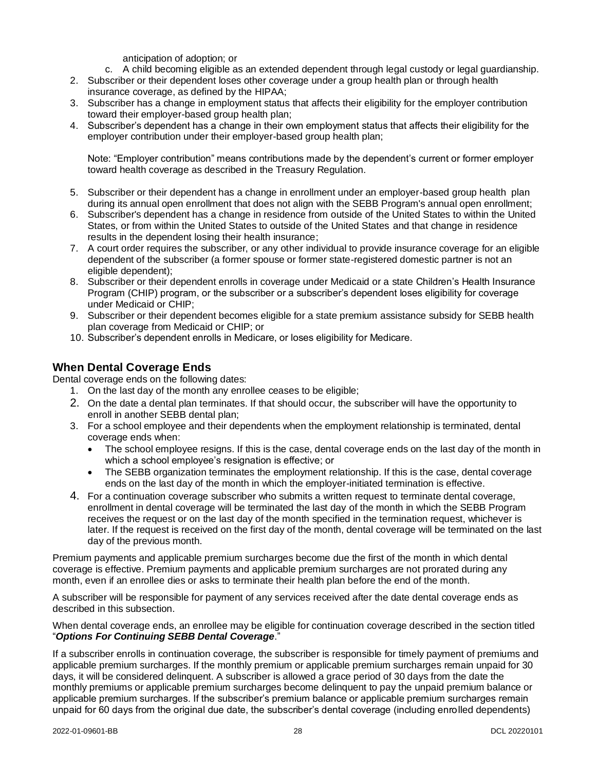anticipation of adoption; or

   c. A child becoming eligible as an extended dependent through legal custody or legal guardianship.

2. Subscriber or their dependent loses other coverage under a group health plan or through health insurance coverage, as defined by the HIPAA;
3. Subscriber has a change in employment status that affects their eligibility for the employer contribution toward their employer-based group health plan;
4. Subscriber's dependent has a change in their own employment status that affects their eligibility for the employer contribution under their employer-based group health plan;

   Note: "Employer contribution" means contributions made by the dependent's current or former employer toward health coverage as described in the Treasury Regulation.

5. Subscriber or their dependent has a change in enrollment under an employer-based group health plan during its annual open enrollment that does not align with the SEBB Program's annual open enrollment;
6. Subscriber's dependent has a change in residence from outside of the United States to within the United States, or from within the United States to outside of the United States and that change in residence results in the dependent losing their health insurance;
7. A court order requires the subscriber, or any other individual to provide insurance coverage for an eligible dependent of the subscriber (a former spouse or former state-registered domestic partner is not an eligible dependent);
8. Subscriber or their dependent enrolls in coverage under Medicaid or a state Children's Health Insurance Program (CHIP) program, or the subscriber or a subscriber's dependent loses eligibility for coverage under Medicaid or CHIP;
9. Subscriber or their dependent becomes eligible for a state premium assistance subsidy for SEBB health plan coverage from Medicaid or CHIP; or
10. Subscriber's dependent enrolls in Medicare, or loses eligibility for Medicare.

## When Dental Coverage Ends

Dental coverage ends on the following dates:

1. On the last day of the month any enrollee ceases to be eligible;
2. On the date a dental plan terminates. If that should occur, the subscriber will have the opportunity to enroll in another SEBB dental plan;
3. For a school employee and their dependents when the employment relationship is terminated, dental coverage ends when:
   - The school employee resigns. If this is the case, dental coverage ends on the last day of the month in which a school employee's resignation is effective; or
   - The SEBB organization terminates the employment relationship. If this is the case, dental coverage ends on the last day of the month in which the employer-initiated termination is effective.
4. For a continuation coverage subscriber who submits a written request to terminate dental coverage, enrollment in dental coverage will be terminated the last day of the month in which the SEBB Program receives the request or on the last day of the month specified in the termination request, whichever is later. If the request is received on the first day of the month, dental coverage will be terminated on the last day of the previous month.

Premium payments and applicable premium surcharges become due the first of the month in which dental coverage is effective. Premium payments and applicable premium surcharges are not prorated during any month, even if an enrollee dies or asks to terminate their health plan before the end of the month.

A subscriber will be responsible for payment of any services received after the date dental coverage ends as described in this subsection.

When dental coverage ends, an enrollee may be eligible for continuation coverage described in the section titled "***Options For Continuing SEBB Dental Coverage***."

If a subscriber enrolls in continuation coverage, the subscriber is responsible for timely payment of premiums and applicable premium surcharges. If the monthly premium or applicable premium surcharges remain unpaid for 30 days, it will be considered delinquent. A subscriber is allowed a grace period of 30 days from the date the monthly premiums or applicable premium surcharges become delinquent to pay the unpaid premium balance or applicable premium surcharges. If the subscriber's premium balance or applicable premium surcharges remain unpaid for 60 days from the original due date, the subscriber's dental coverage (including enrolled dependents)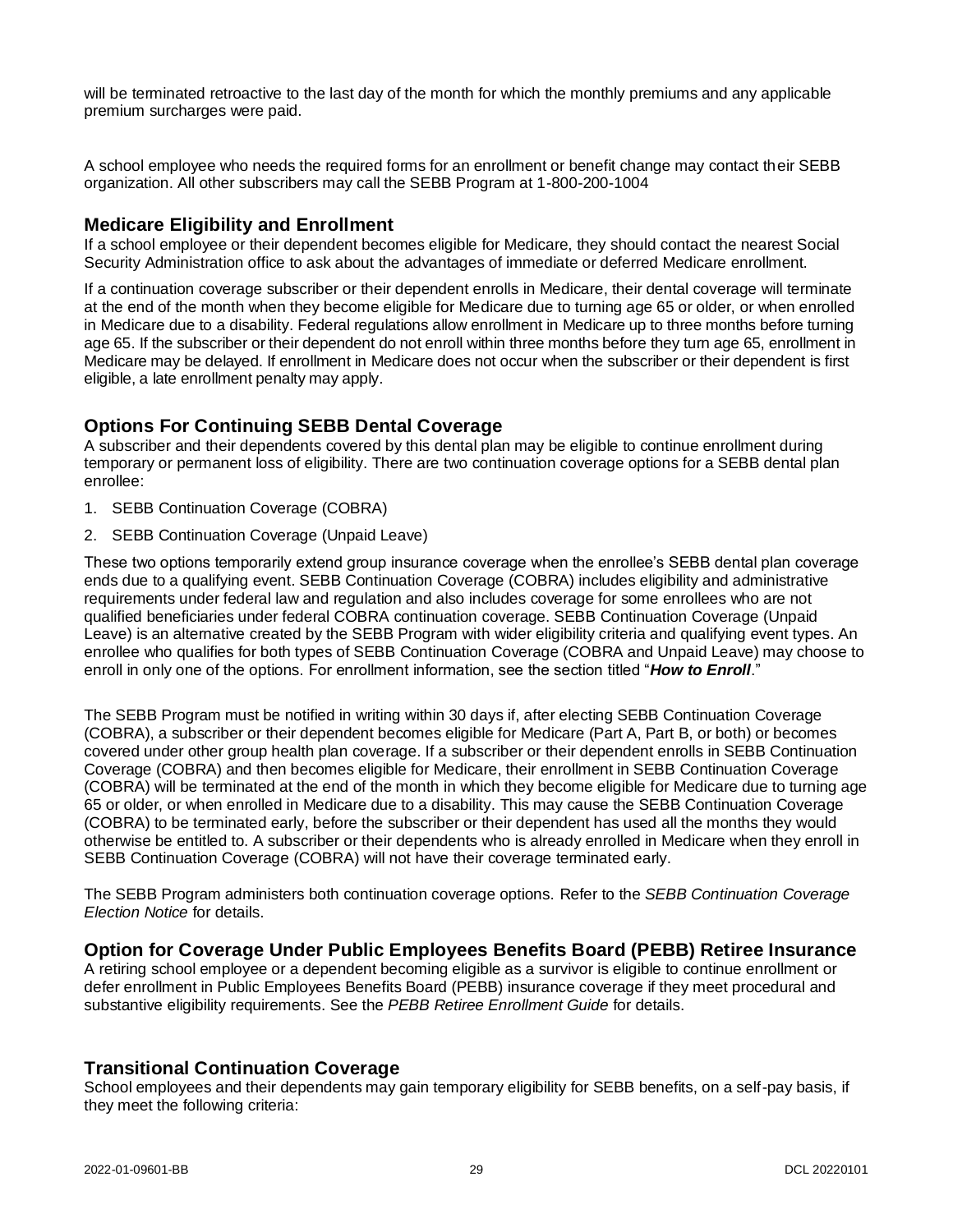will be terminated retroactive to the last day of the month for which the monthly premiums and any applicable premium surcharges were paid.

A school employee who needs the required forms for an enrollment or benefit change may contact their SEBB organization. All other subscribers may call the SEBB Program at 1-800-200-1004

## Medicare Eligibility and Enrollment

If a school employee or their dependent becomes eligible for Medicare, they should contact the nearest Social Security Administration office to ask about the advantages of immediate or deferred Medicare enrollment.

If a continuation coverage subscriber or their dependent enrolls in Medicare, their dental coverage will terminate at the end of the month when they become eligible for Medicare due to turning age 65 or older, or when enrolled in Medicare due to a disability. Federal regulations allow enrollment in Medicare up to three months before turning age 65. If the subscriber or their dependent do not enroll within three months before they turn age 65, enrollment in Medicare may be delayed. If enrollment in Medicare does not occur when the subscriber or their dependent is first eligible, a late enrollment penalty may apply.

## Options For Continuing SEBB Dental Coverage

A subscriber and their dependents covered by this dental plan may be eligible to continue enrollment during temporary or permanent loss of eligibility. There are two continuation coverage options for a SEBB dental plan enrollee:

1. SEBB Continuation Coverage (COBRA)
2. SEBB Continuation Coverage (Unpaid Leave)

These two options temporarily extend group insurance coverage when the enrollee's SEBB dental plan coverage ends due to a qualifying event. SEBB Continuation Coverage (COBRA) includes eligibility and administrative requirements under federal law and regulation and also includes coverage for some enrollees who are not qualified beneficiaries under federal COBRA continuation coverage. SEBB Continuation Coverage (Unpaid Leave) is an alternative created by the SEBB Program with wider eligibility criteria and qualifying event types. An enrollee who qualifies for both types of SEBB Continuation Coverage (COBRA and Unpaid Leave) may choose to enroll in only one of the options. For enrollment information, see the section titled "***How to Enroll***."

The SEBB Program must be notified in writing within 30 days if, after electing SEBB Continuation Coverage (COBRA), a subscriber or their dependent becomes eligible for Medicare (Part A, Part B, or both) or becomes covered under other group health plan coverage. If a subscriber or their dependent enrolls in SEBB Continuation Coverage (COBRA) and then becomes eligible for Medicare, their enrollment in SEBB Continuation Coverage (COBRA) will be terminated at the end of the month in which they become eligible for Medicare due to turning age 65 or older, or when enrolled in Medicare due to a disability. This may cause the SEBB Continuation Coverage (COBRA) to be terminated early, before the subscriber or their dependent has used all the months they would otherwise be entitled to. A subscriber or their dependents who is already enrolled in Medicare when they enroll in SEBB Continuation Coverage (COBRA) will not have their coverage terminated early.

The SEBB Program administers both continuation coverage options. Refer to the *SEBB Continuation Coverage Election Notice* for details.

## Option for Coverage Under Public Employees Benefits Board (PEBB) Retiree Insurance

A retiring school employee or a dependent becoming eligible as a survivor is eligible to continue enrollment or defer enrollment in Public Employees Benefits Board (PEBB) insurance coverage if they meet procedural and substantive eligibility requirements. See the *PEBB Retiree Enrollment Guide* for details.

## Transitional Continuation Coverage

School employees and their dependents may gain temporary eligibility for SEBB benefits, on a self-pay basis, if they meet the following criteria: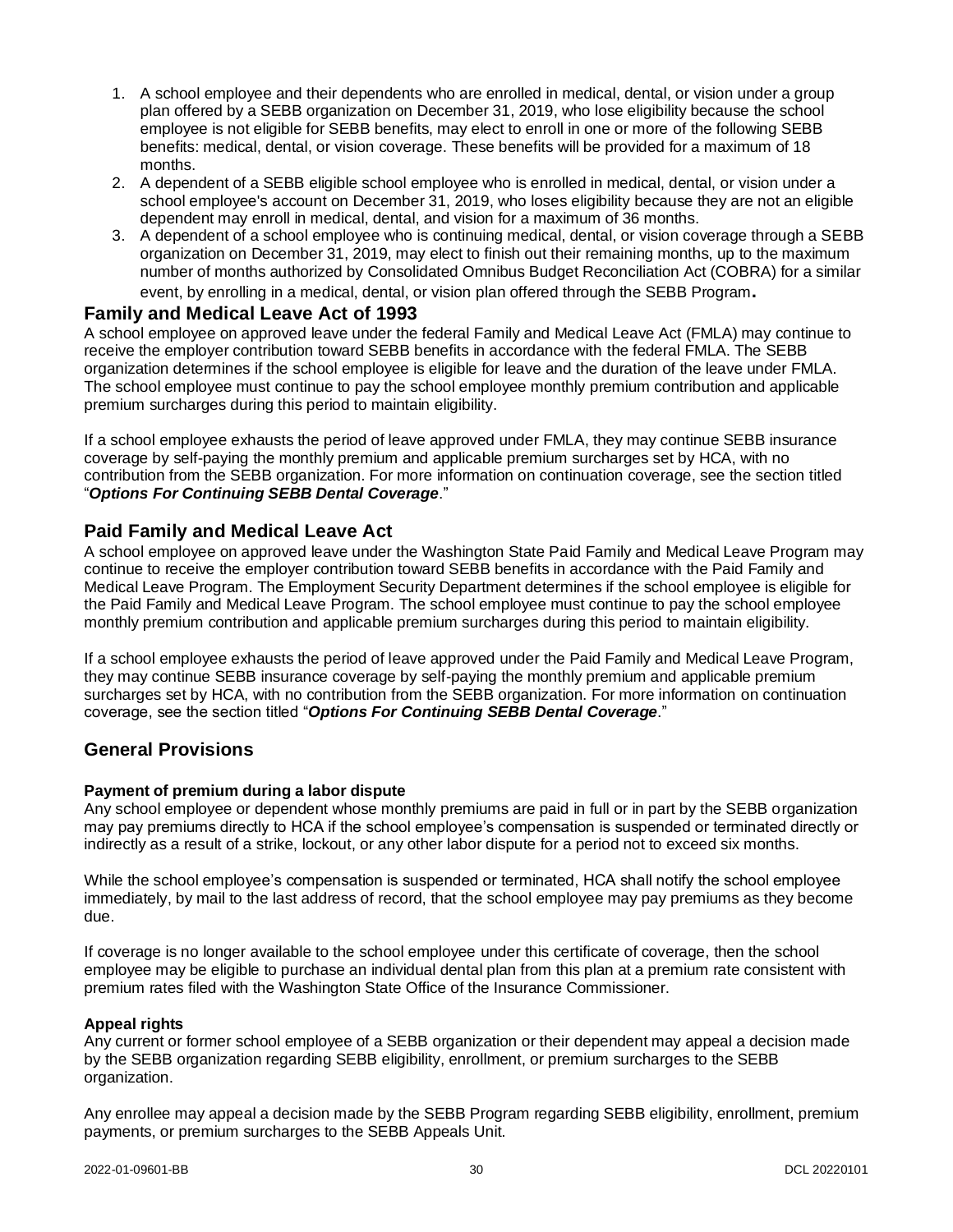1. A school employee and their dependents who are enrolled in medical, dental, or vision under a group plan offered by a SEBB organization on December 31, 2019, who lose eligibility because the school employee is not eligible for SEBB benefits, may elect to enroll in one or more of the following SEBB benefits: medical, dental, or vision coverage. These benefits will be provided for a maximum of 18 months.
2. A dependent of a SEBB eligible school employee who is enrolled in medical, dental, or vision under a school employee's account on December 31, 2019, who loses eligibility because they are not an eligible dependent may enroll in medical, dental, and vision for a maximum of 36 months.
3. A dependent of a school employee who is continuing medical, dental, or vision coverage through a SEBB organization on December 31, 2019, may elect to finish out their remaining months, up to the maximum number of months authorized by Consolidated Omnibus Budget Reconciliation Act (COBRA) for a similar event, by enrolling in a medical, dental, or vision plan offered through the SEBB Program.

## Family and Medical Leave Act of 1993

A school employee on approved leave under the federal Family and Medical Leave Act (FMLA) may continue to receive the employer contribution toward SEBB benefits in accordance with the federal FMLA. The SEBB organization determines if the school employee is eligible for leave and the duration of the leave under FMLA. The school employee must continue to pay the school employee monthly premium contribution and applicable premium surcharges during this period to maintain eligibility.

If a school employee exhausts the period of leave approved under FMLA, they may continue SEBB insurance coverage by self-paying the monthly premium and applicable premium surcharges set by HCA, with no contribution from the SEBB organization. For more information on continuation coverage, see the section titled "***Options For Continuing SEBB Dental Coverage***."

## Paid Family and Medical Leave Act

A school employee on approved leave under the Washington State Paid Family and Medical Leave Program may continue to receive the employer contribution toward SEBB benefits in accordance with the Paid Family and Medical Leave Program. The Employment Security Department determines if the school employee is eligible for the Paid Family and Medical Leave Program. The school employee must continue to pay the school employee monthly premium contribution and applicable premium surcharges during this period to maintain eligibility.

If a school employee exhausts the period of leave approved under the Paid Family and Medical Leave Program, they may continue SEBB insurance coverage by self-paying the monthly premium and applicable premium surcharges set by HCA, with no contribution from the SEBB organization. For more information on continuation coverage, see the section titled "***Options For Continuing SEBB Dental Coverage***."

## General Provisions

### Payment of premium during a labor dispute

Any school employee or dependent whose monthly premiums are paid in full or in part by the SEBB organization may pay premiums directly to HCA if the school employee's compensation is suspended or terminated directly or indirectly as a result of a strike, lockout, or any other labor dispute for a period not to exceed six months.

While the school employee's compensation is suspended or terminated, HCA shall notify the school employee immediately, by mail to the last address of record, that the school employee may pay premiums as they become due.

If coverage is no longer available to the school employee under this certificate of coverage, then the school employee may be eligible to purchase an individual dental plan from this plan at a premium rate consistent with premium rates filed with the Washington State Office of the Insurance Commissioner.

### Appeal rights

Any current or former school employee of a SEBB organization or their dependent may appeal a decision made by the SEBB organization regarding SEBB eligibility, enrollment, or premium surcharges to the SEBB organization.

Any enrollee may appeal a decision made by the SEBB Program regarding SEBB eligibility, enrollment, premium payments, or premium surcharges to the SEBB Appeals Unit.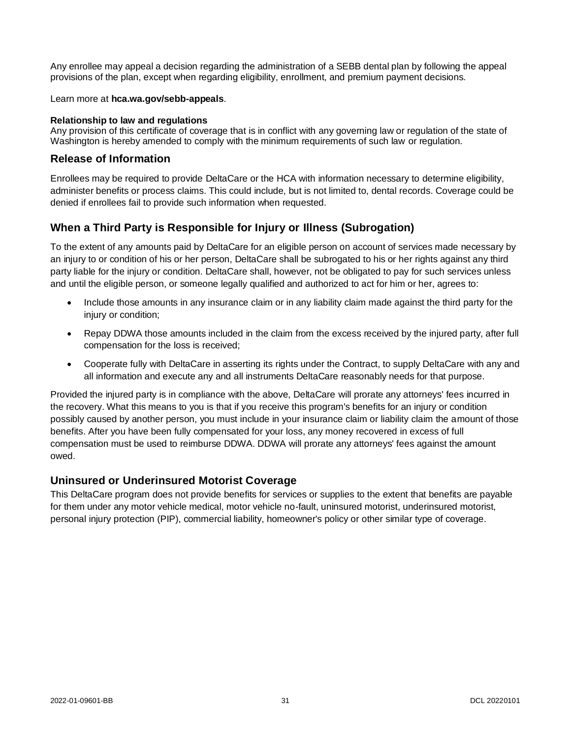Any enrollee may appeal a decision regarding the administration of a SEBB dental plan by following the appeal provisions of the plan, except when regarding eligibility, enrollment, and premium payment decisions.

Learn more at **hca.wa.gov/sebb-appeals**.

**Relationship to law and regulations**
Any provision of this certificate of coverage that is in conflict with any governing law or regulation of the state of Washington is hereby amended to comply with the minimum requirements of such law or regulation.

## Release of Information

Enrollees may be required to provide DeltaCare or the HCA with information necessary to determine eligibility, administer benefits or process claims. This could include, but is not limited to, dental records. Coverage could be denied if enrollees fail to provide such information when requested.

## When a Third Party is Responsible for Injury or Illness (Subrogation)

To the extent of any amounts paid by DeltaCare for an eligible person on account of services made necessary by an injury to or condition of his or her person, DeltaCare shall be subrogated to his or her rights against any third party liable for the injury or condition. DeltaCare shall, however, not be obligated to pay for such services unless and until the eligible person, or someone legally qualified and authorized to act for him or her, agrees to:

- Include those amounts in any insurance claim or in any liability claim made against the third party for the injury or condition;
- Repay DDWA those amounts included in the claim from the excess received by the injured party, after full compensation for the loss is received;
- Cooperate fully with DeltaCare in asserting its rights under the Contract, to supply DeltaCare with any and all information and execute any and all instruments DeltaCare reasonably needs for that purpose.

Provided the injured party is in compliance with the above, DeltaCare will prorate any attorneys' fees incurred in the recovery. What this means to you is that if you receive this program's benefits for an injury or condition possibly caused by another person, you must include in your insurance claim or liability claim the amount of those benefits. After you have been fully compensated for your loss, any money recovered in excess of full compensation must be used to reimburse DDWA. DDWA will prorate any attorneys' fees against the amount owed.

## Uninsured or Underinsured Motorist Coverage

This DeltaCare program does not provide benefits for services or supplies to the extent that benefits are payable for them under any motor vehicle medical, motor vehicle no-fault, uninsured motorist, underinsured motorist, personal injury protection (PIP), commercial liability, homeowner's policy or other similar type of coverage.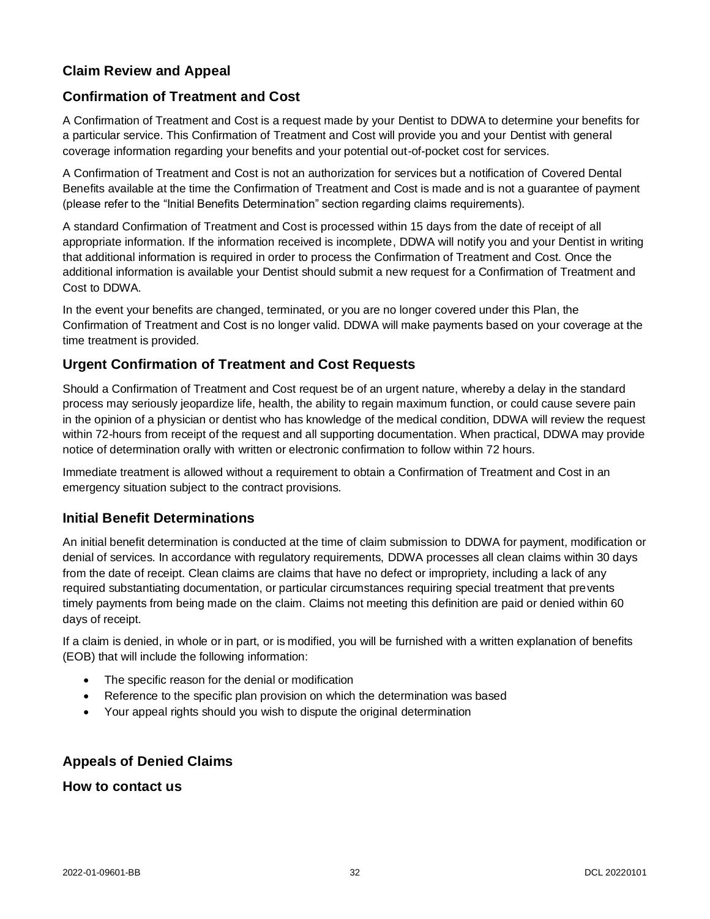## Claim Review and Appeal

## Confirmation of Treatment and Cost

A Confirmation of Treatment and Cost is a request made by your Dentist to DDWA to determine your benefits for a particular service. This Confirmation of Treatment and Cost will provide you and your Dentist with general coverage information regarding your benefits and your potential out-of-pocket cost for services.

A Confirmation of Treatment and Cost is not an authorization for services but a notification of Covered Dental Benefits available at the time the Confirmation of Treatment and Cost is made and is not a guarantee of payment (please refer to the "Initial Benefits Determination" section regarding claims requirements).

A standard Confirmation of Treatment and Cost is processed within 15 days from the date of receipt of all appropriate information. If the information received is incomplete, DDWA will notify you and your Dentist in writing that additional information is required in order to process the Confirmation of Treatment and Cost. Once the additional information is available your Dentist should submit a new request for a Confirmation of Treatment and Cost to DDWA.

In the event your benefits are changed, terminated, or you are no longer covered under this Plan, the Confirmation of Treatment and Cost is no longer valid. DDWA will make payments based on your coverage at the time treatment is provided.

## Urgent Confirmation of Treatment and Cost Requests

Should a Confirmation of Treatment and Cost request be of an urgent nature, whereby a delay in the standard process may seriously jeopardize life, health, the ability to regain maximum function, or could cause severe pain in the opinion of a physician or dentist who has knowledge of the medical condition, DDWA will review the request within 72-hours from receipt of the request and all supporting documentation. When practical, DDWA may provide notice of determination orally with written or electronic confirmation to follow within 72 hours.

Immediate treatment is allowed without a requirement to obtain a Confirmation of Treatment and Cost in an emergency situation subject to the contract provisions.

## Initial Benefit Determinations

An initial benefit determination is conducted at the time of claim submission to DDWA for payment, modification or denial of services. In accordance with regulatory requirements, DDWA processes all clean claims within 30 days from the date of receipt. Clean claims are claims that have no defect or impropriety, including a lack of any required substantiating documentation, or particular circumstances requiring special treatment that prevents timely payments from being made on the claim. Claims not meeting this definition are paid or denied within 60 days of receipt.

If a claim is denied, in whole or in part, or is modified, you will be furnished with a written explanation of benefits (EOB) that will include the following information:

- The specific reason for the denial or modification
- Reference to the specific plan provision on which the determination was based
- Your appeal rights should you wish to dispute the original determination

## Appeals of Denied Claims

## How to contact us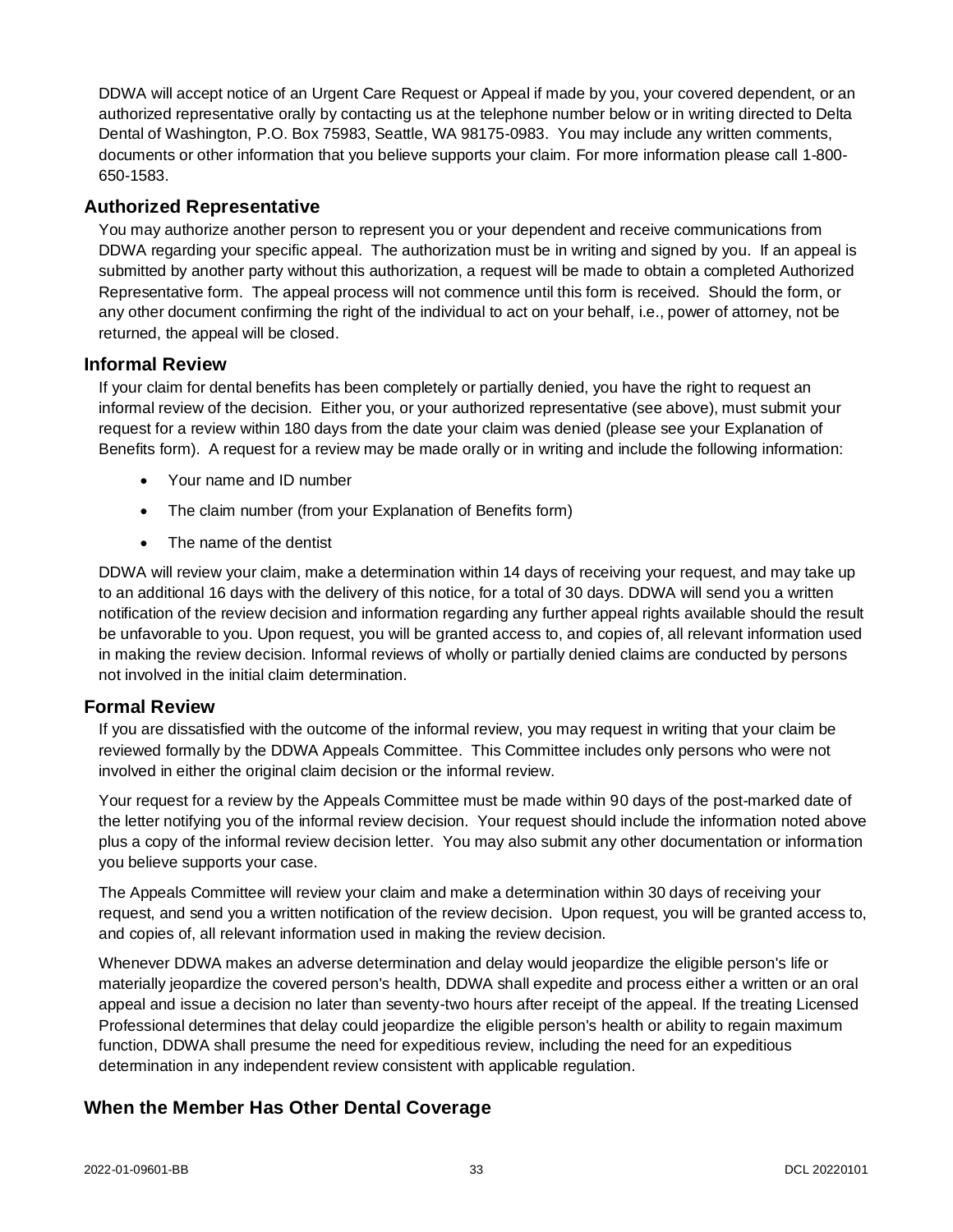DDWA will accept notice of an Urgent Care Request or Appeal if made by you, your covered dependent, or an authorized representative orally by contacting us at the telephone number below or in writing directed to Delta Dental of Washington, P.O. Box 75983, Seattle, WA 98175-0983. You may include any written comments, documents or other information that you believe supports your claim. For more information please call 1-800-650-1583.

### Authorized Representative

You may authorize another person to represent you or your dependent and receive communications from DDWA regarding your specific appeal. The authorization must be in writing and signed by you. If an appeal is submitted by another party without this authorization, a request will be made to obtain a completed Authorized Representative form. The appeal process will not commence until this form is received. Should the form, or any other document confirming the right of the individual to act on your behalf, i.e., power of attorney, not be returned, the appeal will be closed.

### Informal Review

If your claim for dental benefits has been completely or partially denied, you have the right to request an informal review of the decision. Either you, or your authorized representative (see above), must submit your request for a review within 180 days from the date your claim was denied (please see your Explanation of Benefits form). A request for a review may be made orally or in writing and include the following information:

- Your name and ID number
- The claim number (from your Explanation of Benefits form)
- The name of the dentist

DDWA will review your claim, make a determination within 14 days of receiving your request, and may take up to an additional 16 days with the delivery of this notice, for a total of 30 days. DDWA will send you a written notification of the review decision and information regarding any further appeal rights available should the result be unfavorable to you. Upon request, you will be granted access to, and copies of, all relevant information used in making the review decision. Informal reviews of wholly or partially denied claims are conducted by persons not involved in the initial claim determination.

### Formal Review

If you are dissatisfied with the outcome of the informal review, you may request in writing that your claim be reviewed formally by the DDWA Appeals Committee. This Committee includes only persons who were not involved in either the original claim decision or the informal review.

Your request for a review by the Appeals Committee must be made within 90 days of the post-marked date of the letter notifying you of the informal review decision. Your request should include the information noted above plus a copy of the informal review decision letter. You may also submit any other documentation or information you believe supports your case.

The Appeals Committee will review your claim and make a determination within 30 days of receiving your request, and send you a written notification of the review decision. Upon request, you will be granted access to, and copies of, all relevant information used in making the review decision.

Whenever DDWA makes an adverse determination and delay would jeopardize the eligible person's life or materially jeopardize the covered person's health, DDWA shall expedite and process either a written or an oral appeal and issue a decision no later than seventy-two hours after receipt of the appeal. If the treating Licensed Professional determines that delay could jeopardize the eligible person's health or ability to regain maximum function, DDWA shall presume the need for expeditious review, including the need for an expeditious determination in any independent review consistent with applicable regulation.

## When the Member Has Other Dental Coverage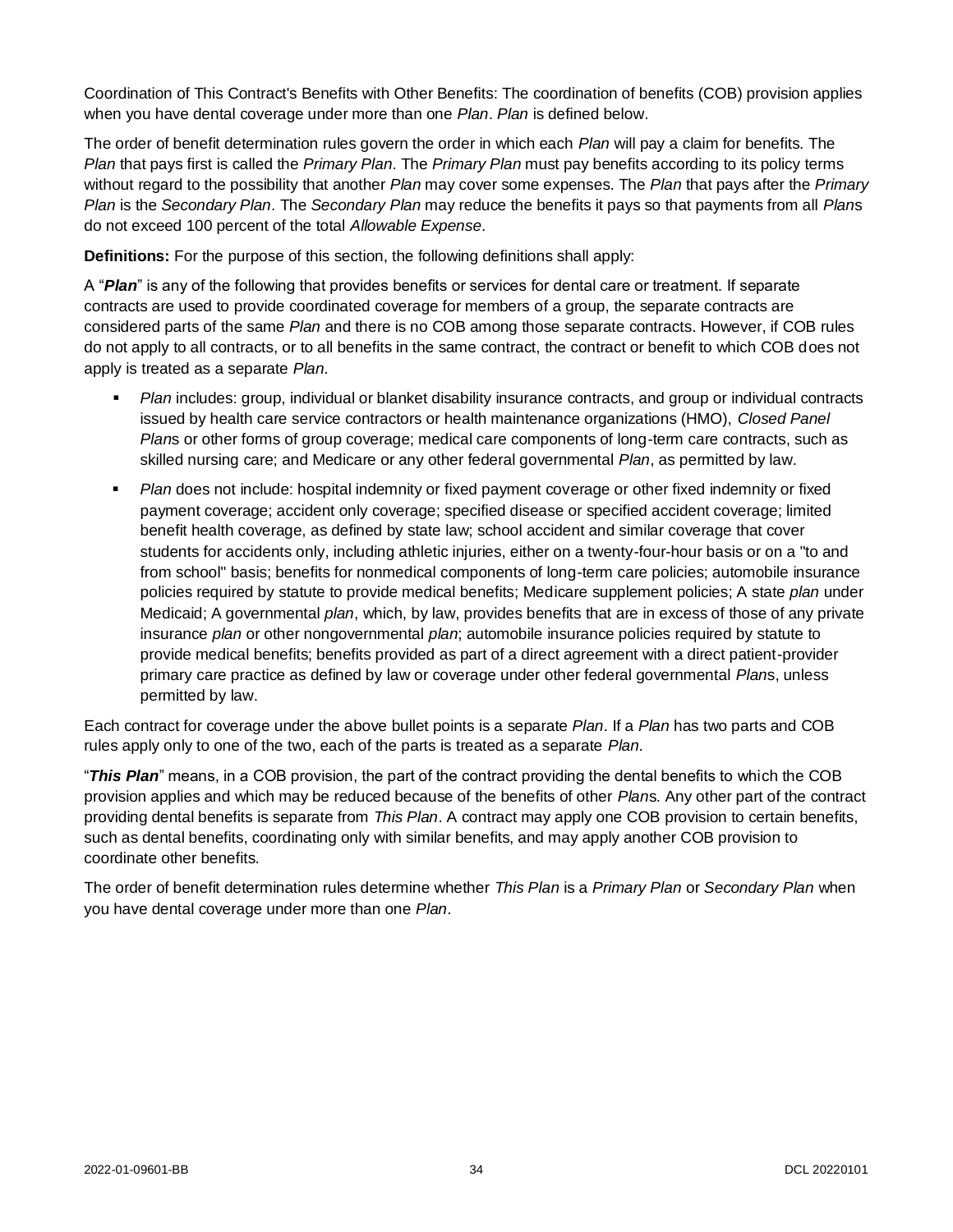Coordination of This Contract's Benefits with Other Benefits: The coordination of benefits (COB) provision applies when you have dental coverage under more than one *Plan*. *Plan* is defined below.

The order of benefit determination rules govern the order in which each *Plan* will pay a claim for benefits. The *Plan* that pays first is called the *Primary Plan*. The *Primary Plan* must pay benefits according to its policy terms without regard to the possibility that another *Plan* may cover some expenses. The *Plan* that pays after the *Primary Plan* is the *Secondary Plan*. The *Secondary Plan* may reduce the benefits it pays so that payments from all *Plan*s do not exceed 100 percent of the total *Allowable Expense*.

**Definitions:** For the purpose of this section, the following definitions shall apply:

A "***Plan***" is any of the following that provides benefits or services for dental care or treatment. If separate contracts are used to provide coordinated coverage for members of a group, the separate contracts are considered parts of the same *Plan* and there is no COB among those separate contracts. However, if COB rules do not apply to all contracts, or to all benefits in the same contract, the contract or benefit to which COB does not apply is treated as a separate *Plan*.

- *Plan* includes: group, individual or blanket disability insurance contracts, and group or individual contracts issued by health care service contractors or health maintenance organizations (HMO), *Closed Panel Plan*s or other forms of group coverage; medical care components of long-term care contracts, such as skilled nursing care; and Medicare or any other federal governmental *Plan*, as permitted by law.
- *Plan* does not include: hospital indemnity or fixed payment coverage or other fixed indemnity or fixed payment coverage; accident only coverage; specified disease or specified accident coverage; limited benefit health coverage, as defined by state law; school accident and similar coverage that cover students for accidents only, including athletic injuries, either on a twenty-four-hour basis or on a "to and from school" basis; benefits for nonmedical components of long-term care policies; automobile insurance policies required by statute to provide medical benefits; Medicare supplement policies; A state *plan* under Medicaid; A governmental *plan*, which, by law, provides benefits that are in excess of those of any private insurance *plan* or other nongovernmental *plan*; automobile insurance policies required by statute to provide medical benefits; benefits provided as part of a direct agreement with a direct patient-provider primary care practice as defined by law or coverage under other federal governmental *Plan*s, unless permitted by law.

Each contract for coverage under the above bullet points is a separate *Plan*. If a *Plan* has two parts and COB rules apply only to one of the two, each of the parts is treated as a separate *Plan*.

"***This Plan***" means, in a COB provision, the part of the contract providing the dental benefits to which the COB provision applies and which may be reduced because of the benefits of other *Plan*s. Any other part of the contract providing dental benefits is separate from *This Plan*. A contract may apply one COB provision to certain benefits, such as dental benefits, coordinating only with similar benefits, and may apply another COB provision to coordinate other benefits.

The order of benefit determination rules determine whether *This Plan* is a *Primary Plan* or *Secondary Plan* when you have dental coverage under more than one *Plan*.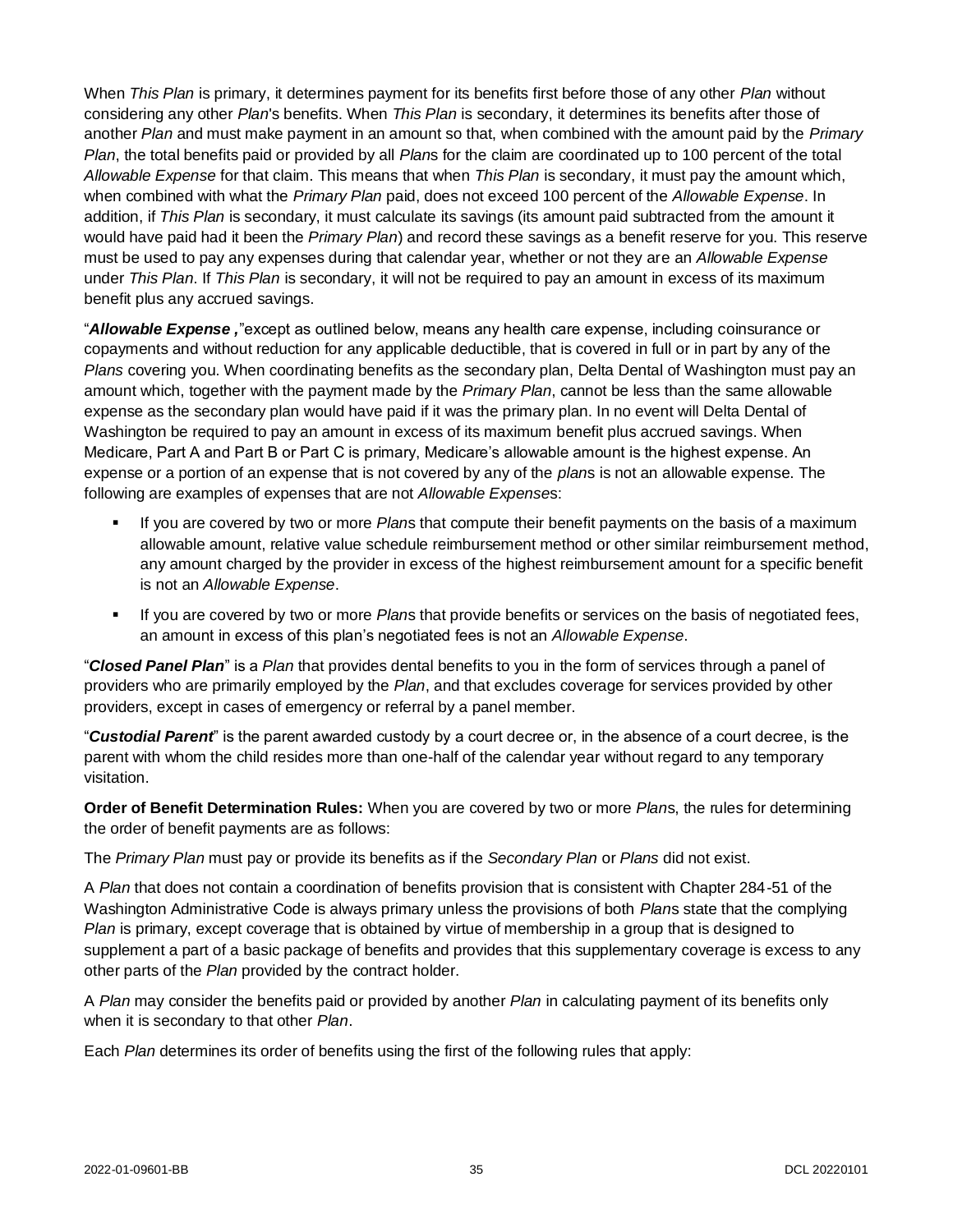When *This Plan* is primary, it determines payment for its benefits first before those of any other *Plan* without considering any other *Plan*'s benefits. When *This Plan* is secondary, it determines its benefits after those of another *Plan* and must make payment in an amount so that, when combined with the amount paid by the *Primary Plan*, the total benefits paid or provided by all *Plan*s for the claim are coordinated up to 100 percent of the total *Allowable Expense* for that claim. This means that when *This Plan* is secondary, it must pay the amount which, when combined with what the *Primary Plan* paid, does not exceed 100 percent of the *Allowable Expense*. In addition, if *This Plan* is secondary, it must calculate its savings (its amount paid subtracted from the amount it would have paid had it been the *Primary Plan*) and record these savings as a benefit reserve for you. This reserve must be used to pay any expenses during that calendar year, whether or not they are an *Allowable Expense* under *This Plan*. If *This Plan* is secondary, it will not be required to pay an amount in excess of its maximum benefit plus any accrued savings.

"***Allowable Expense ,***"except as outlined below, means any health care expense, including coinsurance or copayments and without reduction for any applicable deductible, that is covered in full or in part by any of the *Plans* covering you. When coordinating benefits as the secondary plan, Delta Dental of Washington must pay an amount which, together with the payment made by the *Primary Plan*, cannot be less than the same allowable expense as the secondary plan would have paid if it was the primary plan. In no event will Delta Dental of Washington be required to pay an amount in excess of its maximum benefit plus accrued savings. When Medicare, Part A and Part B or Part C is primary, Medicare's allowable amount is the highest expense. An expense or a portion of an expense that is not covered by any of the *plan*s is not an allowable expense. The following are examples of expenses that are not *Allowable Expense*s:

- If you are covered by two or more *Plan*s that compute their benefit payments on the basis of a maximum allowable amount, relative value schedule reimbursement method or other similar reimbursement method, any amount charged by the provider in excess of the highest reimbursement amount for a specific benefit is not an *Allowable Expense*.
- If you are covered by two or more *Plan*s that provide benefits or services on the basis of negotiated fees, an amount in excess of this plan's negotiated fees is not an *Allowable Expense*.

"***Closed Panel Plan***" is a *Plan* that provides dental benefits to you in the form of services through a panel of providers who are primarily employed by the *Plan*, and that excludes coverage for services provided by other providers, except in cases of emergency or referral by a panel member.

"***Custodial Parent***" is the parent awarded custody by a court decree or, in the absence of a court decree, is the parent with whom the child resides more than one-half of the calendar year without regard to any temporary visitation.

**Order of Benefit Determination Rules:** When you are covered by two or more *Plan*s, the rules for determining the order of benefit payments are as follows:

The *Primary Plan* must pay or provide its benefits as if the *Secondary Plan* or *Plans* did not exist.

A *Plan* that does not contain a coordination of benefits provision that is consistent with Chapter 284-51 of the Washington Administrative Code is always primary unless the provisions of both *Plan*s state that the complying *Plan* is primary, except coverage that is obtained by virtue of membership in a group that is designed to supplement a part of a basic package of benefits and provides that this supplementary coverage is excess to any other parts of the *Plan* provided by the contract holder.

A *Plan* may consider the benefits paid or provided by another *Plan* in calculating payment of its benefits only when it is secondary to that other *Plan*.

Each *Plan* determines its order of benefits using the first of the following rules that apply: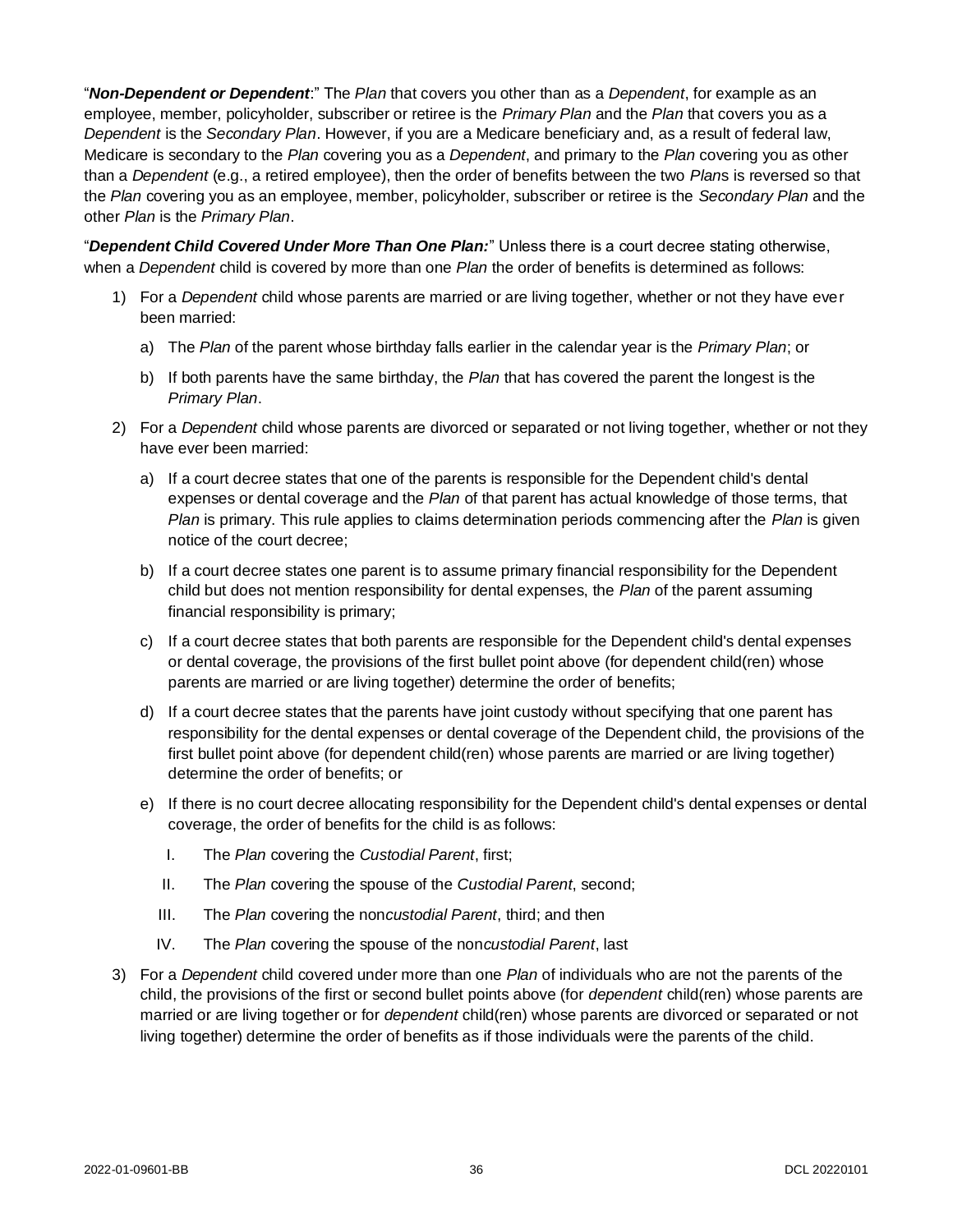"***Non-Dependent or Dependent***:" The *Plan* that covers you other than as a *Dependent*, for example as an employee, member, policyholder, subscriber or retiree is the *Primary Plan* and the *Plan* that covers you as a *Dependent* is the *Secondary Plan*. However, if you are a Medicare beneficiary and, as a result of federal law, Medicare is secondary to the *Plan* covering you as a *Dependent*, and primary to the *Plan* covering you as other than a *Dependent* (e.g., a retired employee), then the order of benefits between the two *Plan*s is reversed so that the *Plan* covering you as an employee, member, policyholder, subscriber or retiree is the *Secondary Plan* and the other *Plan* is the *Primary Plan*.

"***Dependent Child Covered Under More Than One Plan:***" Unless there is a court decree stating otherwise, when a *Dependent* child is covered by more than one *Plan* the order of benefits is determined as follows:

1) For a *Dependent* child whose parents are married or are living together, whether or not they have ever been married:
   a) The *Plan* of the parent whose birthday falls earlier in the calendar year is the *Primary Plan*; or
   b) If both parents have the same birthday, the *Plan* that has covered the parent the longest is the *Primary Plan*.
2) For a *Dependent* child whose parents are divorced or separated or not living together, whether or not they have ever been married:
   a) If a court decree states that one of the parents is responsible for the Dependent child's dental expenses or dental coverage and the *Plan* of that parent has actual knowledge of those terms, that *Plan* is primary. This rule applies to claims determination periods commencing after the *Plan* is given notice of the court decree;
   b) If a court decree states one parent is to assume primary financial responsibility for the Dependent child but does not mention responsibility for dental expenses, the *Plan* of the parent assuming financial responsibility is primary;
   c) If a court decree states that both parents are responsible for the Dependent child's dental expenses or dental coverage, the provisions of the first bullet point above (for dependent child(ren) whose parents are married or are living together) determine the order of benefits;
   d) If a court decree states that the parents have joint custody without specifying that one parent has responsibility for the dental expenses or dental coverage of the Dependent child, the provisions of the first bullet point above (for dependent child(ren) whose parents are married or are living together) determine the order of benefits; or
   e) If there is no court decree allocating responsibility for the Dependent child's dental expenses or dental coverage, the order of benefits for the child is as follows:
      I. The *Plan* covering the *Custodial Parent*, first;
      II. The *Plan* covering the spouse of the *Custodial Parent*, second;
      III. The *Plan* covering the non*custodial Parent*, third; and then
      IV. The *Plan* covering the spouse of the non*custodial Parent*, last
3) For a *Dependent* child covered under more than one *Plan* of individuals who are not the parents of the child, the provisions of the first or second bullet points above (for *dependent* child(ren) whose parents are married or are living together or for *dependent* child(ren) whose parents are divorced or separated or not living together) determine the order of benefits as if those individuals were the parents of the child.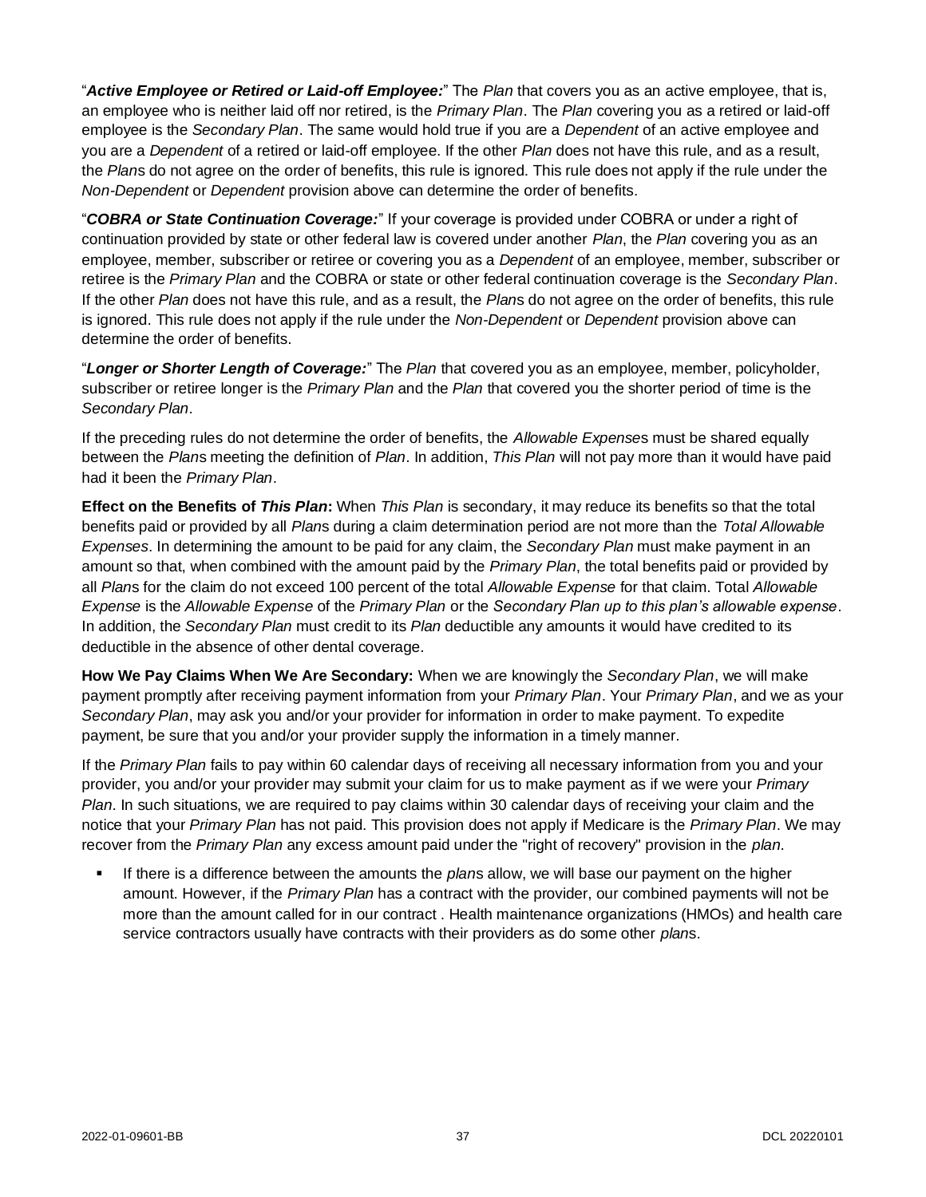"***Active Employee or Retired or Laid-off Employee:***" The *Plan* that covers you as an active employee, that is, an employee who is neither laid off nor retired, is the *Primary Plan*. The *Plan* covering you as a retired or laid-off employee is the *Secondary Plan*. The same would hold true if you are a *Dependent* of an active employee and you are a *Dependent* of a retired or laid-off employee. If the other *Plan* does not have this rule, and as a result, the *Plan*s do not agree on the order of benefits, this rule is ignored. This rule does not apply if the rule under the *Non-Dependent* or *Dependent* provision above can determine the order of benefits.

"***COBRA or State Continuation Coverage:***" If your coverage is provided under COBRA or under a right of continuation provided by state or other federal law is covered under another *Plan*, the *Plan* covering you as an employee, member, subscriber or retiree or covering you as a *Dependent* of an employee, member, subscriber or retiree is the *Primary Plan* and the COBRA or state or other federal continuation coverage is the *Secondary Plan*. If the other *Plan* does not have this rule, and as a result, the *Plan*s do not agree on the order of benefits, this rule is ignored. This rule does not apply if the rule under the *Non-Dependent* or *Dependent* provision above can determine the order of benefits.

"***Longer or Shorter Length of Coverage:***" The *Plan* that covered you as an employee, member, policyholder, subscriber or retiree longer is the *Primary Plan* and the *Plan* that covered you the shorter period of time is the *Secondary Plan*.

If the preceding rules do not determine the order of benefits, the *Allowable Expense*s must be shared equally between the *Plan*s meeting the definition of *Plan*. In addition, *This Plan* will not pay more than it would have paid had it been the *Primary Plan*.

**Effect on the Benefits of *This Plan*:** When *This Plan* is secondary, it may reduce its benefits so that the total benefits paid or provided by all *Plan*s during a claim determination period are not more than the *Total Allowable Expenses*. In determining the amount to be paid for any claim, the *Secondary Plan* must make payment in an amount so that, when combined with the amount paid by the *Primary Plan*, the total benefits paid or provided by all *Plan*s for the claim do not exceed 100 percent of the total *Allowable Expense* for that claim. Total *Allowable Expense* is the *Allowable Expense* of the *Primary Plan* or the *Secondary Plan up to this plan's allowable expense*. In addition, the *Secondary Plan* must credit to its *Plan* deductible any amounts it would have credited to its deductible in the absence of other dental coverage.

**How We Pay Claims When We Are Secondary:** When we are knowingly the *Secondary Plan*, we will make payment promptly after receiving payment information from your *Primary Plan*. Your *Primary Plan*, and we as your *Secondary Plan*, may ask you and/or your provider for information in order to make payment. To expedite payment, be sure that you and/or your provider supply the information in a timely manner.

If the *Primary Plan* fails to pay within 60 calendar days of receiving all necessary information from you and your provider, you and/or your provider may submit your claim for us to make payment as if we were your *Primary Plan*. In such situations, we are required to pay claims within 30 calendar days of receiving your claim and the notice that your *Primary Plan* has not paid. This provision does not apply if Medicare is the *Primary Plan*. We may recover from the *Primary Plan* any excess amount paid under the "right of recovery" provision in the *plan*.

- If there is a difference between the amounts the *plan*s allow, we will base our payment on the higher amount. However, if the *Primary Plan* has a contract with the provider, our combined payments will not be more than the amount called for in our contract . Health maintenance organizations (HMOs) and health care service contractors usually have contracts with their providers as do some other *plan*s.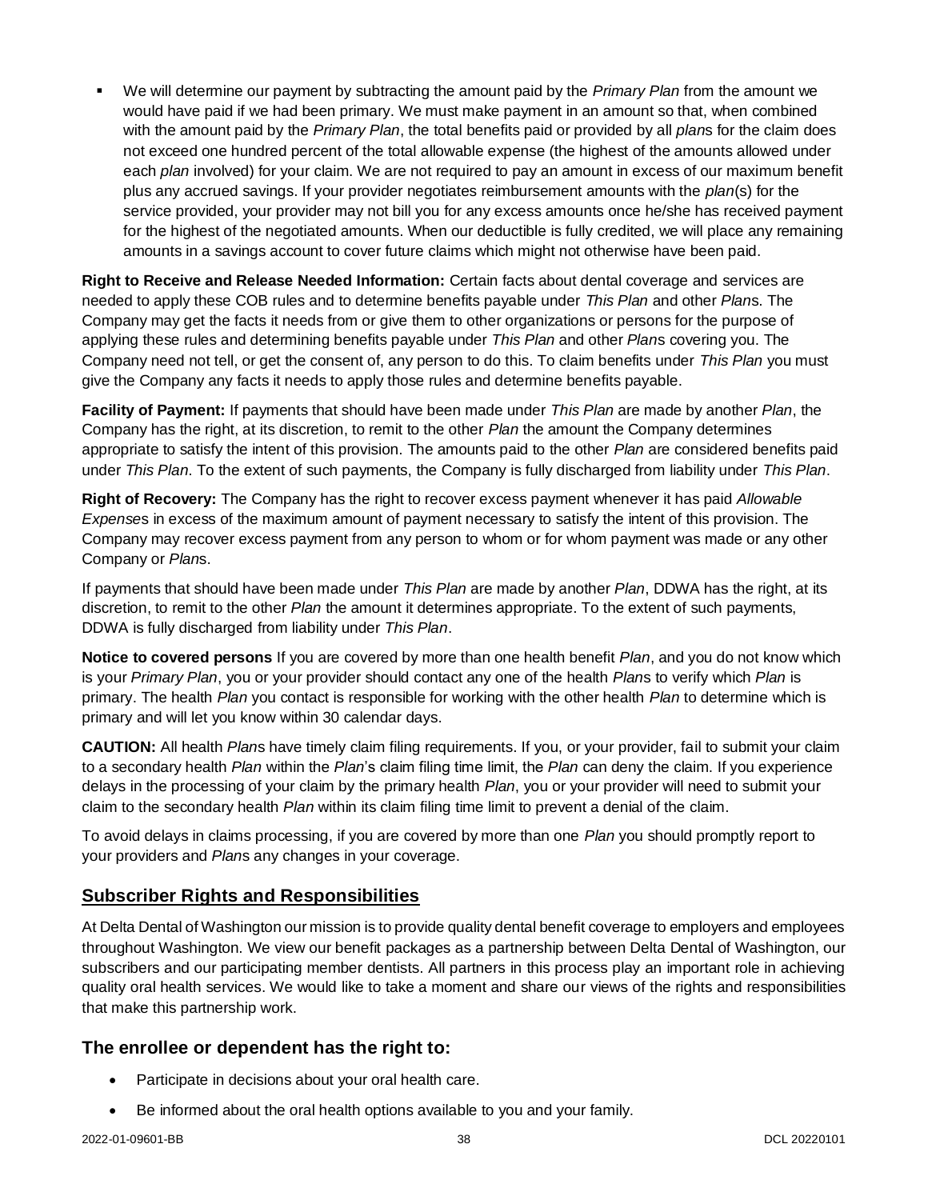- We will determine our payment by subtracting the amount paid by the *Primary Plan* from the amount we would have paid if we had been primary. We must make payment in an amount so that, when combined with the amount paid by the *Primary Plan*, the total benefits paid or provided by all *plan*s for the claim does not exceed one hundred percent of the total allowable expense (the highest of the amounts allowed under each *plan* involved) for your claim. We are not required to pay an amount in excess of our maximum benefit plus any accrued savings. If your provider negotiates reimbursement amounts with the *plan*(s) for the service provided, your provider may not bill you for any excess amounts once he/she has received payment for the highest of the negotiated amounts. When our deductible is fully credited, we will place any remaining amounts in a savings account to cover future claims which might not otherwise have been paid.

**Right to Receive and Release Needed Information:** Certain facts about dental coverage and services are needed to apply these COB rules and to determine benefits payable under *This Plan* and other *Plan*s. The Company may get the facts it needs from or give them to other organizations or persons for the purpose of applying these rules and determining benefits payable under *This Plan* and other *Plan*s covering you. The Company need not tell, or get the consent of, any person to do this. To claim benefits under *This Plan* you must give the Company any facts it needs to apply those rules and determine benefits payable.

**Facility of Payment:** If payments that should have been made under *This Plan* are made by another *Plan*, the Company has the right, at its discretion, to remit to the other *Plan* the amount the Company determines appropriate to satisfy the intent of this provision. The amounts paid to the other *Plan* are considered benefits paid under *This Plan*. To the extent of such payments, the Company is fully discharged from liability under *This Plan*.

**Right of Recovery:** The Company has the right to recover excess payment whenever it has paid *Allowable Expense*s in excess of the maximum amount of payment necessary to satisfy the intent of this provision. The Company may recover excess payment from any person to whom or for whom payment was made or any other Company or *Plan*s.

If payments that should have been made under *This Plan* are made by another *Plan*, DDWA has the right, at its discretion, to remit to the other *Plan* the amount it determines appropriate. To the extent of such payments, DDWA is fully discharged from liability under *This Plan*.

**Notice to covered persons** If you are covered by more than one health benefit *Plan*, and you do not know which is your *Primary Plan*, you or your provider should contact any one of the health *Plan*s to verify which *Plan* is primary. The health *Plan* you contact is responsible for working with the other health *Plan* to determine which is primary and will let you know within 30 calendar days.

**CAUTION:** All health *Plan*s have timely claim filing requirements. If you, or your provider, fail to submit your claim to a secondary health *Plan* within the *Plan*'s claim filing time limit, the *Plan* can deny the claim. If you experience delays in the processing of your claim by the primary health *Plan*, you or your provider will need to submit your claim to the secondary health *Plan* within its claim filing time limit to prevent a denial of the claim.

To avoid delays in claims processing, if you are covered by more than one *Plan* you should promptly report to your providers and *Plan*s any changes in your coverage.

## Subscriber Rights and Responsibilities

At Delta Dental of Washington our mission is to provide quality dental benefit coverage to employers and employees throughout Washington. We view our benefit packages as a partnership between Delta Dental of Washington, our subscribers and our participating member dentists. All partners in this process play an important role in achieving quality oral health services. We would like to take a moment and share our views of the rights and responsibilities that make this partnership work.

### The enrollee or dependent has the right to:

- Participate in decisions about your oral health care.
- Be informed about the oral health options available to you and your family.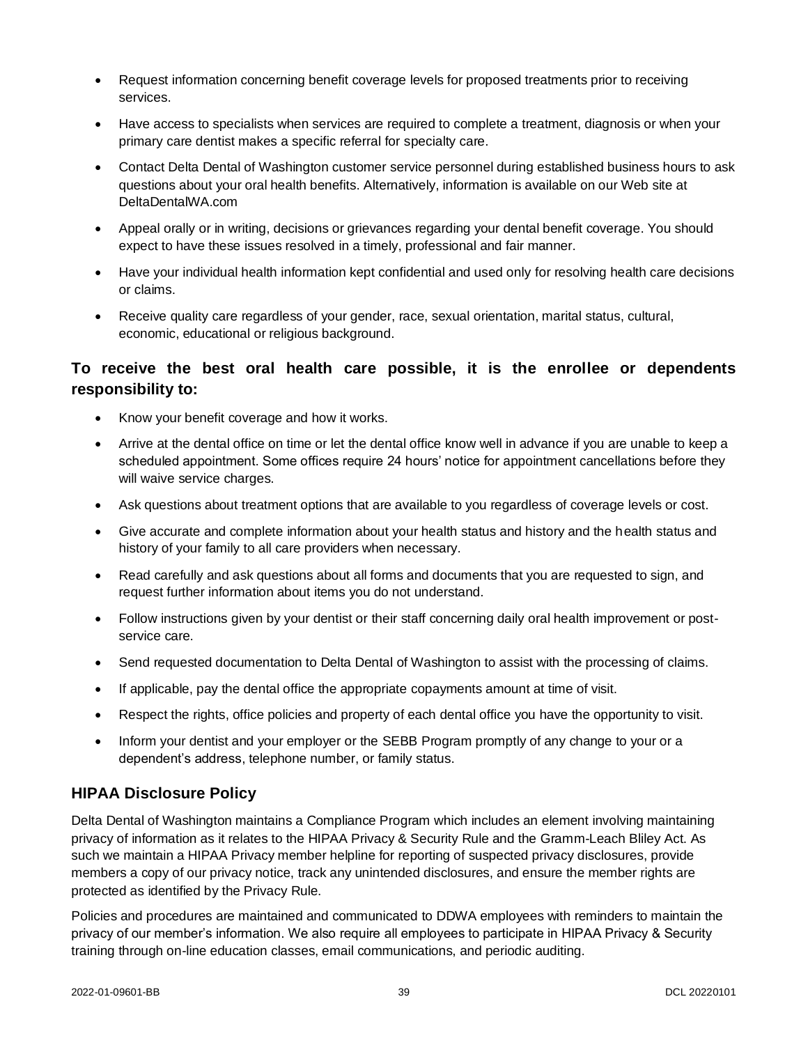- Request information concerning benefit coverage levels for proposed treatments prior to receiving services.
- Have access to specialists when services are required to complete a treatment, diagnosis or when your primary care dentist makes a specific referral for specialty care.
- Contact Delta Dental of Washington customer service personnel during established business hours to ask questions about your oral health benefits. Alternatively, information is available on our Web site at DeltaDentalWA.com
- Appeal orally or in writing, decisions or grievances regarding your dental benefit coverage. You should expect to have these issues resolved in a timely, professional and fair manner.
- Have your individual health information kept confidential and used only for resolving health care decisions or claims.
- Receive quality care regardless of your gender, race, sexual orientation, marital status, cultural, economic, educational or religious background.

### To receive the best oral health care possible, it is the enrollee or dependents responsibility to:

- Know your benefit coverage and how it works.
- Arrive at the dental office on time or let the dental office know well in advance if you are unable to keep a scheduled appointment. Some offices require 24 hours' notice for appointment cancellations before they will waive service charges.
- Ask questions about treatment options that are available to you regardless of coverage levels or cost.
- Give accurate and complete information about your health status and history and the health status and history of your family to all care providers when necessary.
- Read carefully and ask questions about all forms and documents that you are requested to sign, and request further information about items you do not understand.
- Follow instructions given by your dentist or their staff concerning daily oral health improvement or post-service care.
- Send requested documentation to Delta Dental of Washington to assist with the processing of claims.
- If applicable, pay the dental office the appropriate copayments amount at time of visit.
- Respect the rights, office policies and property of each dental office you have the opportunity to visit.
- Inform your dentist and your employer or the SEBB Program promptly of any change to your or a dependent's address, telephone number, or family status.

## HIPAA Disclosure Policy

Delta Dental of Washington maintains a Compliance Program which includes an element involving maintaining privacy of information as it relates to the HIPAA Privacy & Security Rule and the Gramm-Leach Bliley Act. As such we maintain a HIPAA Privacy member helpline for reporting of suspected privacy disclosures, provide members a copy of our privacy notice, track any unintended disclosures, and ensure the member rights are protected as identified by the Privacy Rule.

Policies and procedures are maintained and communicated to DDWA employees with reminders to maintain the privacy of our member's information. We also require all employees to participate in HIPAA Privacy & Security training through on-line education classes, email communications, and periodic auditing.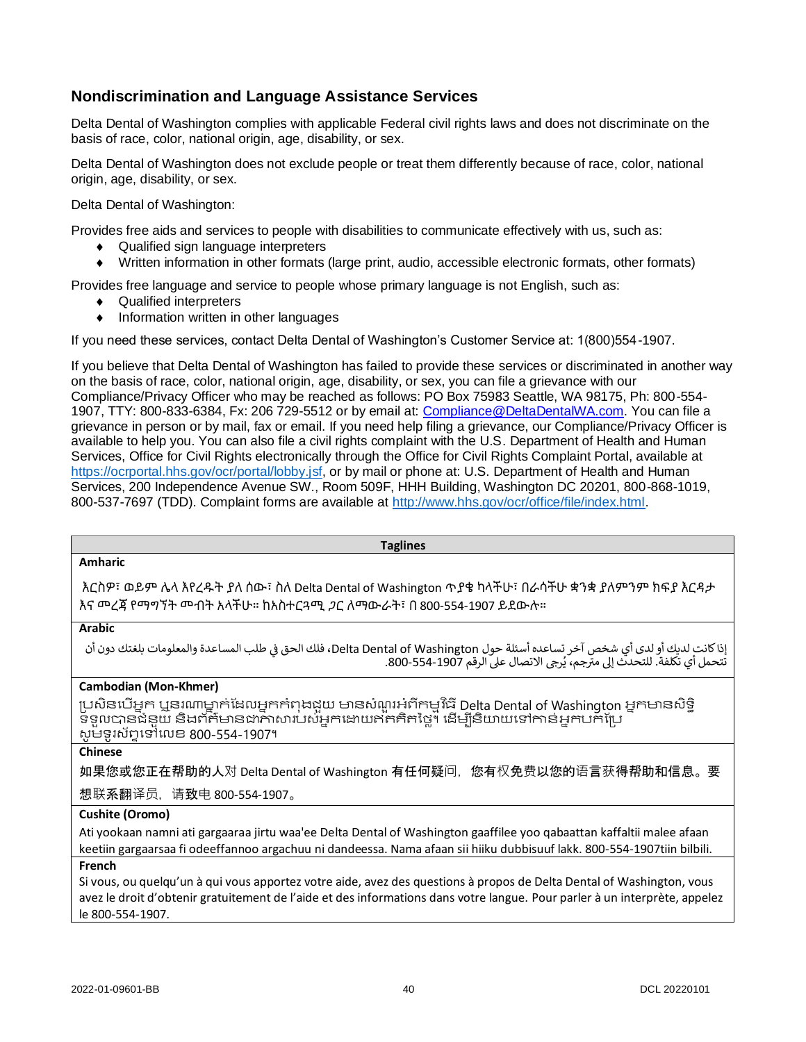## Nondiscrimination and Language Assistance Services

Delta Dental of Washington complies with applicable Federal civil rights laws and does not discriminate on the basis of race, color, national origin, age, disability, or sex.

Delta Dental of Washington does not exclude people or treat them differently because of race, color, national origin, age, disability, or sex.

Delta Dental of Washington:

Provides free aids and services to people with disabilities to communicate effectively with us, such as:

- Qualified sign language interpreters
- Written information in other formats (large print, audio, accessible electronic formats, other formats)

Provides free language and service to people whose primary language is not English, such as:

- Qualified interpreters
- Information written in other languages

If you need these services, contact Delta Dental of Washington's Customer Service at: 1(800)554-1907.

If you believe that Delta Dental of Washington has failed to provide these services or discriminated in another way on the basis of race, color, national origin, age, disability, or sex, you can file a grievance with our Compliance/Privacy Officer who may be reached as follows: PO Box 75983 Seattle, WA 98175, Ph: 800-554-1907, TTY: 800-833-6384, Fx: 206 729-5512 or by email at: Compliance@DeltaDentalWA.com. You can file a grievance in person or by mail, fax or email. If you need help filing a grievance, our Compliance/Privacy Officer is available to help you. You can also file a civil rights complaint with the U.S. Department of Health and Human Services, Office for Civil Rights electronically through the Office for Civil Rights Complaint Portal, available at https://ocrportal.hhs.gov/ocr/portal/lobby.jsf, or by mail or phone at: U.S. Department of Health and Human Services, 200 Independence Avenue SW., Room 509F, HHH Building, Washington DC 20201, 800-868-1019, 800-537-7697 (TDD). Complaint forms are available at http://www.hhs.gov/ocr/office/file/index.html.

| Taglines |
|---|
| **Amharic** |
| እርስዎ፣ ወይም ሌላ እየረዱት ያለ ሰው፣ ስለ Delta Dental of Washington ጥያቄ ካላችሁ፣ በራሳችሁ ቋንቋ ያለምንም ክፍያ እርዳታ እና መረጃ የማግኘት መብት አላችሁ። ከአስተርጓሚ ጋር ለማውራት፣ በ 800-554-1907 ይደውሉ። |
| **Arabic** |
| إذا كانت لديك أو لدى أي شخص آخر تساعده أسئلة حول Delta Dental of Washington، فلك الحق في طلب المساعدة والمعلومات بلغتك دون أن تتحمل أي تكلفة. للتحدث إلى مترجم، يُرجى الاتصال على الرقم 1907-554-800. |
| **Cambodian (Mon-Khmer)** |
| ប្រសិនបើអ្នក ឬនរណាម្នាក់ដែលអ្នកកំពុងជួយ មានសំណួរអំពីកម្មវិធី Delta Dental of Washington អ្នកមានសិទ្ធិទទួលបានជំនួយ និងព័ត៌មានជាភាសារបស់អ្នកដោយឥតគិតថ្លៃ។ ដើម្បីនិយាយទៅកាន់អ្នកបកប្រែ សូមទូរស័ព្ទទៅលេខ 800-554-1907។ |
| **Chinese** |
| 如果您或您正在帮助的人对 Delta Dental of Washington 有任何疑问，您有权免费以您的语言获得帮助和信息。要想联系翻译员，请致电 800-554-1907。 |
| **Cushite (Oromo)** |
| Ati yookaan namni ati gargaaraa jirtu waa'ee Delta Dental of Washington gaaffilee yoo qabaattan kaffaltii malee afaan keetiin gargaarsaa fi odeeffannoo argachuu ni dandeessa. Nama afaan sii hiiku dubbisuuf lakk. 800-554-1907tiin bilbili. |
| **French** |
| Si vous, ou quelqu'un à qui vous apportez votre aide, avez des questions à propos de Delta Dental of Washington, vous avez le droit d'obtenir gratuitement de l'aide et des informations dans votre langue. Pour parler à un interprète, appelez le 800-554-1907. |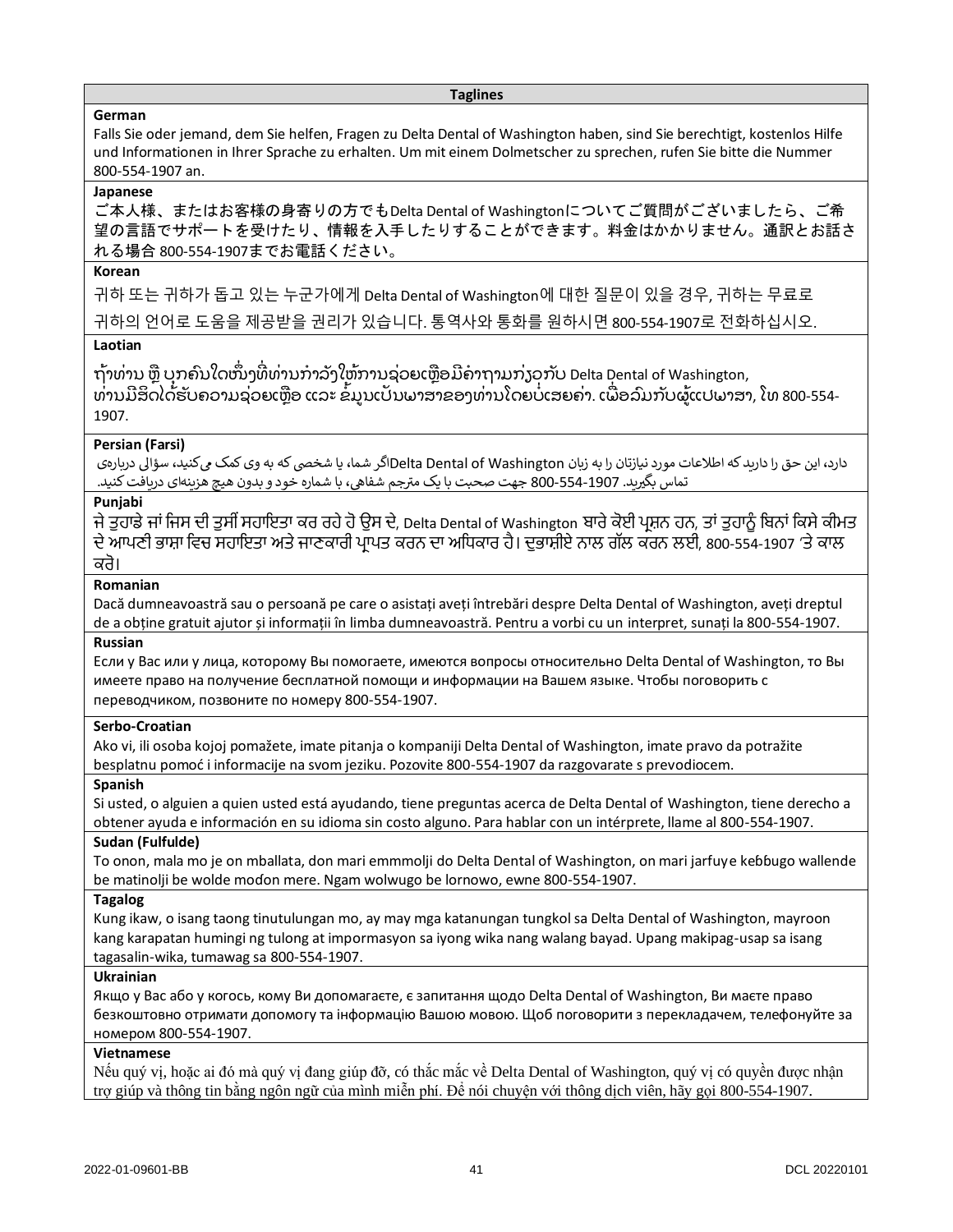| Taglines |
|---|
| **German** |
| Falls Sie oder jemand, dem Sie helfen, Fragen zu Delta Dental of Washington haben, sind Sie berechtigt, kostenlos Hilfe und Informationen in Ihrer Sprache zu erhalten. Um mit einem Dolmetscher zu sprechen, rufen Sie bitte die Nummer 800-554-1907 an. |
| **Japanese** |
| ご本人様、またはお客様の身寄りの方でもDelta Dental of Washingtonについてご質問がございましたら、ご希望の言語でサポートを受けたり、情報を入手したりすることができます。料金はかかりません。通訳とお話される場合 800-554-1907までお電話ください。 |
| **Korean** |
| 귀하 또는 귀하가 돕고 있는 누군가에게 Delta Dental of Washington에 대한 질문이 있을 경우, 귀하는 무료로 귀하의 언어로 도움을 제공받을 권리가 있습니다. 통역사와 통화를 원하시면 800-554-1907로 전화하십시오. |
| **Laotian** |
| ຖ້າທ່ານ ຫຼື ບຸກຄົນໃດໜຶ່ງທີ່ທ່ານກຳລັງໃຫ້ການຊ່ວຍເຫຼືອມີຄຳຖາມກ່ຽວກັບ Delta Dental of Washington, ທ່ານມີສິດໄດ້ຮັບຄວາມຊ່ວຍເຫຼືອ ແລະ ຂໍ້ມູນເປັນພາສາຂອງທ່ານໂດຍບໍ່ເສຍຄ່າ. ເພື່ອລົມກັບຜູ້ແປພາສາ, ໂທ 800-554-1907. |
| **Persian (Farsi)** |
| اگر شما، یا شخصی که به وی کمک می‌کنید، سؤالی درباره‌ی Delta Dental of Washington دارد، این حق را دارید که اطلاعات مورد نیازتان را به زبان خود و بدون هیچ هزینه‌ای دریافت کنید. جهت صحبت با یک مترجم شفاهی، با شماره 800-554-1907 تماس بگیرید. |
| **Punjabi** |
| ਜੇ ਤੁਹਾਡੇ ਜਾਂ ਜਿਸ ਦੀ ਤੁਸੀਂ ਸਹਾਇਤਾ ਕਰ ਰਹੇ ਹੋ ਉਸ ਦੇ, Delta Dental of Washington ਬਾਰੇ ਕੋਈ ਪ੍ਰਸ਼ਨ ਹਨ, ਤਾਂ ਤੁਹਾਨੂੰ ਬਿਨਾਂ ਕਿਸੇ ਕੀਮਤ ਦੇ ਆਪਣੀ ਭਾਸ਼ਾ ਵਿਚ ਸਹਾਇਤਾ ਅਤੇ ਜਾਣਕਾਰੀ ਪ੍ਰਾਪਤ ਕਰਨ ਦਾ ਅਧਿਕਾਰ ਹੈ। ਦੁਭਾਸ਼ੀਏ ਨਾਲ ਗੱਲ ਕਰਨ ਲਈ, 800-554-1907 'ਤੇ ਕਾਲ ਕਰੋ। |
| **Romanian** |
| Dacă dumneavoastră sau o persoană pe care o asistați aveți întrebări despre Delta Dental of Washington, aveți dreptul de a obține gratuit ajutor și informații în limba dumneavoastră. Pentru a vorbi cu un interpret, sunați la 800-554-1907. |
| **Russian** |
| Если у Вас или у лица, которому Вы помогаете, имеются вопросы относительно Delta Dental of Washington, то Вы имеете право на получение бесплатной помощи и информации на Вашем языке. Чтобы поговорить с переводчиком, позвоните по номеру 800-554-1907. |
| **Serbo-Croatian** |
| Ako vi, ili osoba kojoj pomažete, imate pitanja o kompaniji Delta Dental of Washington, imate pravo da potražite besplatnu pomoć i informacije na svom jeziku. Pozovite 800-554-1907 da razgovarate s prevodiocem. |
| **Spanish** |
| Si usted, o alguien a quien usted está ayudando, tiene preguntas acerca de Delta Dental of Washington, tiene derecho a obtener ayuda e información en su idioma sin costo alguno. Para hablar con un intérprete, llame al 800-554-1907. |
| **Sudan (Fulfulde)** |
| To onon, mala mo je on mballata, don mari emmmolji do Delta Dental of Washington, on mari jarfuye kebbugo wallende be matinolji be wolde moɗon mere. Ngam wolwugo be lornowo, ewne 800-554-1907. |
| **Tagalog** |
| Kung ikaw, o isang taong tinutulungan mo, ay may mga katanungan tungkol sa Delta Dental of Washington, mayroon kang karapatan humingi ng tulong at impormasyon sa iyong wika nang walang bayad. Upang makipag-usap sa isang tagasalin-wika, tumawag sa 800-554-1907. |
| **Ukrainian** |
| Якщо у Вас або у когось, кому Ви допомагаєте, є запитання щодо Delta Dental of Washington, Ви маєте право безкоштовно отримати допомогу та інформацію Вашою мовою. Щоб поговорити з перекладачем, телефонуйте за номером 800-554-1907. |
| **Vietnamese** |
| Nếu quý vị, hoặc ai đó mà quý vị đang giúp đỡ, có thắc mắc về Delta Dental of Washington, quý vị có quyền được nhận trợ giúp và thông tin bằng ngôn ngữ của mình miễn phí. Để nói chuyện với thông dịch viên, hãy gọi 800-554-1907. |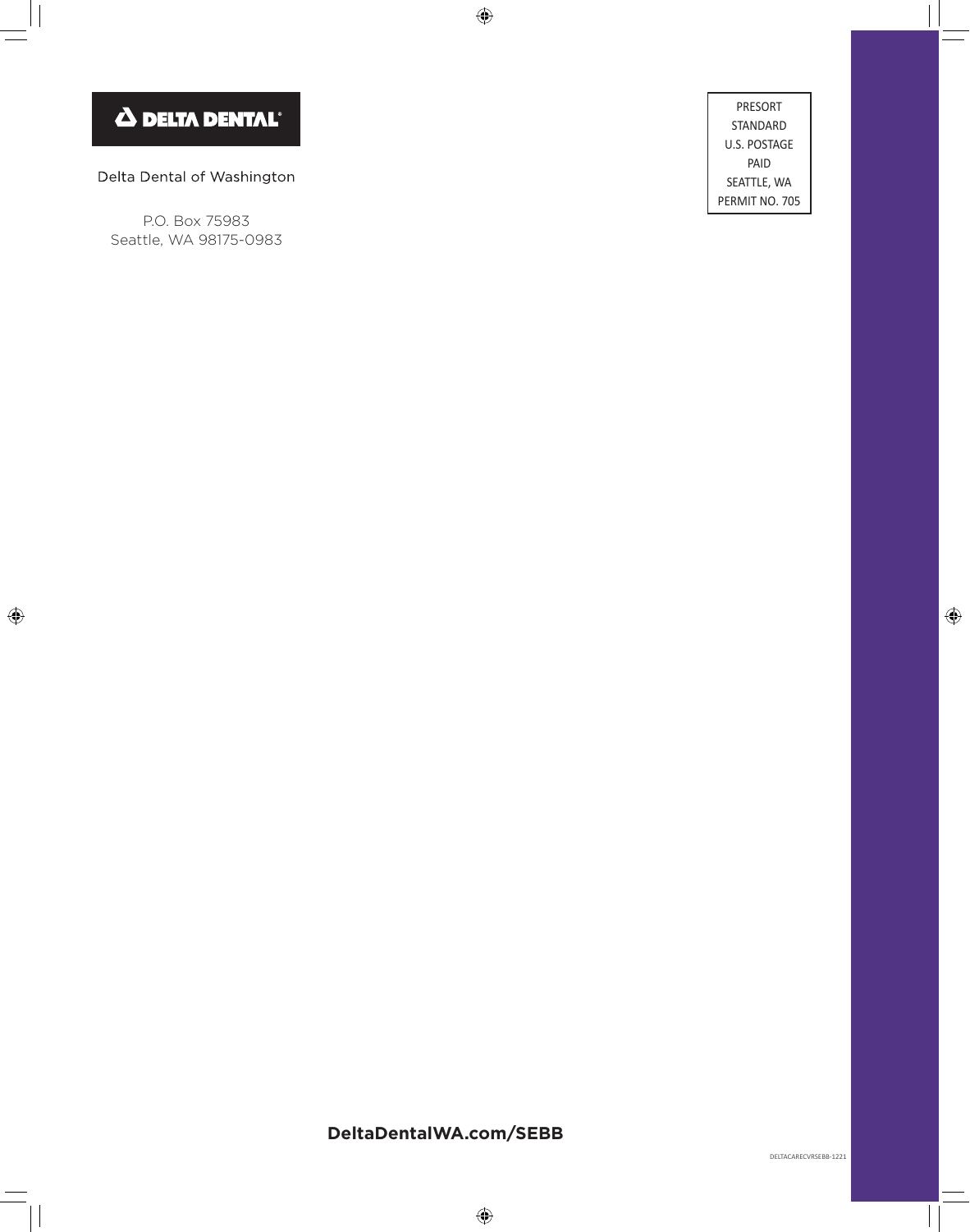DELTA DENTAL®

Delta Dental of Washington

P.O. Box 75983
Seattle, WA 98175-0983

PRESORT
STANDARD
U.S. POSTAGE
PAID
SEATTLE, WA
PERMIT NO. 705

**DeltaDentalWA.com/SEBB**

DELTACARECVRSEBB-1221